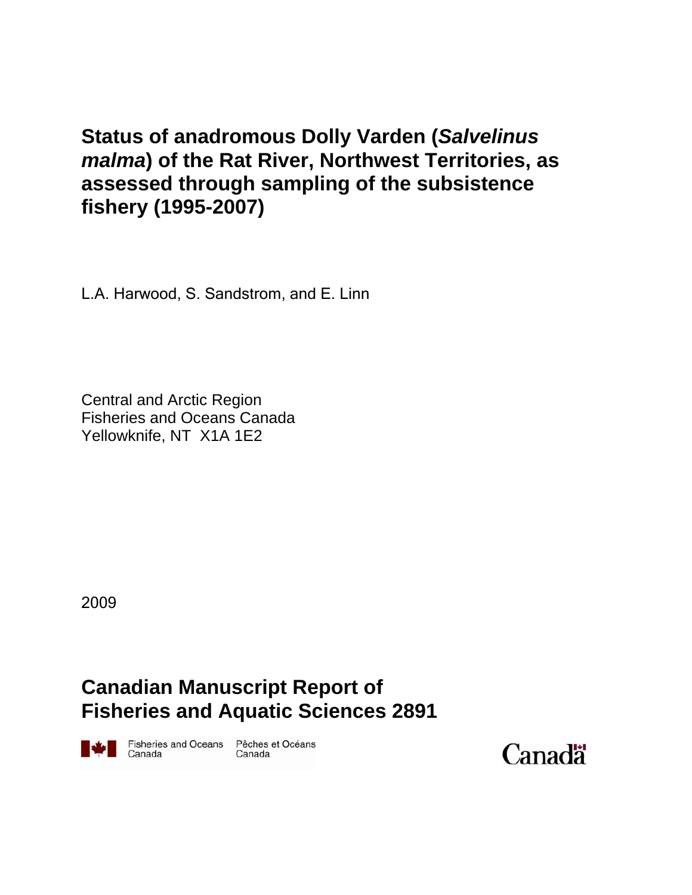# Status of anadromous Dolly Varden (*Salvelinus malma*) of the Rat River, Northwest Territories, as assessed through sampling of the subsistence fishery (1995-2007)

L.A. Harwood, S. Sandstrom, and E. Linn

Central and Arctic Region
Fisheries and Oceans Canada
Yellowknife, NT X1A 1E2

2009

## Canadian Manuscript Report of Fisheries and Aquatic Sciences 2891

Fisheries and Oceans Canada | Pêches et Océans Canada

Canada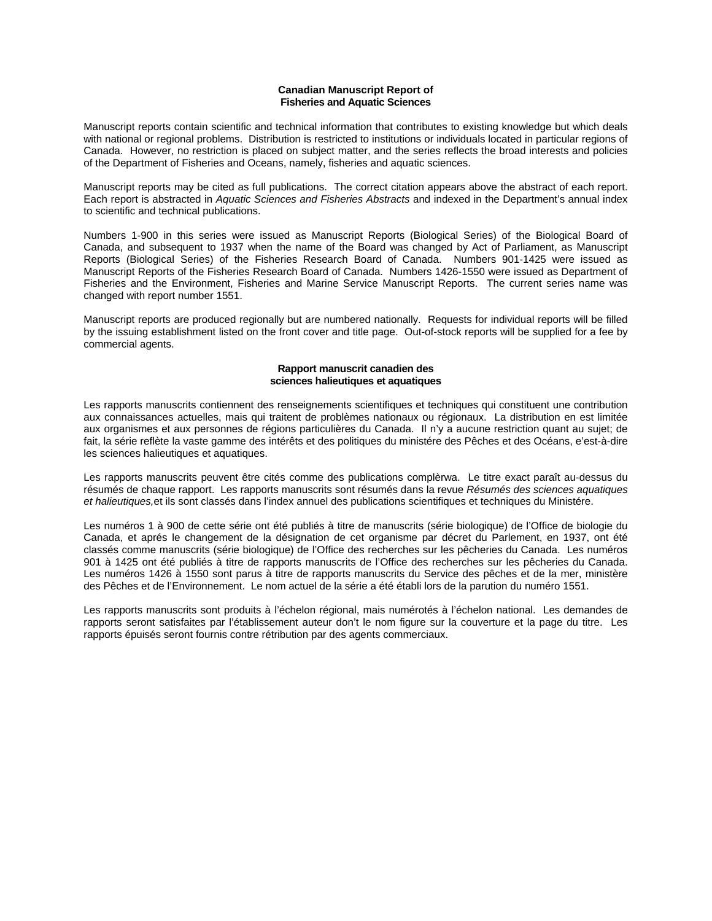**Canadian Manuscript Report of Fisheries and Aquatic Sciences**

Manuscript reports contain scientific and technical information that contributes to existing knowledge but which deals with national or regional problems. Distribution is restricted to institutions or individuals located in particular regions of Canada. However, no restriction is placed on subject matter, and the series reflects the broad interests and policies of the Department of Fisheries and Oceans, namely, fisheries and aquatic sciences.

Manuscript reports may be cited as full publications. The correct citation appears above the abstract of each report. Each report is abstracted in *Aquatic Sciences and Fisheries Abstracts* and indexed in the Department's annual index to scientific and technical publications.

Numbers 1-900 in this series were issued as Manuscript Reports (Biological Series) of the Biological Board of Canada, and subsequent to 1937 when the name of the Board was changed by Act of Parliament, as Manuscript Reports (Biological Series) of the Fisheries Research Board of Canada. Numbers 901-1425 were issued as Manuscript Reports of the Fisheries Research Board of Canada. Numbers 1426-1550 were issued as Department of Fisheries and the Environment, Fisheries and Marine Service Manuscript Reports. The current series name was changed with report number 1551.

Manuscript reports are produced regionally but are numbered nationally. Requests for individual reports will be filled by the issuing establishment listed on the front cover and title page. Out-of-stock reports will be supplied for a fee by commercial agents.

**Rapport manuscrit canadien des sciences halieutiques et aquatiques**

Les rapports manuscrits contiennent des renseignements scientifiques et techniques qui constituent une contribution aux connaissances actuelles, mais qui traitent de problèmes nationaux ou régionaux. La distribution en est limitée aux organismes et aux personnes de régions particulières du Canada. Il n'y a aucune restriction quant au sujet; de fait, la série reflète la vaste gamme des intérêts et des politiques du ministére des Pêches et des Océans, e'est-à-dire les sciences halieutiques et aquatiques.

Les rapports manuscrits peuvent être cités comme des publications complèrwa. Le titre exact paraît au-dessus du résumés de chaque rapport. Les rapports manuscrits sont résumés dans la revue *Résumés des sciences aquatiques et halieutiques,* et ils sont classés dans l'index annuel des publications scientifiques et techniques du Ministére.

Les numéros 1 à 900 de cette série ont été publiés à titre de manuscrits (série biologique) de l'Office de biologie du Canada, et aprés le changement de la désignation de cet organisme par décret du Parlement, en 1937, ont été classés comme manuscrits (série biologique) de l'Office des recherches sur les pêcheries du Canada. Les numéros 901 à 1425 ont été publiés à titre de rapports manuscrits de l'Office des recherches sur les pêcheries du Canada. Les numéros 1426 à 1550 sont parus à titre de rapports manuscrits du Service des pêches et de la mer, ministère des Pêches et de l'Environnement. Le nom actuel de la série a été établi lors de la parution du numéro 1551.

Les rapports manuscrits sont produits à l'échelon régional, mais numérotés à l'échelon national. Les demandes de rapports seront satisfaites par l'établissement auteur don't le nom figure sur la couverture et la page du titre. Les rapports épuisés seront fournis contre rétribution par des agents commerciaux.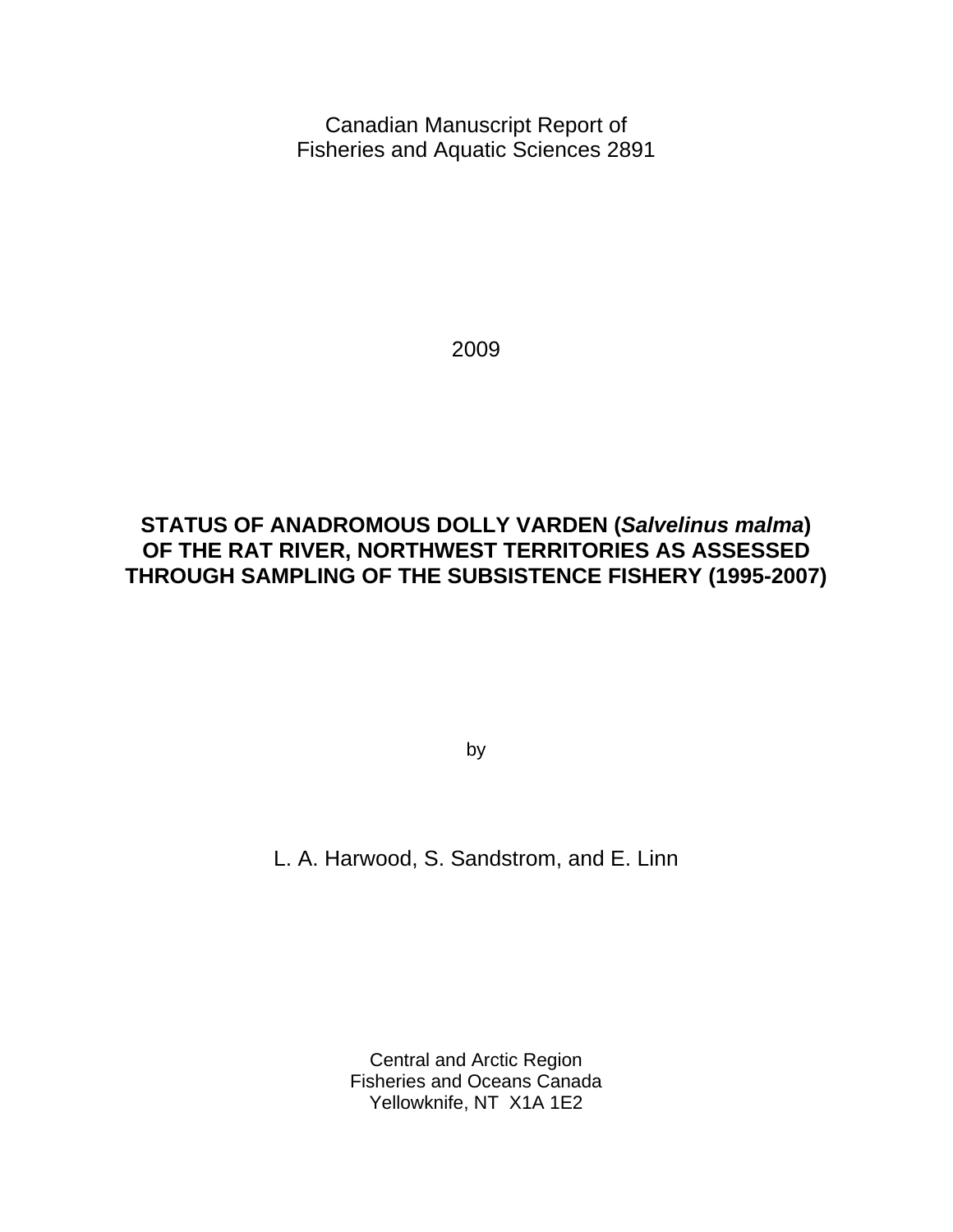Canadian Manuscript Report of
Fisheries and Aquatic Sciences 2891

2009

**STATUS OF ANADROMOUS DOLLY VARDEN (*Salvelinus malma*) OF THE RAT RIVER, NORTHWEST TERRITORIES AS ASSESSED THROUGH SAMPLING OF THE SUBSISTENCE FISHERY (1995-2007)**

by

L. A. Harwood, S. Sandstrom, and E. Linn

Central and Arctic Region
Fisheries and Oceans Canada
Yellowknife, NT X1A 1E2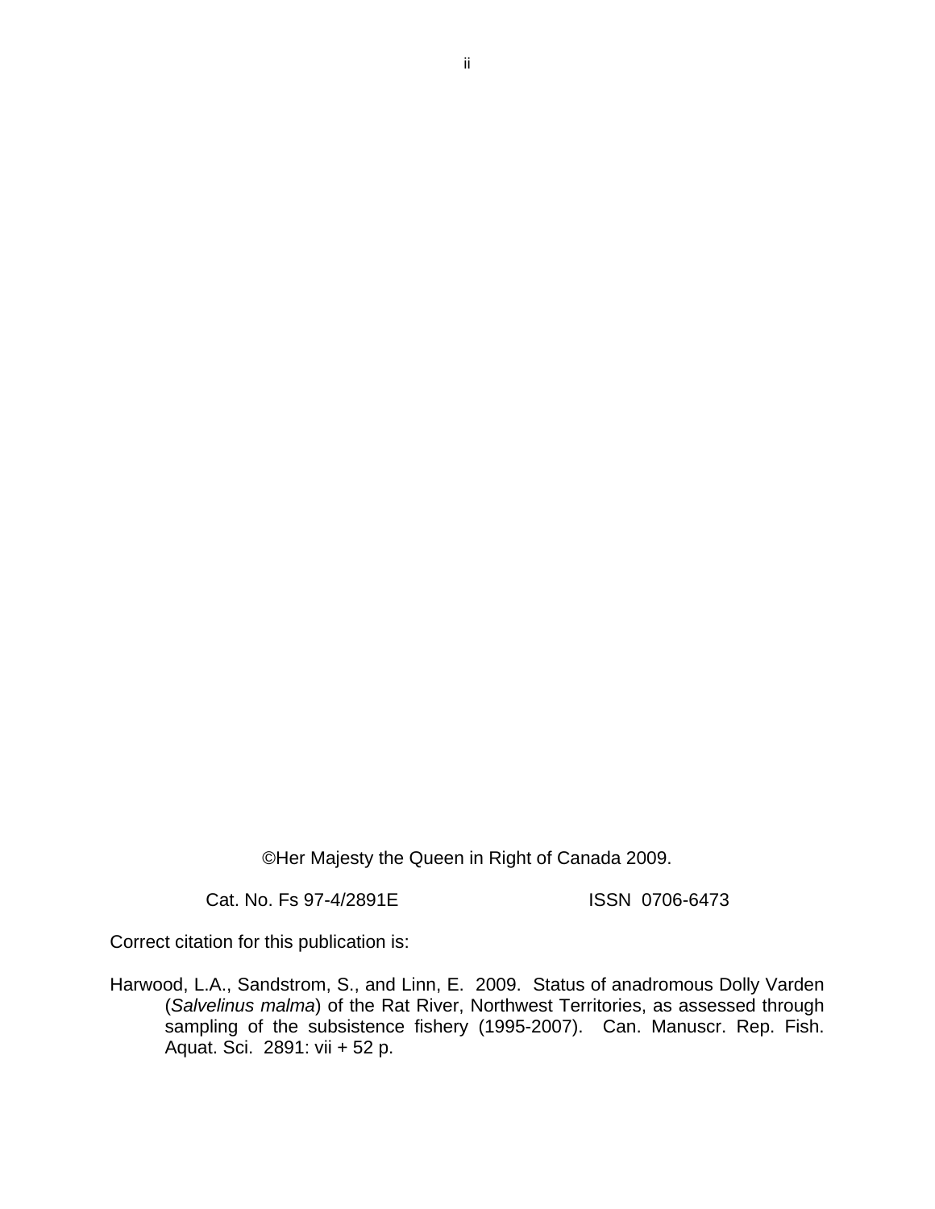©Her Majesty the Queen in Right of Canada 2009.

Cat. No. Fs 97-4/2891E ISSN 0706-6473

Correct citation for this publication is:

Harwood, L.A., Sandstrom, S., and Linn, E. 2009. Status of anadromous Dolly Varden (*Salvelinus malma*) of the Rat River, Northwest Territories, as assessed through sampling of the subsistence fishery (1995-2007). Can. Manuscr. Rep. Fish. Aquat. Sci. 2891: vii + 52 p.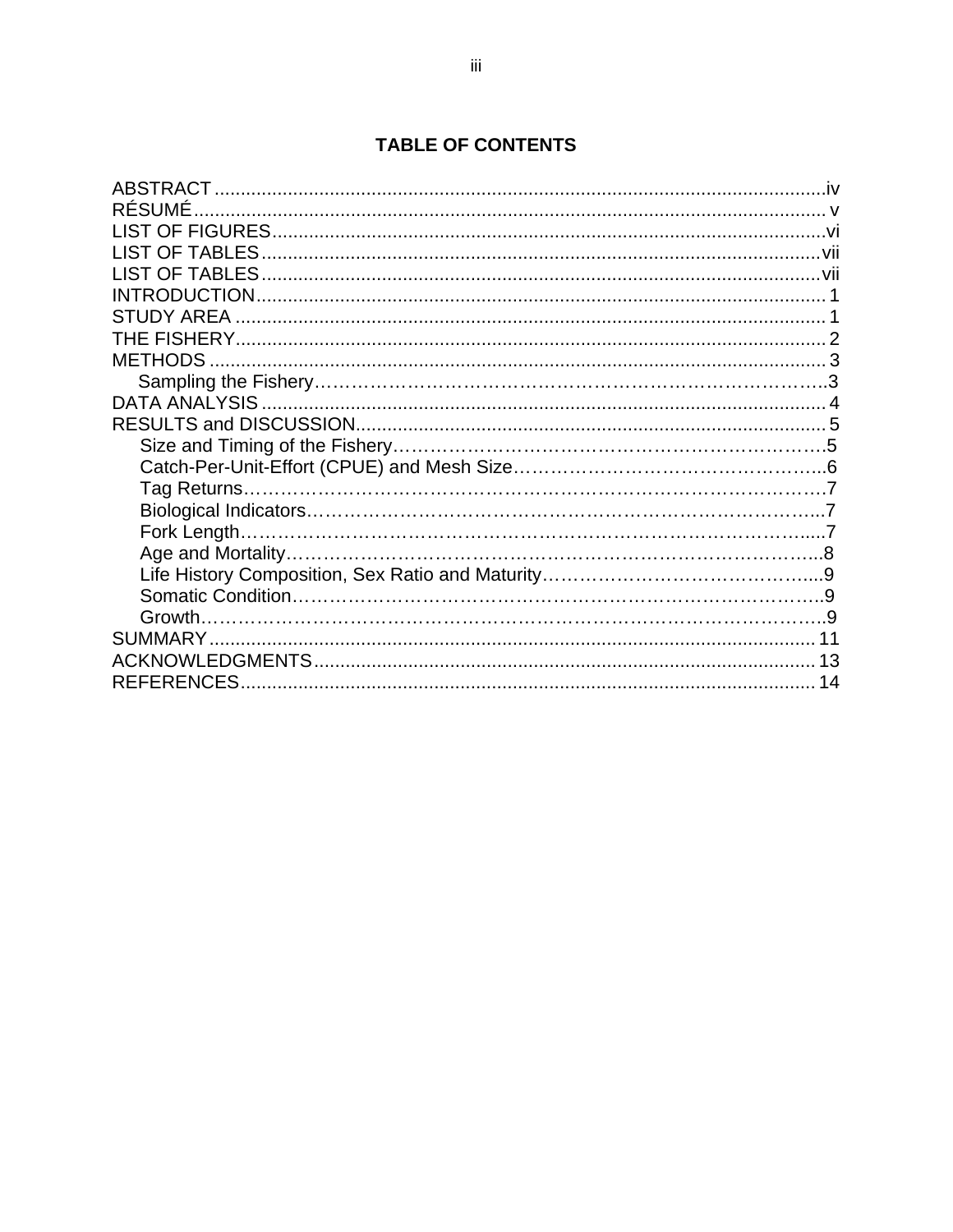# TABLE OF CONTENTS

ABSTRACT .....................................................................................................................iv
RÉSUMÉ......................................................................................................................... v
LIST OF FIGURES.........................................................................................................vi
LIST OF TABLES..........................................................................................................vii
LIST OF TABLES..........................................................................................................vii
INTRODUCTION............................................................................................................ 1
STUDY AREA ................................................................................................................ 1
THE FISHERY................................................................................................................ 2
METHODS ..................................................................................................................... 3
    Sampling the Fishery……………………………………………………………………….3
DATA ANALYSIS ........................................................................................................... 4
RESULTS and DISCUSSION......................................................................................... 5
    Size and Timing of the Fishery…………………………………………………………….5
    Catch-Per-Unit-Effort (CPUE) and Mesh Size…………………………………………...6
    Tag Returns………………………………………………………………………………….7
    Biological Indicators………………………………………………………………………...7
    Fork Length………………………………………………………………………………….7
    Age and Mortality……………………………………………………………………………8
    Life History Composition, Sex Ratio and Maturity……………………………………….9
    Somatic Condition…………………………………………………………………………..9
    Growth……………………………………………………………………………………….9
SUMMARY ................................................................................................................... 11
ACKNOWLEDGMENTS............................................................................................... 13
REFERENCES............................................................................................................. 14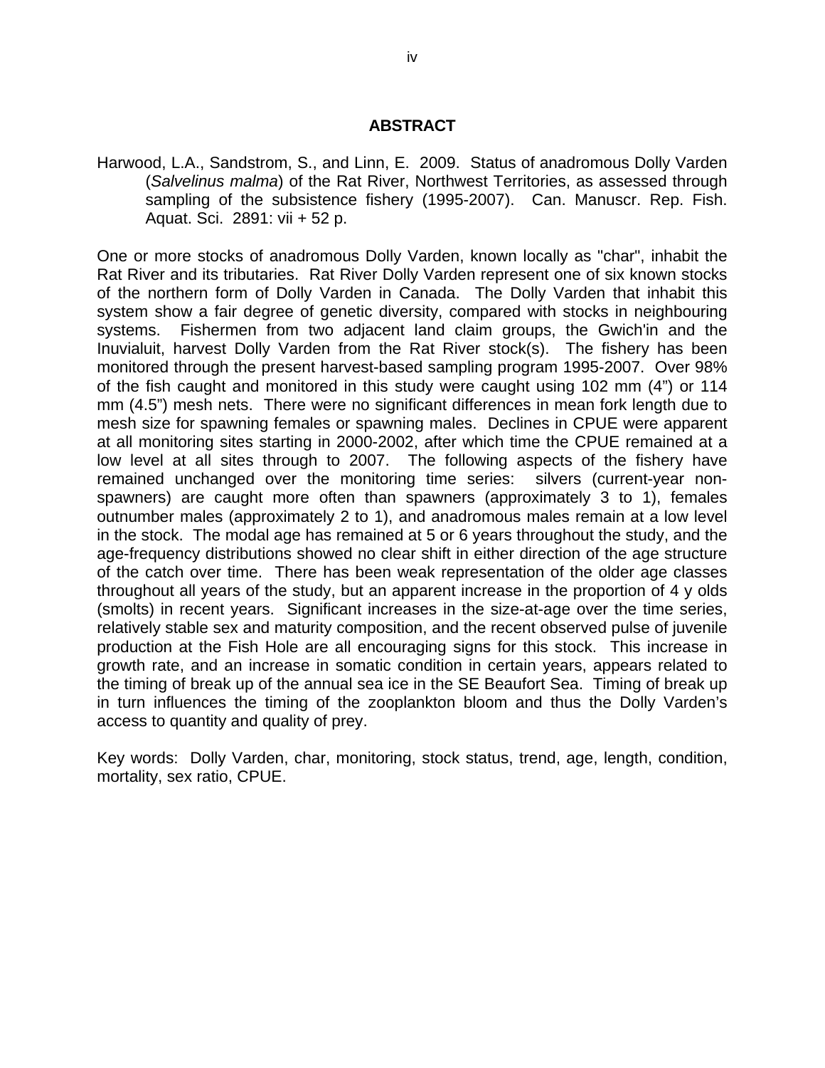## ABSTRACT

Harwood, L.A., Sandstrom, S., and Linn, E. 2009. Status of anadromous Dolly Varden (*Salvelinus malma*) of the Rat River, Northwest Territories, as assessed through sampling of the subsistence fishery (1995-2007). Can. Manuscr. Rep. Fish. Aquat. Sci. 2891: vii + 52 p.

One or more stocks of anadromous Dolly Varden, known locally as "char", inhabit the Rat River and its tributaries. Rat River Dolly Varden represent one of six known stocks of the northern form of Dolly Varden in Canada. The Dolly Varden that inhabit this system show a fair degree of genetic diversity, compared with stocks in neighbouring systems. Fishermen from two adjacent land claim groups, the Gwich'in and the Inuvialuit, harvest Dolly Varden from the Rat River stock(s). The fishery has been monitored through the present harvest-based sampling program 1995-2007. Over 98% of the fish caught and monitored in this study were caught using 102 mm (4") or 114 mm (4.5") mesh nets. There were no significant differences in mean fork length due to mesh size for spawning females or spawning males. Declines in CPUE were apparent at all monitoring sites starting in 2000-2002, after which time the CPUE remained at a low level at all sites through to 2007. The following aspects of the fishery have remained unchanged over the monitoring time series: silvers (current-year non-spawners) are caught more often than spawners (approximately 3 to 1), females outnumber males (approximately 2 to 1), and anadromous males remain at a low level in the stock. The modal age has remained at 5 or 6 years throughout the study, and the age-frequency distributions showed no clear shift in either direction of the age structure of the catch over time. There has been weak representation of the older age classes throughout all years of the study, but an apparent increase in the proportion of 4 y olds (smolts) in recent years. Significant increases in the size-at-age over the time series, relatively stable sex and maturity composition, and the recent observed pulse of juvenile production at the Fish Hole are all encouraging signs for this stock. This increase in growth rate, and an increase in somatic condition in certain years, appears related to the timing of break up of the annual sea ice in the SE Beaufort Sea. Timing of break up in turn influences the timing of the zooplankton bloom and thus the Dolly Varden's access to quantity and quality of prey.

Key words: Dolly Varden, char, monitoring, stock status, trend, age, length, condition, mortality, sex ratio, CPUE.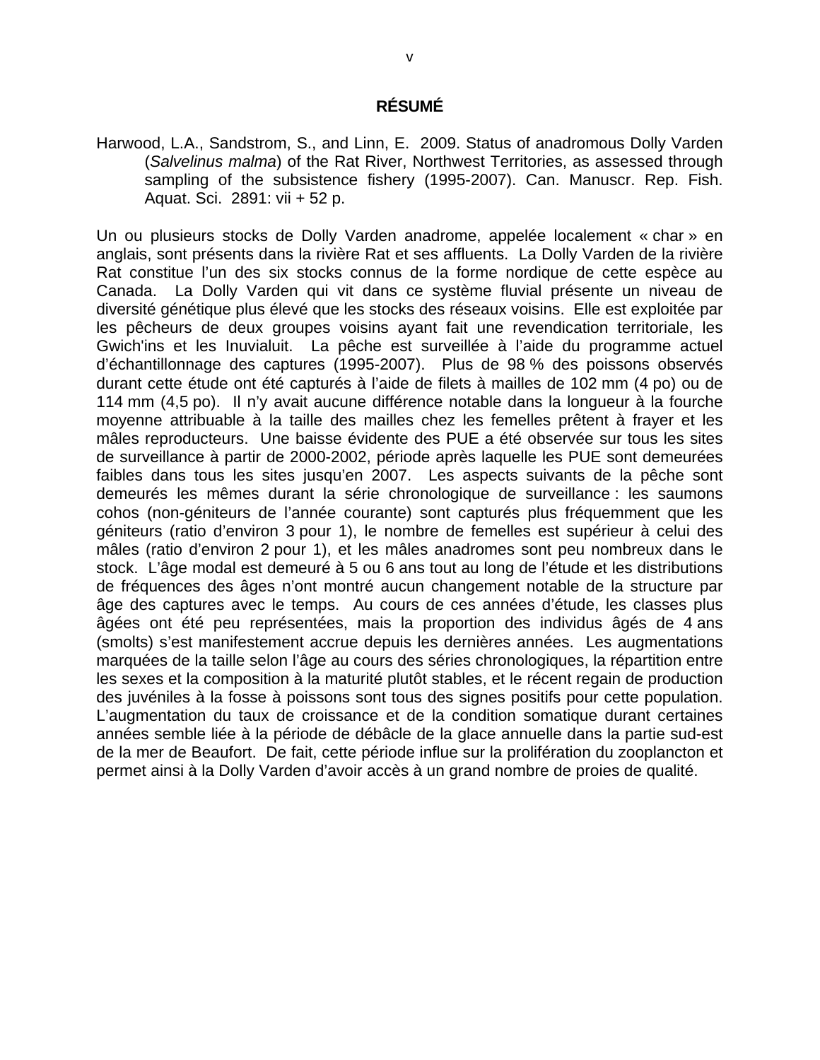## RÉSUMÉ

Harwood, L.A., Sandstrom, S., and Linn, E. 2009. Status of anadromous Dolly Varden (*Salvelinus malma*) of the Rat River, Northwest Territories, as assessed through sampling of the subsistence fishery (1995-2007). Can. Manuscr. Rep. Fish. Aquat. Sci. 2891: vii + 52 p.

Un ou plusieurs stocks de Dolly Varden anadrome, appelée localement « char » en anglais, sont présents dans la rivière Rat et ses affluents. La Dolly Varden de la rivière Rat constitue l'un des six stocks connus de la forme nordique de cette espèce au Canada. La Dolly Varden qui vit dans ce système fluvial présente un niveau de diversité génétique plus élevé que les stocks des réseaux voisins. Elle est exploitée par les pêcheurs de deux groupes voisins ayant fait une revendication territoriale, les Gwich'ins et les Inuvialuit. La pêche est surveillée à l'aide du programme actuel d'échantillonnage des captures (1995-2007). Plus de 98 % des poissons observés durant cette étude ont été capturés à l'aide de filets à mailles de 102 mm (4 po) ou de 114 mm (4,5 po). Il n'y avait aucune différence notable dans la longueur à la fourche moyenne attribuable à la taille des mailles chez les femelles prêtent à frayer et les mâles reproducteurs. Une baisse évidente des PUE a été observée sur tous les sites de surveillance à partir de 2000-2002, période après laquelle les PUE sont demeurées faibles dans tous les sites jusqu'en 2007. Les aspects suivants de la pêche sont demeurés les mêmes durant la série chronologique de surveillance : les saumons cohos (non-géniteurs de l'année courante) sont capturés plus fréquemment que les géniteurs (ratio d'environ 3 pour 1), le nombre de femelles est supérieur à celui des mâles (ratio d'environ 2 pour 1), et les mâles anadromes sont peu nombreux dans le stock. L'âge modal est demeuré à 5 ou 6 ans tout au long de l'étude et les distributions de fréquences des âges n'ont montré aucun changement notable de la structure par âge des captures avec le temps. Au cours de ces années d'étude, les classes plus âgées ont été peu représentées, mais la proportion des individus âgés de 4 ans (smolts) s'est manifestement accrue depuis les dernières années. Les augmentations marquées de la taille selon l'âge au cours des séries chronologiques, la répartition entre les sexes et la composition à la maturité plutôt stables, et le récent regain de production des juvéniles à la fosse à poissons sont tous des signes positifs pour cette population. L'augmentation du taux de croissance et de la condition somatique durant certaines années semble liée à la période de débâcle de la glace annuelle dans la partie sud-est de la mer de Beaufort. De fait, cette période influe sur la prolifération du zooplancton et permet ainsi à la Dolly Varden d'avoir accès à un grand nombre de proies de qualité.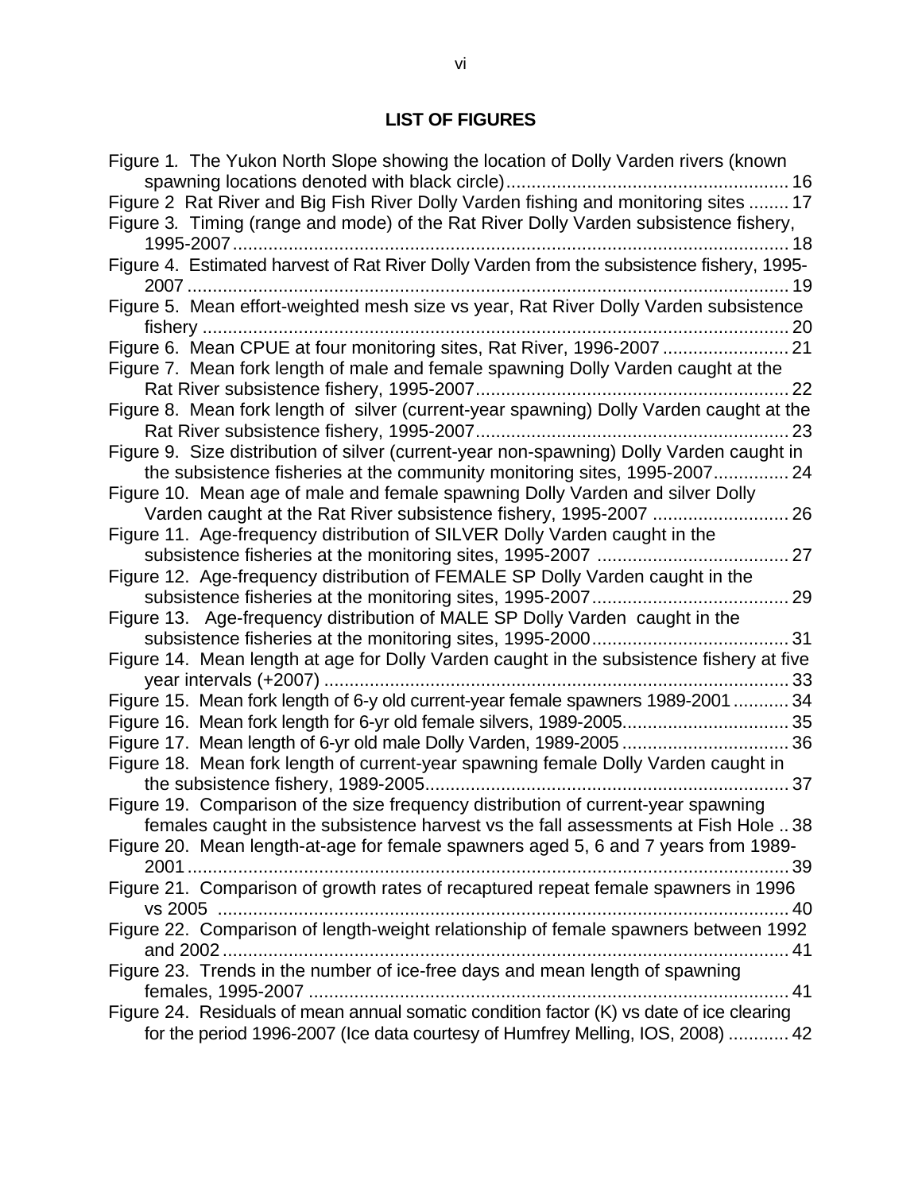## LIST OF FIGURES

Figure 1. The Yukon North Slope showing the location of Dolly Varden rivers (known spawning locations denoted with black circle) ........................................................ 16

Figure 2 Rat River and Big Fish River Dolly Varden fishing and monitoring sites ........ 17

Figure 3. Timing (range and mode) of the Rat River Dolly Varden subsistence fishery, 1995-2007 ............................................................................................. 18

Figure 4. Estimated harvest of Rat River Dolly Varden from the subsistence fishery, 1995-2007 ............................................................................................. 19

Figure 5. Mean effort-weighted mesh size vs year, Rat River Dolly Varden subsistence fishery ................................................................................................. 20

Figure 6. Mean CPUE at four monitoring sites, Rat River, 1996-2007 ......................... 21

Figure 7. Mean fork length of male and female spawning Dolly Varden caught at the Rat River subsistence fishery, 1995-2007 ............................................................. 22

Figure 8. Mean fork length of silver (current-year spawning) Dolly Varden caught at the Rat River subsistence fishery, 1995-2007 ............................................................. 23

Figure 9. Size distribution of silver (current-year non-spawning) Dolly Varden caught in the subsistence fisheries at the community monitoring sites, 1995-2007 .............. 24

Figure 10. Mean age of male and female spawning Dolly Varden and silver Dolly Varden caught at the Rat River subsistence fishery, 1995-2007 ........................... 26

Figure 11. Age-frequency distribution of SILVER Dolly Varden caught in the subsistence fisheries at the monitoring sites, 1995-2007 ...................................... 27

Figure 12. Age-frequency distribution of FEMALE SP Dolly Varden caught in the subsistence fisheries at the monitoring sites, 1995-2007 ....................................... 29

Figure 13. Age-frequency distribution of MALE SP Dolly Varden caught in the subsistence fisheries at the monitoring sites, 1995-2000 ....................................... 31

Figure 14. Mean length at age for Dolly Varden caught in the subsistence fishery at five year intervals (+2007) ........................................................................................... 33

Figure 15. Mean fork length of 6-y old current-year female spawners 1989-2001 ........... 34

Figure 16. Mean fork length for 6-yr old female silvers, 1989-2005................................. 35

Figure 17. Mean length of 6-yr old male Dolly Varden, 1989-2005 ................................. 36

Figure 18. Mean fork length of current-year spawning female Dolly Varden caught in the subsistence fishery, 1989-2005 ....................................................................... 37

Figure 19. Comparison of the size frequency distribution of current-year spawning females caught in the subsistence harvest vs the fall assessments at Fish Hole .. 38

Figure 20. Mean length-at-age for female spawners aged 5, 6 and 7 years from 1989-2001 ....................................................................................................................... 39

Figure 21. Comparison of growth rates of recaptured repeat female spawners in 1996 vs 2005 ................................................................................................................. 40

Figure 22. Comparison of length-weight relationship of female spawners between 1992 and 2002 ................................................................................................................ 41

Figure 23. Trends in the number of ice-free days and mean length of spawning females, 1995-2007 ............................................................................................... 41

Figure 24. Residuals of mean annual somatic condition factor (K) vs date of ice clearing for the period 1996-2007 (Ice data courtesy of Humfrey Melling, IOS, 2008) ............ 42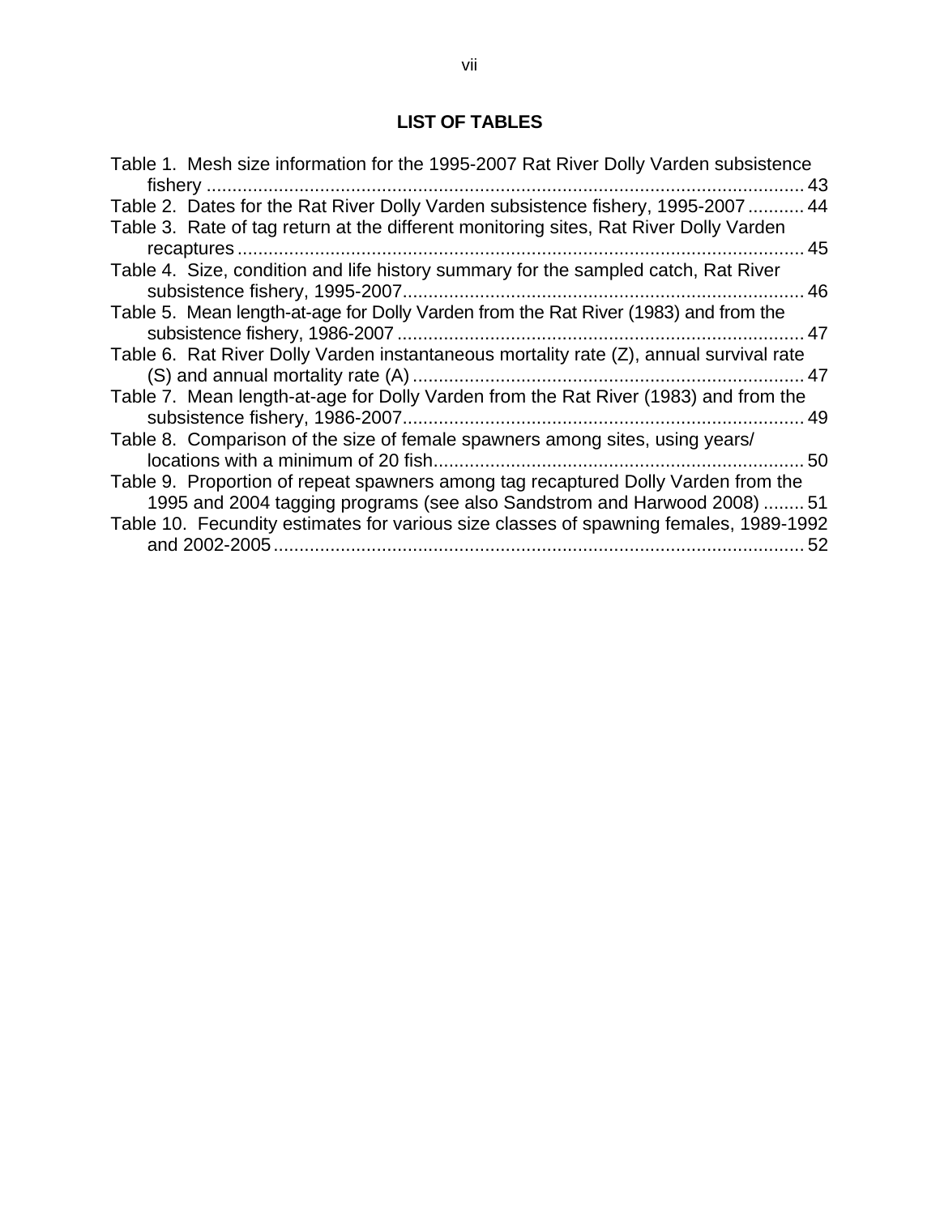# LIST OF TABLES

Table 1. Mesh size information for the 1995-2007 Rat River Dolly Varden subsistence fishery .................................................................................................................. 43

Table 2. Dates for the Rat River Dolly Varden subsistence fishery, 1995-2007 ........... 44

Table 3. Rate of tag return at the different monitoring sites, Rat River Dolly Varden recaptures ............................................................................................................ 45

Table 4. Size, condition and life history summary for the sampled catch, Rat River subsistence fishery, 1995-2007............................................................................ 46

Table 5. Mean length-at-age for Dolly Varden from the Rat River (1983) and from the subsistence fishery, 1986-2007 ............................................................................ 47

Table 6. Rat River Dolly Varden instantaneous mortality rate (Z), annual survival rate (S) and annual mortality rate (A) .......................................................................... 47

Table 7. Mean length-at-age for Dolly Varden from the Rat River (1983) and from the subsistence fishery, 1986-2007............................................................................ 49

Table 8. Comparison of the size of female spawners among sites, using years/ locations with a minimum of 20 fish...................................................................... 50

Table 9. Proportion of repeat spawners among tag recaptured Dolly Varden from the 1995 and 2004 tagging programs (see also Sandstrom and Harwood 2008) ........ 51

Table 10. Fecundity estimates for various size classes of spawning females, 1989-1992 and 2002-2005...................................................................................................... 52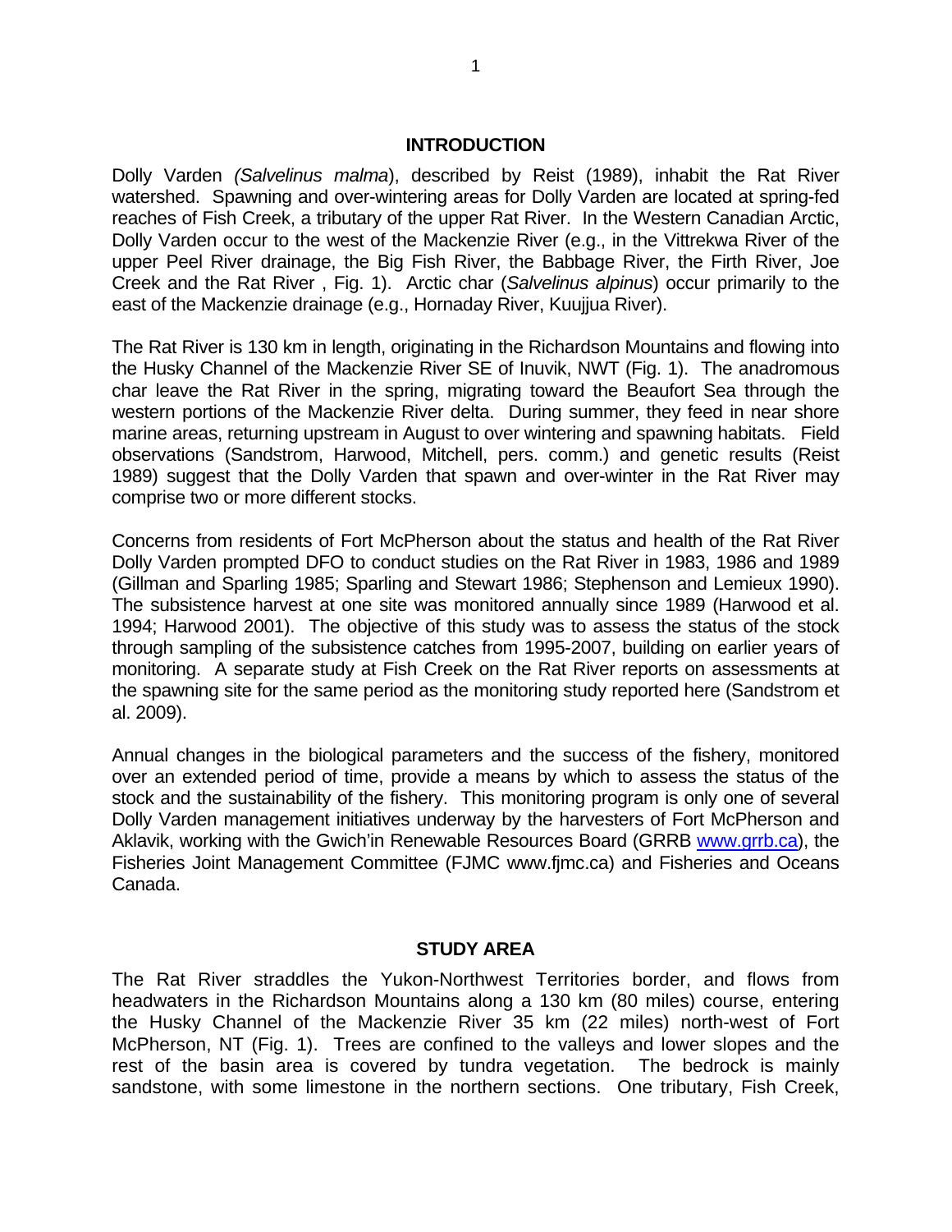## INTRODUCTION

Dolly Varden *(Salvelinus malma*), described by Reist (1989), inhabit the Rat River watershed. Spawning and over-wintering areas for Dolly Varden are located at spring-fed reaches of Fish Creek, a tributary of the upper Rat River. In the Western Canadian Arctic, Dolly Varden occur to the west of the Mackenzie River (e.g., in the Vittrekwa River of the upper Peel River drainage, the Big Fish River, the Babbage River, the Firth River, Joe Creek and the Rat River , Fig. 1). Arctic char (*Salvelinus alpinus*) occur primarily to the east of the Mackenzie drainage (e.g., Hornaday River, Kuujjua River).

The Rat River is 130 km in length, originating in the Richardson Mountains and flowing into the Husky Channel of the Mackenzie River SE of Inuvik, NWT (Fig. 1). The anadromous char leave the Rat River in the spring, migrating toward the Beaufort Sea through the western portions of the Mackenzie River delta. During summer, they feed in near shore marine areas, returning upstream in August to over wintering and spawning habitats. Field observations (Sandstrom, Harwood, Mitchell, pers. comm.) and genetic results (Reist 1989) suggest that the Dolly Varden that spawn and over-winter in the Rat River may comprise two or more different stocks.

Concerns from residents of Fort McPherson about the status and health of the Rat River Dolly Varden prompted DFO to conduct studies on the Rat River in 1983, 1986 and 1989 (Gillman and Sparling 1985; Sparling and Stewart 1986; Stephenson and Lemieux 1990). The subsistence harvest at one site was monitored annually since 1989 (Harwood et al. 1994; Harwood 2001). The objective of this study was to assess the status of the stock through sampling of the subsistence catches from 1995-2007, building on earlier years of monitoring. A separate study at Fish Creek on the Rat River reports on assessments at the spawning site for the same period as the monitoring study reported here (Sandstrom et al. 2009).

Annual changes in the biological parameters and the success of the fishery, monitored over an extended period of time, provide a means by which to assess the status of the stock and the sustainability of the fishery. This monitoring program is only one of several Dolly Varden management initiatives underway by the harvesters of Fort McPherson and Aklavik, working with the Gwich'in Renewable Resources Board (GRRB www.grrb.ca), the Fisheries Joint Management Committee (FJMC www.fjmc.ca) and Fisheries and Oceans Canada.

## STUDY AREA

The Rat River straddles the Yukon-Northwest Territories border, and flows from headwaters in the Richardson Mountains along a 130 km (80 miles) course, entering the Husky Channel of the Mackenzie River 35 km (22 miles) north-west of Fort McPherson, NT (Fig. 1). Trees are confined to the valleys and lower slopes and the rest of the basin area is covered by tundra vegetation. The bedrock is mainly sandstone, with some limestone in the northern sections. One tributary, Fish Creek,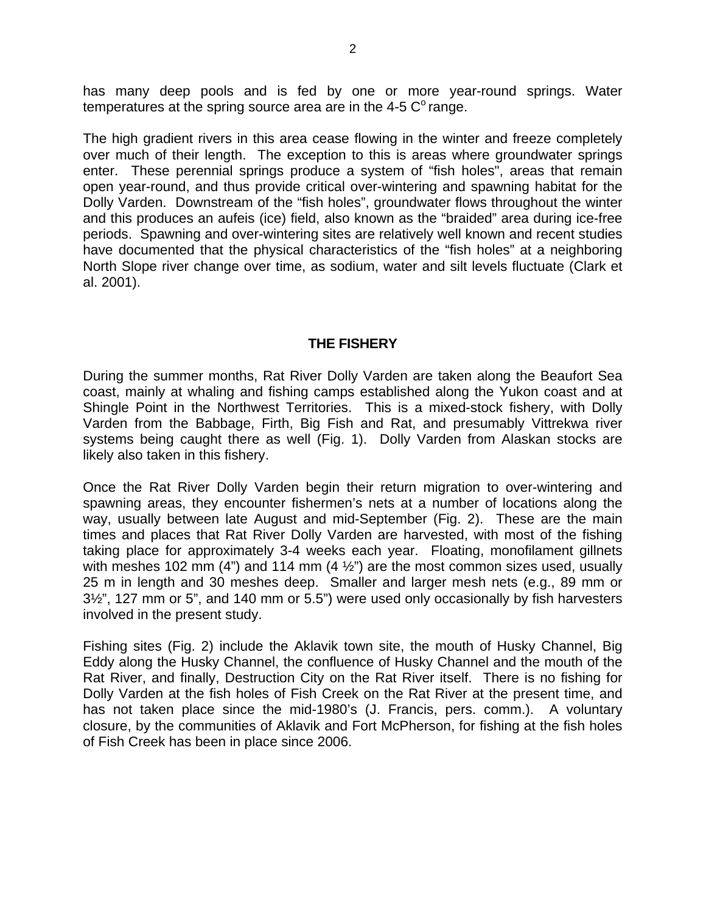has many deep pools and is fed by one or more year-round springs. Water temperatures at the spring source area are in the 4-5 C$^{o}$ range.

The high gradient rivers in this area cease flowing in the winter and freeze completely over much of their length. The exception to this is areas where groundwater springs enter. These perennial springs produce a system of "fish holes", areas that remain open year-round, and thus provide critical over-wintering and spawning habitat for the Dolly Varden. Downstream of the "fish holes", groundwater flows throughout the winter and this produces an aufeis (ice) field, also known as the "braided" area during ice-free periods. Spawning and over-wintering sites are relatively well known and recent studies have documented that the physical characteristics of the "fish holes" at a neighboring North Slope river change over time, as sodium, water and silt levels fluctuate (Clark et al. 2001).

## THE FISHERY

During the summer months, Rat River Dolly Varden are taken along the Beaufort Sea coast, mainly at whaling and fishing camps established along the Yukon coast and at Shingle Point in the Northwest Territories. This is a mixed-stock fishery, with Dolly Varden from the Babbage, Firth, Big Fish and Rat, and presumably Vittrekwa river systems being caught there as well (Fig. 1). Dolly Varden from Alaskan stocks are likely also taken in this fishery.

Once the Rat River Dolly Varden begin their return migration to over-wintering and spawning areas, they encounter fishermen's nets at a number of locations along the way, usually between late August and mid-September (Fig. 2). These are the main times and places that Rat River Dolly Varden are harvested, with most of the fishing taking place for approximately 3-4 weeks each year. Floating, monofilament gillnets with meshes 102 mm (4") and 114 mm (4 ½") are the most common sizes used, usually 25 m in length and 30 meshes deep. Smaller and larger mesh nets (e.g., 89 mm or 3½", 127 mm or 5", and 140 mm or 5.5") were used only occasionally by fish harvesters involved in the present study.

Fishing sites (Fig. 2) include the Aklavik town site, the mouth of Husky Channel, Big Eddy along the Husky Channel, the confluence of Husky Channel and the mouth of the Rat River, and finally, Destruction City on the Rat River itself. There is no fishing for Dolly Varden at the fish holes of Fish Creek on the Rat River at the present time, and has not taken place since the mid-1980's (J. Francis, pers. comm.). A voluntary closure, by the communities of Aklavik and Fort McPherson, for fishing at the fish holes of Fish Creek has been in place since 2006.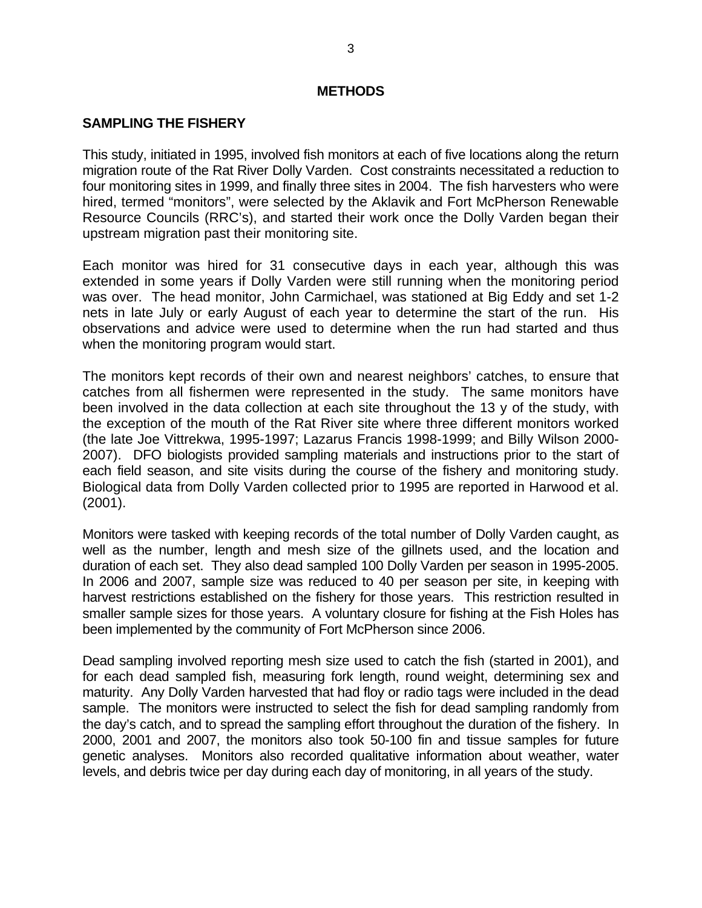# METHODS

## SAMPLING THE FISHERY

This study, initiated in 1995, involved fish monitors at each of five locations along the return migration route of the Rat River Dolly Varden. Cost constraints necessitated a reduction to four monitoring sites in 1999, and finally three sites in 2004. The fish harvesters who were hired, termed "monitors", were selected by the Aklavik and Fort McPherson Renewable Resource Councils (RRC's), and started their work once the Dolly Varden began their upstream migration past their monitoring site.

Each monitor was hired for 31 consecutive days in each year, although this was extended in some years if Dolly Varden were still running when the monitoring period was over. The head monitor, John Carmichael, was stationed at Big Eddy and set 1-2 nets in late July or early August of each year to determine the start of the run. His observations and advice were used to determine when the run had started and thus when the monitoring program would start.

The monitors kept records of their own and nearest neighbors' catches, to ensure that catches from all fishermen were represented in the study. The same monitors have been involved in the data collection at each site throughout the 13 y of the study, with the exception of the mouth of the Rat River site where three different monitors worked (the late Joe Vittrekwa, 1995-1997; Lazarus Francis 1998-1999; and Billy Wilson 2000-2007). DFO biologists provided sampling materials and instructions prior to the start of each field season, and site visits during the course of the fishery and monitoring study. Biological data from Dolly Varden collected prior to 1995 are reported in Harwood et al. (2001).

Monitors were tasked with keeping records of the total number of Dolly Varden caught, as well as the number, length and mesh size of the gillnets used, and the location and duration of each set. They also dead sampled 100 Dolly Varden per season in 1995-2005. In 2006 and 2007, sample size was reduced to 40 per season per site, in keeping with harvest restrictions established on the fishery for those years. This restriction resulted in smaller sample sizes for those years. A voluntary closure for fishing at the Fish Holes has been implemented by the community of Fort McPherson since 2006.

Dead sampling involved reporting mesh size used to catch the fish (started in 2001), and for each dead sampled fish, measuring fork length, round weight, determining sex and maturity. Any Dolly Varden harvested that had floy or radio tags were included in the dead sample. The monitors were instructed to select the fish for dead sampling randomly from the day's catch, and to spread the sampling effort throughout the duration of the fishery. In 2000, 2001 and 2007, the monitors also took 50-100 fin and tissue samples for future genetic analyses. Monitors also recorded qualitative information about weather, water levels, and debris twice per day during each day of monitoring, in all years of the study.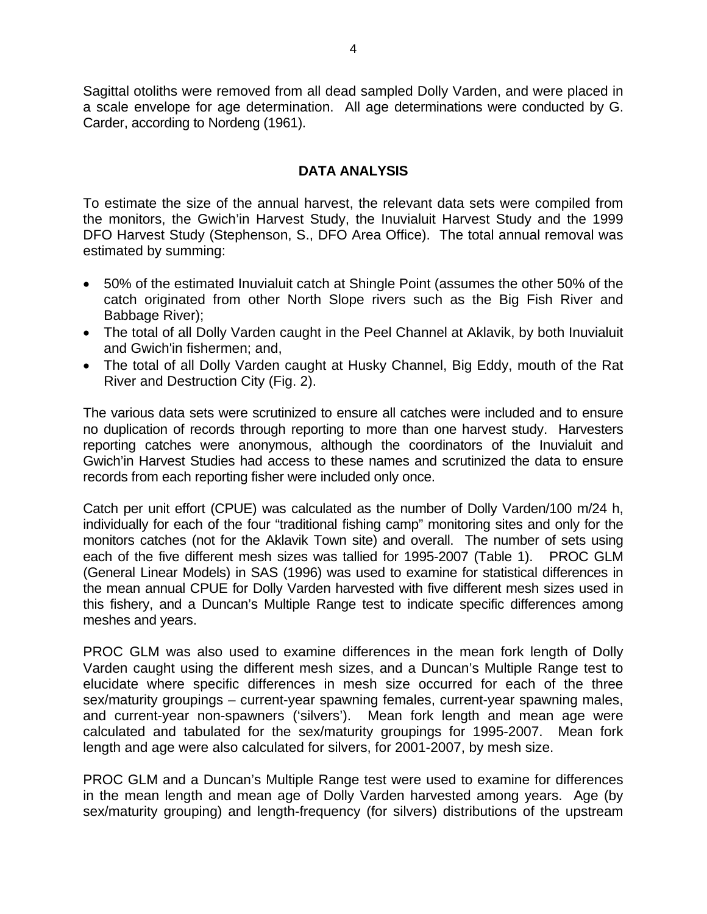Sagittal otoliths were removed from all dead sampled Dolly Varden, and were placed in a scale envelope for age determination. All age determinations were conducted by G. Carder, according to Nordeng (1961).

## DATA ANALYSIS

To estimate the size of the annual harvest, the relevant data sets were compiled from the monitors, the Gwich'in Harvest Study, the Inuvialuit Harvest Study and the 1999 DFO Harvest Study (Stephenson, S., DFO Area Office). The total annual removal was estimated by summing:

- 50% of the estimated Inuvialuit catch at Shingle Point (assumes the other 50% of the catch originated from other North Slope rivers such as the Big Fish River and Babbage River);
- The total of all Dolly Varden caught in the Peel Channel at Aklavik, by both Inuvialuit and Gwich'in fishermen; and,
- The total of all Dolly Varden caught at Husky Channel, Big Eddy, mouth of the Rat River and Destruction City (Fig. 2).

The various data sets were scrutinized to ensure all catches were included and to ensure no duplication of records through reporting to more than one harvest study. Harvesters reporting catches were anonymous, although the coordinators of the Inuvialuit and Gwich'in Harvest Studies had access to these names and scrutinized the data to ensure records from each reporting fisher were included only once.

Catch per unit effort (CPUE) was calculated as the number of Dolly Varden/100 m/24 h, individually for each of the four "traditional fishing camp" monitoring sites and only for the monitors catches (not for the Aklavik Town site) and overall. The number of sets using each of the five different mesh sizes was tallied for 1995-2007 (Table 1). PROC GLM (General Linear Models) in SAS (1996) was used to examine for statistical differences in the mean annual CPUE for Dolly Varden harvested with five different mesh sizes used in this fishery, and a Duncan's Multiple Range test to indicate specific differences among meshes and years.

PROC GLM was also used to examine differences in the mean fork length of Dolly Varden caught using the different mesh sizes, and a Duncan's Multiple Range test to elucidate where specific differences in mesh size occurred for each of the three sex/maturity groupings – current-year spawning females, current-year spawning males, and current-year non-spawners ('silvers'). Mean fork length and mean age were calculated and tabulated for the sex/maturity groupings for 1995-2007. Mean fork length and age were also calculated for silvers, for 2001-2007, by mesh size.

PROC GLM and a Duncan's Multiple Range test were used to examine for differences in the mean length and mean age of Dolly Varden harvested among years. Age (by sex/maturity grouping) and length-frequency (for silvers) distributions of the upstream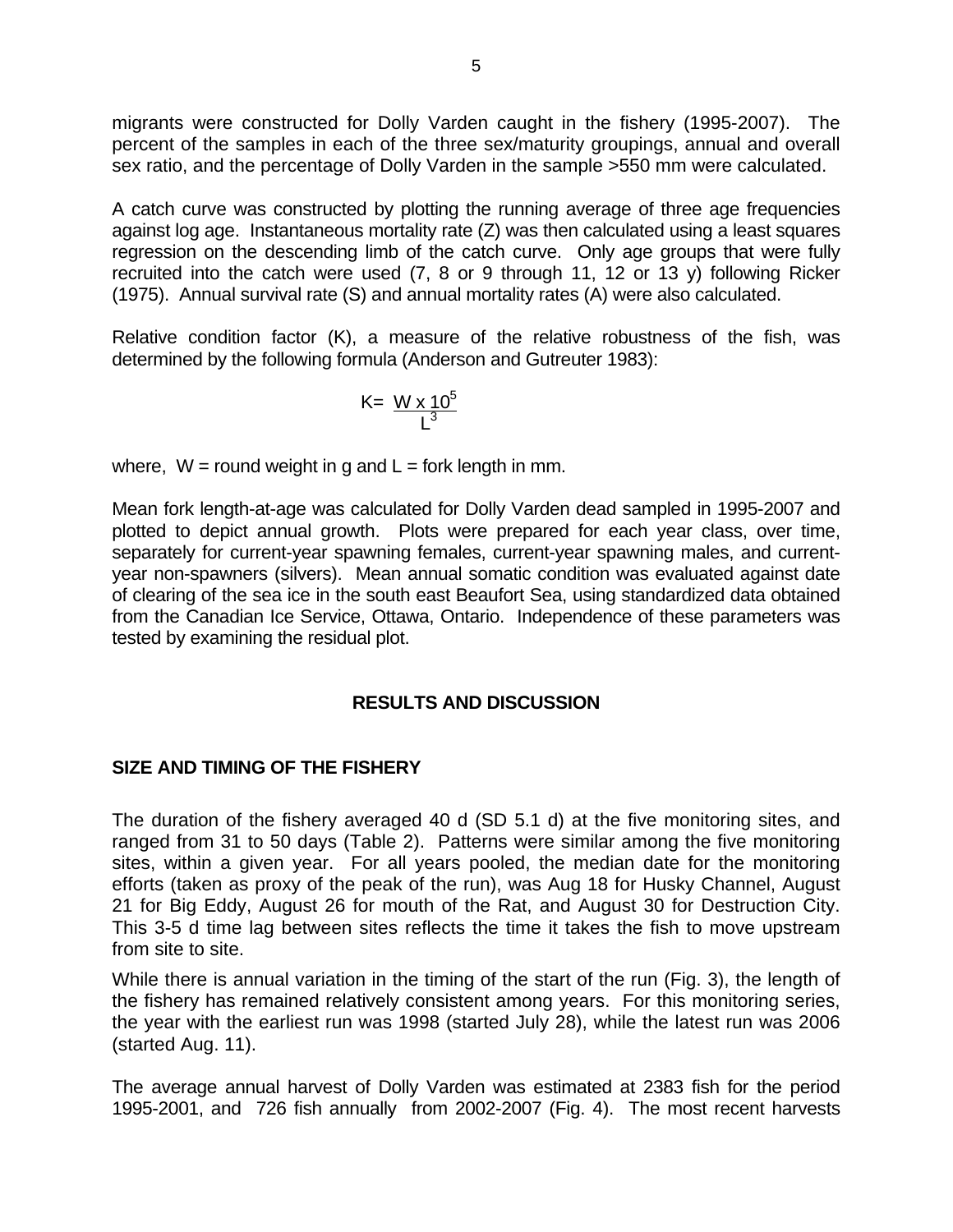migrants were constructed for Dolly Varden caught in the fishery (1995-2007). The percent of the samples in each of the three sex/maturity groupings, annual and overall sex ratio, and the percentage of Dolly Varden in the sample >550 mm were calculated.

A catch curve was constructed by plotting the running average of three age frequencies against log age. Instantaneous mortality rate (Z) was then calculated using a least squares regression on the descending limb of the catch curve. Only age groups that were fully recruited into the catch were used (7, 8 or 9 through 11, 12 or 13 y) following Ricker (1975). Annual survival rate (S) and annual mortality rates (A) were also calculated.

Relative condition factor (K), a measure of the relative robustness of the fish, was determined by the following formula (Anderson and Gutreuter 1983):

$$K = \frac{W \times 10^5}{L^3}$$

where, W = round weight in g and L = fork length in mm.

Mean fork length-at-age was calculated for Dolly Varden dead sampled in 1995-2007 and plotted to depict annual growth. Plots were prepared for each year class, over time, separately for current-year spawning females, current-year spawning males, and current-year non-spawners (silvers). Mean annual somatic condition was evaluated against date of clearing of the sea ice in the south east Beaufort Sea, using standardized data obtained from the Canadian Ice Service, Ottawa, Ontario. Independence of these parameters was tested by examining the residual plot.

## RESULTS AND DISCUSSION

### SIZE AND TIMING OF THE FISHERY

The duration of the fishery averaged 40 d (SD 5.1 d) at the five monitoring sites, and ranged from 31 to 50 days (Table 2). Patterns were similar among the five monitoring sites, within a given year. For all years pooled, the median date for the monitoring efforts (taken as proxy of the peak of the run), was Aug 18 for Husky Channel, August 21 for Big Eddy, August 26 for mouth of the Rat, and August 30 for Destruction City. This 3-5 d time lag between sites reflects the time it takes the fish to move upstream from site to site.

While there is annual variation in the timing of the start of the run (Fig. 3), the length of the fishery has remained relatively consistent among years. For this monitoring series, the year with the earliest run was 1998 (started July 28), while the latest run was 2006 (started Aug. 11).

The average annual harvest of Dolly Varden was estimated at 2383 fish for the period 1995-2001, and 726 fish annually from 2002-2007 (Fig. 4). The most recent harvests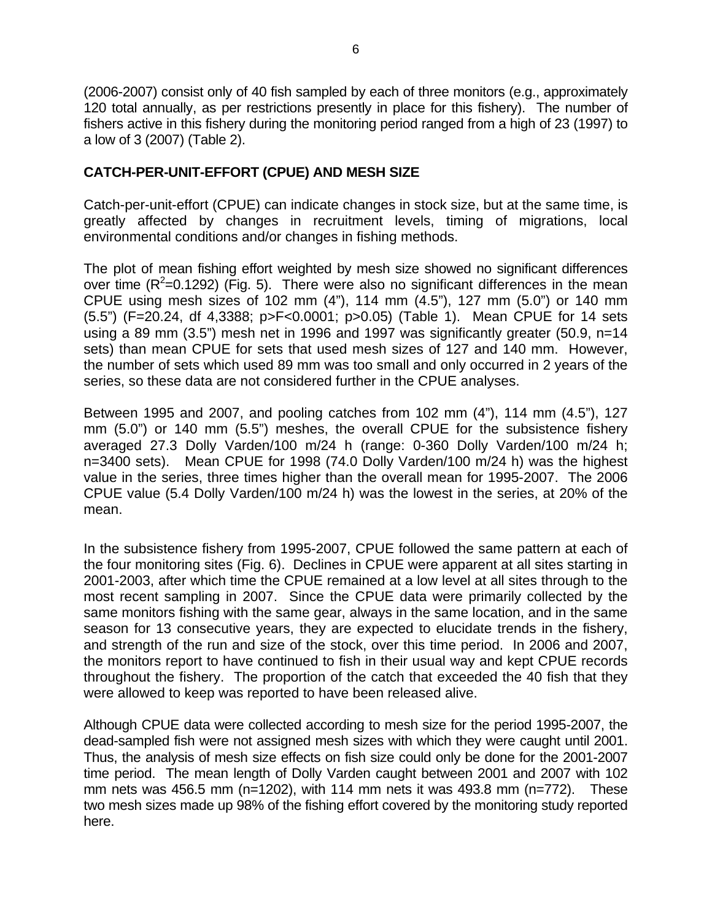(2006-2007) consist only of 40 fish sampled by each of three monitors (e.g., approximately 120 total annually, as per restrictions presently in place for this fishery). The number of fishers active in this fishery during the monitoring period ranged from a high of 23 (1997) to a low of 3 (2007) (Table 2).

## CATCH-PER-UNIT-EFFORT (CPUE) AND MESH SIZE

Catch-per-unit-effort (CPUE) can indicate changes in stock size, but at the same time, is greatly affected by changes in recruitment levels, timing of migrations, local environmental conditions and/or changes in fishing methods.

The plot of mean fishing effort weighted by mesh size showed no significant differences over time ($R^2$=0.1292) (Fig. 5). There were also no significant differences in the mean CPUE using mesh sizes of 102 mm (4"), 114 mm (4.5"), 127 mm (5.0") or 140 mm (5.5") (F=20.24, df 4,3388; p>F<0.0001; p>0.05) (Table 1). Mean CPUE for 14 sets using a 89 mm (3.5") mesh net in 1996 and 1997 was significantly greater (50.9, n=14 sets) than mean CPUE for sets that used mesh sizes of 127 and 140 mm. However, the number of sets which used 89 mm was too small and only occurred in 2 years of the series, so these data are not considered further in the CPUE analyses.

Between 1995 and 2007, and pooling catches from 102 mm (4"), 114 mm (4.5"), 127 mm (5.0") or 140 mm (5.5") meshes, the overall CPUE for the subsistence fishery averaged 27.3 Dolly Varden/100 m/24 h (range: 0-360 Dolly Varden/100 m/24 h; n=3400 sets). Mean CPUE for 1998 (74.0 Dolly Varden/100 m/24 h) was the highest value in the series, three times higher than the overall mean for 1995-2007. The 2006 CPUE value (5.4 Dolly Varden/100 m/24 h) was the lowest in the series, at 20% of the mean.

In the subsistence fishery from 1995-2007, CPUE followed the same pattern at each of the four monitoring sites (Fig. 6). Declines in CPUE were apparent at all sites starting in 2001-2003, after which time the CPUE remained at a low level at all sites through to the most recent sampling in 2007. Since the CPUE data were primarily collected by the same monitors fishing with the same gear, always in the same location, and in the same season for 13 consecutive years, they are expected to elucidate trends in the fishery, and strength of the run and size of the stock, over this time period. In 2006 and 2007, the monitors report to have continued to fish in their usual way and kept CPUE records throughout the fishery. The proportion of the catch that exceeded the 40 fish that they were allowed to keep was reported to have been released alive.

Although CPUE data were collected according to mesh size for the period 1995-2007, the dead-sampled fish were not assigned mesh sizes with which they were caught until 2001. Thus, the analysis of mesh size effects on fish size could only be done for the 2001-2007 time period. The mean length of Dolly Varden caught between 2001 and 2007 with 102 mm nets was 456.5 mm (n=1202), with 114 mm nets it was 493.8 mm (n=772). These two mesh sizes made up 98% of the fishing effort covered by the monitoring study reported here.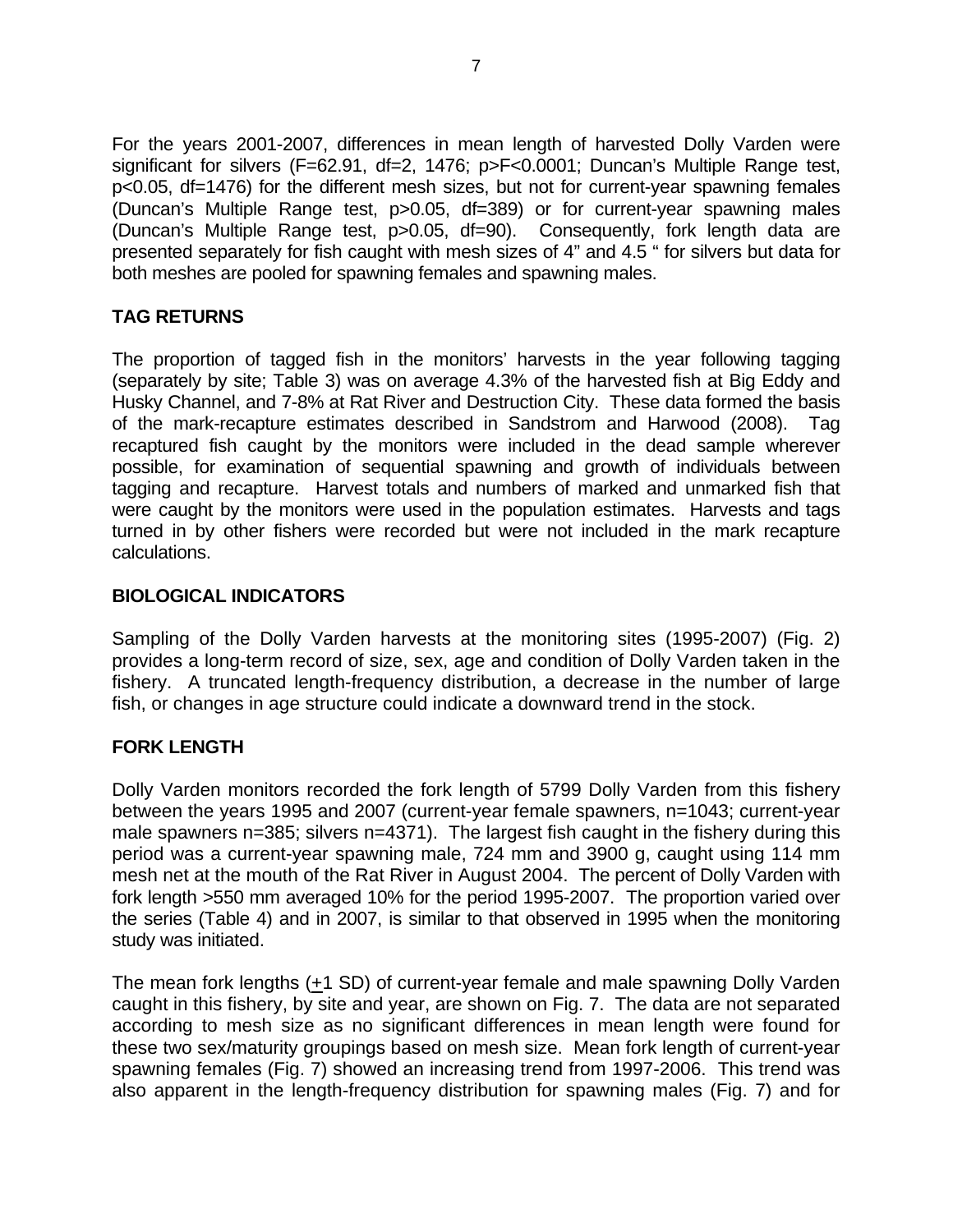For the years 2001-2007, differences in mean length of harvested Dolly Varden were significant for silvers ($F=62.91$, $df=2, 1476$; $p>F<0.0001$; Duncan's Multiple Range test, $p<0.05$, $df=1476$) for the different mesh sizes, but not for current-year spawning females (Duncan's Multiple Range test, $p>0.05$, $df=389$) or for current-year spawning males (Duncan's Multiple Range test, $p>0.05$, $df=90$). Consequently, fork length data are presented separately for fish caught with mesh sizes of 4" and 4.5 " for silvers but data for both meshes are pooled for spawning females and spawning males.

## TAG RETURNS

The proportion of tagged fish in the monitors' harvests in the year following tagging (separately by site; Table 3) was on average 4.3% of the harvested fish at Big Eddy and Husky Channel, and 7-8% at Rat River and Destruction City. These data formed the basis of the mark-recapture estimates described in Sandstrom and Harwood (2008). Tag recaptured fish caught by the monitors were included in the dead sample wherever possible, for examination of sequential spawning and growth of individuals between tagging and recapture. Harvest totals and numbers of marked and unmarked fish that were caught by the monitors were used in the population estimates. Harvests and tags turned in by other fishers were recorded but were not included in the mark recapture calculations.

## BIOLOGICAL INDICATORS

Sampling of the Dolly Varden harvests at the monitoring sites (1995-2007) (Fig. 2) provides a long-term record of size, sex, age and condition of Dolly Varden taken in the fishery. A truncated length-frequency distribution, a decrease in the number of large fish, or changes in age structure could indicate a downward trend in the stock.

## FORK LENGTH

Dolly Varden monitors recorded the fork length of 5799 Dolly Varden from this fishery between the years 1995 and 2007 (current-year female spawners, n=1043; current-year male spawners n=385; silvers n=4371). The largest fish caught in the fishery during this period was a current-year spawning male, 724 mm and 3900 g, caught using 114 mm mesh net at the mouth of the Rat River in August 2004. The percent of Dolly Varden with fork length >550 mm averaged 10% for the period 1995-2007. The proportion varied over the series (Table 4) and in 2007, is similar to that observed in 1995 when the monitoring study was initiated.

The mean fork lengths (±1 SD) of current-year female and male spawning Dolly Varden caught in this fishery, by site and year, are shown on Fig. 7. The data are not separated according to mesh size as no significant differences in mean length were found for these two sex/maturity groupings based on mesh size. Mean fork length of current-year spawning females (Fig. 7) showed an increasing trend from 1997-2006. This trend was also apparent in the length-frequency distribution for spawning males (Fig. 7) and for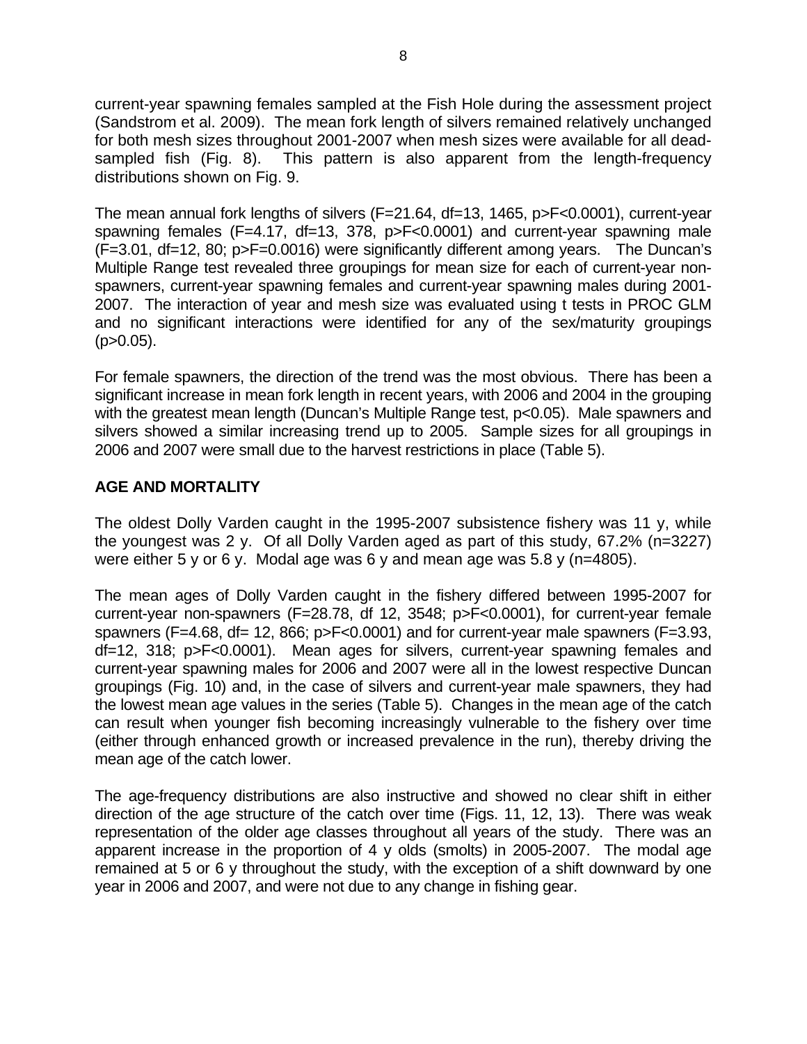current-year spawning females sampled at the Fish Hole during the assessment project (Sandstrom et al. 2009). The mean fork length of silvers remained relatively unchanged for both mesh sizes throughout 2001-2007 when mesh sizes were available for all dead-sampled fish (Fig. 8). This pattern is also apparent from the length-frequency distributions shown on Fig. 9.

The mean annual fork lengths of silvers ($F=21.64$, $df=13, 1465$, $p>F<0.0001$), current-year spawning females ($F=4.17$, $df=13, 378$, $p>F<0.0001$) and current-year spawning male ($F=3.01$, $df=12, 80$; $p>F=0.0016$) were significantly different among years. The Duncan's Multiple Range test revealed three groupings for mean size for each of current-year non-spawners, current-year spawning females and current-year spawning males during 2001-2007. The interaction of year and mesh size was evaluated using t tests in PROC GLM and no significant interactions were identified for any of the sex/maturity groupings ($p>0.05$).

For female spawners, the direction of the trend was the most obvious. There has been a significant increase in mean fork length in recent years, with 2006 and 2004 in the grouping with the greatest mean length (Duncan's Multiple Range test, $p<0.05$). Male spawners and silvers showed a similar increasing trend up to 2005. Sample sizes for all groupings in 2006 and 2007 were small due to the harvest restrictions in place (Table 5).

## AGE AND MORTALITY

The oldest Dolly Varden caught in the 1995-2007 subsistence fishery was 11 y, while the youngest was 2 y. Of all Dolly Varden aged as part of this study, 67.2% (n=3227) were either 5 y or 6 y. Modal age was 6 y and mean age was 5.8 y (n=4805).

The mean ages of Dolly Varden caught in the fishery differed between 1995-2007 for current-year non-spawners ($F=28.78$, df 12, 3548; $p>F<0.0001$), for current-year female spawners ($F=4.68$, $df= 12, 866$; $p>F<0.0001$) and for current-year male spawners ($F=3.93$, $df=12, 318$; $p>F<0.0001$). Mean ages for silvers, current-year spawning females and current-year spawning males for 2006 and 2007 were all in the lowest respective Duncan groupings (Fig. 10) and, in the case of silvers and current-year male spawners, they had the lowest mean age values in the series (Table 5). Changes in the mean age of the catch can result when younger fish becoming increasingly vulnerable to the fishery over time (either through enhanced growth or increased prevalence in the run), thereby driving the mean age of the catch lower.

The age-frequency distributions are also instructive and showed no clear shift in either direction of the age structure of the catch over time (Figs. 11, 12, 13). There was weak representation of the older age classes throughout all years of the study. There was an apparent increase in the proportion of 4 y olds (smolts) in 2005-2007. The modal age remained at 5 or 6 y throughout the study, with the exception of a shift downward by one year in 2006 and 2007, and were not due to any change in fishing gear.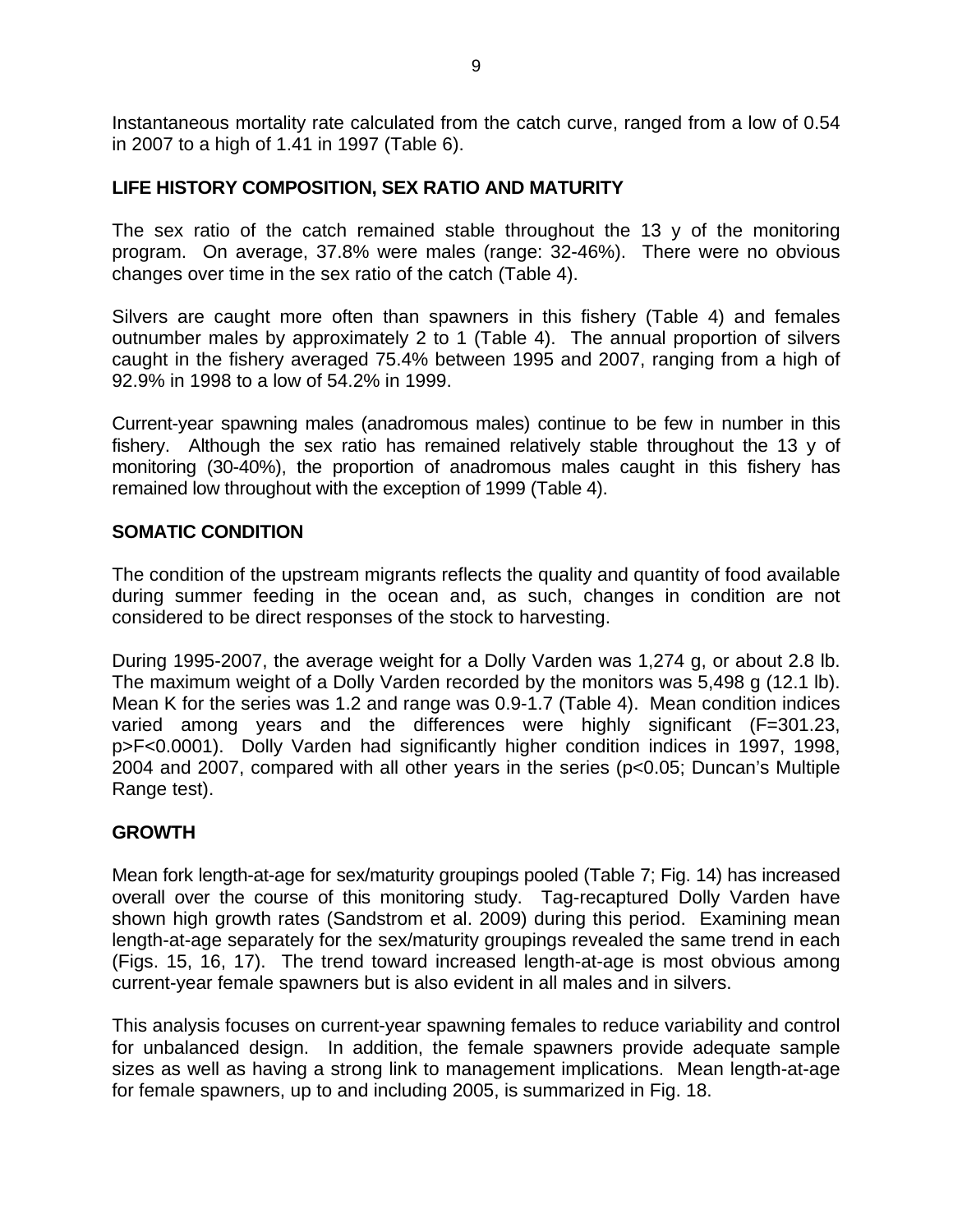Instantaneous mortality rate calculated from the catch curve, ranged from a low of 0.54 in 2007 to a high of 1.41 in 1997 (Table 6).

## LIFE HISTORY COMPOSITION, SEX RATIO AND MATURITY

The sex ratio of the catch remained stable throughout the 13 y of the monitoring program. On average, 37.8% were males (range: 32-46%). There were no obvious changes over time in the sex ratio of the catch (Table 4).

Silvers are caught more often than spawners in this fishery (Table 4) and females outnumber males by approximately 2 to 1 (Table 4). The annual proportion of silvers caught in the fishery averaged 75.4% between 1995 and 2007, ranging from a high of 92.9% in 1998 to a low of 54.2% in 1999.

Current-year spawning males (anadromous males) continue to be few in number in this fishery. Although the sex ratio has remained relatively stable throughout the 13 y of monitoring (30-40%), the proportion of anadromous males caught in this fishery has remained low throughout with the exception of 1999 (Table 4).

## SOMATIC CONDITION

The condition of the upstream migrants reflects the quality and quantity of food available during summer feeding in the ocean and, as such, changes in condition are not considered to be direct responses of the stock to harvesting.

During 1995-2007, the average weight for a Dolly Varden was 1,274 g, or about 2.8 lb. The maximum weight of a Dolly Varden recorded by the monitors was 5,498 g (12.1 lb). Mean K for the series was 1.2 and range was 0.9-1.7 (Table 4). Mean condition indices varied among years and the differences were highly significant ($F=301.23$, $p>F<0.0001$). Dolly Varden had significantly higher condition indices in 1997, 1998, 2004 and 2007, compared with all other years in the series ($p<0.05$; Duncan's Multiple Range test).

## GROWTH

Mean fork length-at-age for sex/maturity groupings pooled (Table 7; Fig. 14) has increased overall over the course of this monitoring study. Tag-recaptured Dolly Varden have shown high growth rates (Sandstrom et al. 2009) during this period. Examining mean length-at-age separately for the sex/maturity groupings revealed the same trend in each (Figs. 15, 16, 17). The trend toward increased length-at-age is most obvious among current-year female spawners but is also evident in all males and in silvers.

This analysis focuses on current-year spawning females to reduce variability and control for unbalanced design. In addition, the female spawners provide adequate sample sizes as well as having a strong link to management implications. Mean length-at-age for female spawners, up to and including 2005, is summarized in Fig. 18.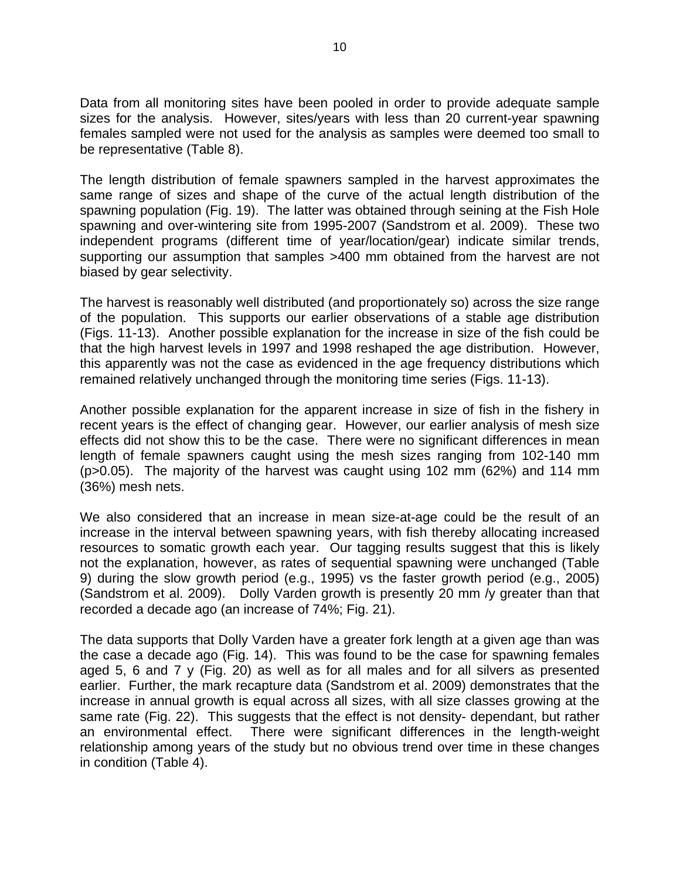Data from all monitoring sites have been pooled in order to provide adequate sample sizes for the analysis. However, sites/years with less than 20 current-year spawning females sampled were not used for the analysis as samples were deemed too small to be representative (Table 8).

The length distribution of female spawners sampled in the harvest approximates the same range of sizes and shape of the curve of the actual length distribution of the spawning population (Fig. 19). The latter was obtained through seining at the Fish Hole spawning and over-wintering site from 1995-2007 (Sandstrom et al. 2009). These two independent programs (different time of year/location/gear) indicate similar trends, supporting our assumption that samples >400 mm obtained from the harvest are not biased by gear selectivity.

The harvest is reasonably well distributed (and proportionately so) across the size range of the population. This supports our earlier observations of a stable age distribution (Figs. 11-13). Another possible explanation for the increase in size of the fish could be that the high harvest levels in 1997 and 1998 reshaped the age distribution. However, this apparently was not the case as evidenced in the age frequency distributions which remained relatively unchanged through the monitoring time series (Figs. 11-13).

Another possible explanation for the apparent increase in size of fish in the fishery in recent years is the effect of changing gear. However, our earlier analysis of mesh size effects did not show this to be the case. There were no significant differences in mean length of female spawners caught using the mesh sizes ranging from 102-140 mm ($p>0.05$). The majority of the harvest was caught using 102 mm (62%) and 114 mm (36%) mesh nets.

We also considered that an increase in mean size-at-age could be the result of an increase in the interval between spawning years, with fish thereby allocating increased resources to somatic growth each year. Our tagging results suggest that this is likely not the explanation, however, as rates of sequential spawning were unchanged (Table 9) during the slow growth period (e.g., 1995) vs the faster growth period (e.g., 2005) (Sandstrom et al. 2009). Dolly Varden growth is presently 20 mm /y greater than that recorded a decade ago (an increase of 74%; Fig. 21).

The data supports that Dolly Varden have a greater fork length at a given age than was the case a decade ago (Fig. 14). This was found to be the case for spawning females aged 5, 6 and 7 y (Fig. 20) as well as for all males and for all silvers as presented earlier. Further, the mark recapture data (Sandstrom et al. 2009) demonstrates that the increase in annual growth is equal across all sizes, with all size classes growing at the same rate (Fig. 22). This suggests that the effect is not density- dependant, but rather an environmental effect. There were significant differences in the length-weight relationship among years of the study but no obvious trend over time in these changes in condition (Table 4).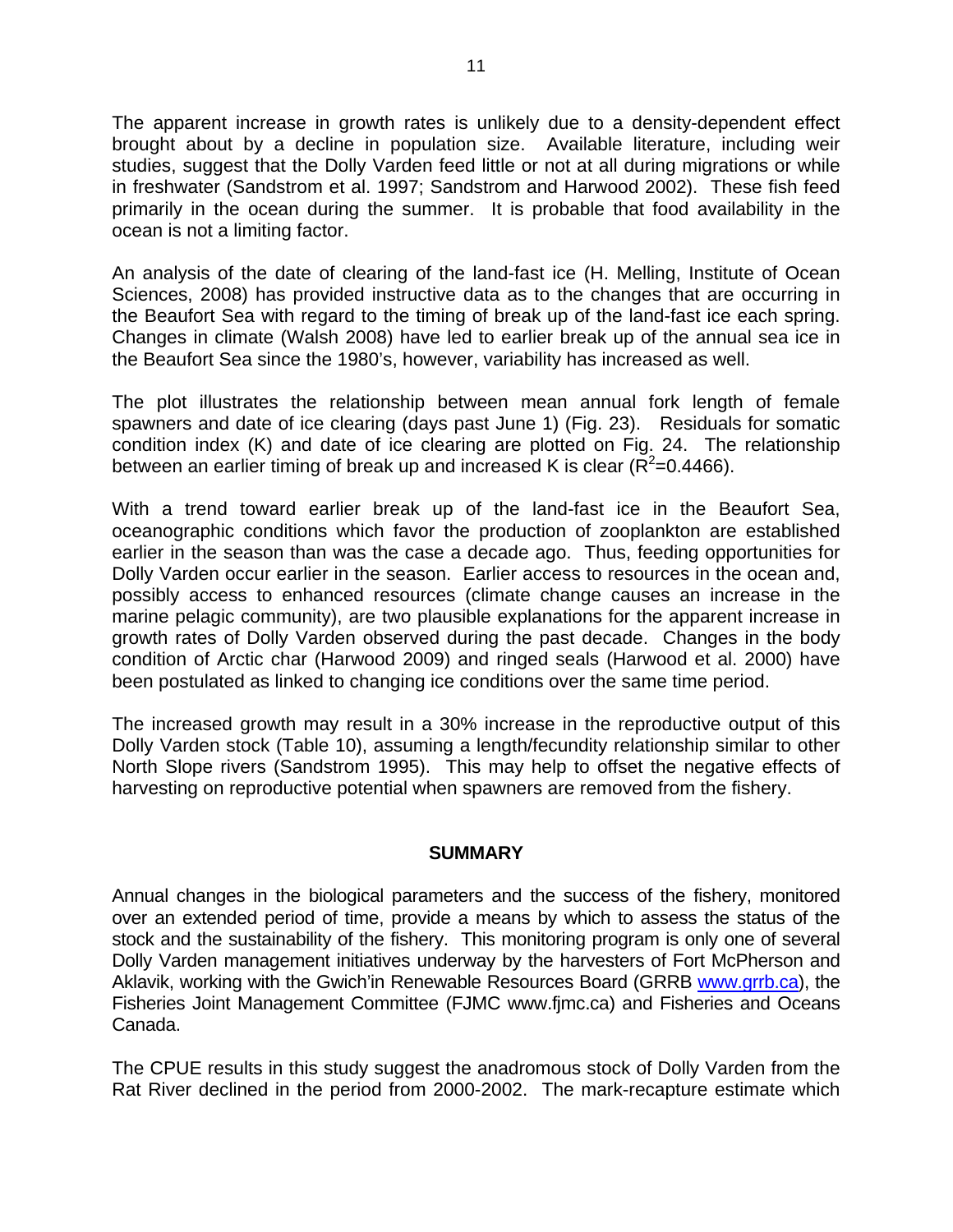The apparent increase in growth rates is unlikely due to a density-dependent effect brought about by a decline in population size. Available literature, including weir studies, suggest that the Dolly Varden feed little or not at all during migrations or while in freshwater (Sandstrom et al. 1997; Sandstrom and Harwood 2002). These fish feed primarily in the ocean during the summer. It is probable that food availability in the ocean is not a limiting factor.

An analysis of the date of clearing of the land-fast ice (H. Melling, Institute of Ocean Sciences, 2008) has provided instructive data as to the changes that are occurring in the Beaufort Sea with regard to the timing of break up of the land-fast ice each spring. Changes in climate (Walsh 2008) have led to earlier break up of the annual sea ice in the Beaufort Sea since the 1980's, however, variability has increased as well.

The plot illustrates the relationship between mean annual fork length of female spawners and date of ice clearing (days past June 1) (Fig. 23). Residuals for somatic condition index (K) and date of ice clearing are plotted on Fig. 24. The relationship between an earlier timing of break up and increased K is clear ($R^2$=0.4466).

With a trend toward earlier break up of the land-fast ice in the Beaufort Sea, oceanographic conditions which favor the production of zooplankton are established earlier in the season than was the case a decade ago. Thus, feeding opportunities for Dolly Varden occur earlier in the season. Earlier access to resources in the ocean and, possibly access to enhanced resources (climate change causes an increase in the marine pelagic community), are two plausible explanations for the apparent increase in growth rates of Dolly Varden observed during the past decade. Changes in the body condition of Arctic char (Harwood 2009) and ringed seals (Harwood et al. 2000) have been postulated as linked to changing ice conditions over the same time period.

The increased growth may result in a 30% increase in the reproductive output of this Dolly Varden stock (Table 10), assuming a length/fecundity relationship similar to other North Slope rivers (Sandstrom 1995). This may help to offset the negative effects of harvesting on reproductive potential when spawners are removed from the fishery.

## SUMMARY

Annual changes in the biological parameters and the success of the fishery, monitored over an extended period of time, provide a means by which to assess the status of the stock and the sustainability of the fishery. This monitoring program is only one of several Dolly Varden management initiatives underway by the harvesters of Fort McPherson and Aklavik, working with the Gwich'in Renewable Resources Board (GRRB www.grrb.ca), the Fisheries Joint Management Committee (FJMC www.fjmc.ca) and Fisheries and Oceans Canada.

The CPUE results in this study suggest the anadromous stock of Dolly Varden from the Rat River declined in the period from 2000-2002. The mark-recapture estimate which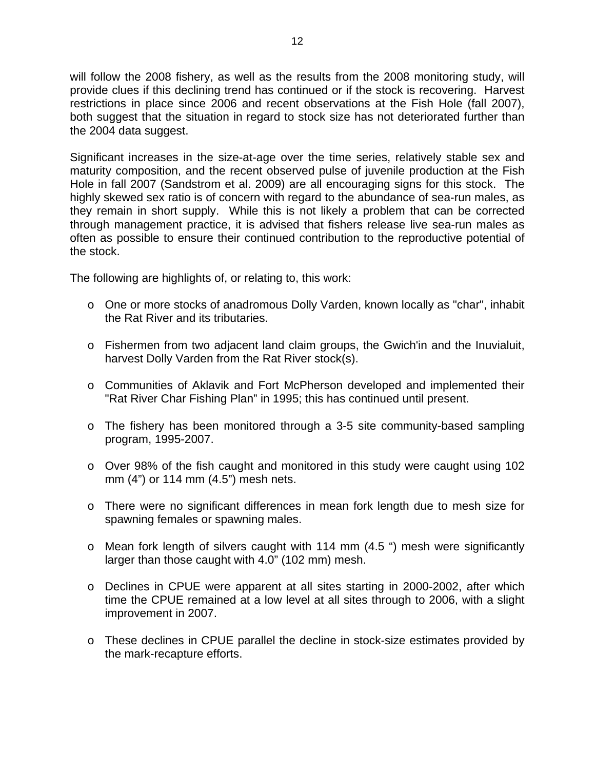will follow the 2008 fishery, as well as the results from the 2008 monitoring study, will provide clues if this declining trend has continued or if the stock is recovering. Harvest restrictions in place since 2006 and recent observations at the Fish Hole (fall 2007), both suggest that the situation in regard to stock size has not deteriorated further than the 2004 data suggest.

Significant increases in the size-at-age over the time series, relatively stable sex and maturity composition, and the recent observed pulse of juvenile production at the Fish Hole in fall 2007 (Sandstrom et al. 2009) are all encouraging signs for this stock. The highly skewed sex ratio is of concern with regard to the abundance of sea-run males, as they remain in short supply. While this is not likely a problem that can be corrected through management practice, it is advised that fishers release live sea-run males as often as possible to ensure their continued contribution to the reproductive potential of the stock.

The following are highlights of, or relating to, this work:

- One or more stocks of anadromous Dolly Varden, known locally as "char", inhabit the Rat River and its tributaries.
- Fishermen from two adjacent land claim groups, the Gwich'in and the Inuvialuit, harvest Dolly Varden from the Rat River stock(s).
- Communities of Aklavik and Fort McPherson developed and implemented their "Rat River Char Fishing Plan" in 1995; this has continued until present.
- The fishery has been monitored through a 3-5 site community-based sampling program, 1995-2007.
- Over 98% of the fish caught and monitored in this study were caught using 102 mm (4") or 114 mm (4.5") mesh nets.
- There were no significant differences in mean fork length due to mesh size for spawning females or spawning males.
- Mean fork length of silvers caught with 114 mm (4.5 ") mesh were significantly larger than those caught with 4.0" (102 mm) mesh.
- Declines in CPUE were apparent at all sites starting in 2000-2002, after which time the CPUE remained at a low level at all sites through to 2006, with a slight improvement in 2007.
- These declines in CPUE parallel the decline in stock-size estimates provided by the mark-recapture efforts.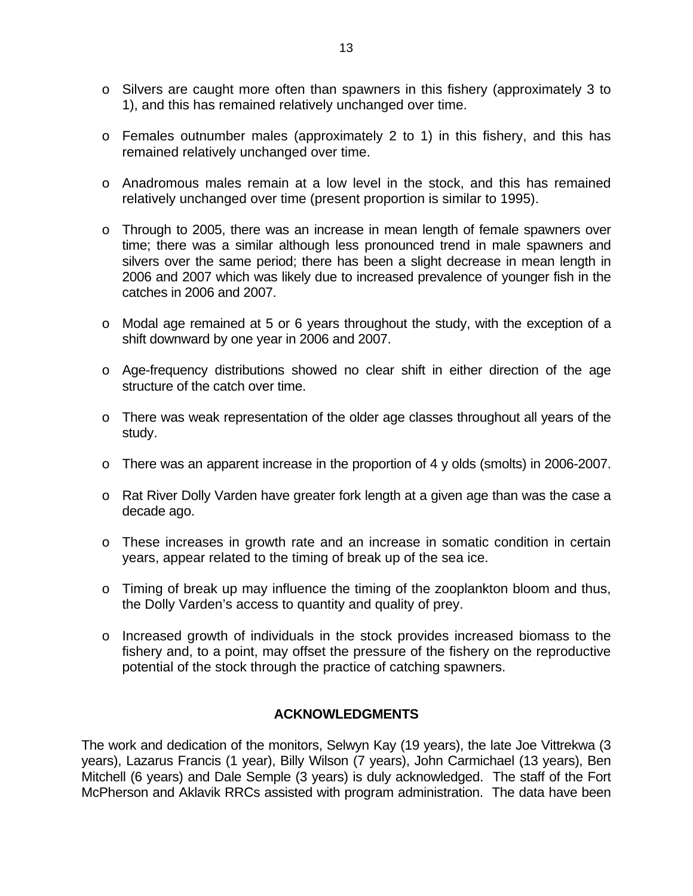- Silvers are caught more often than spawners in this fishery (approximately 3 to 1), and this has remained relatively unchanged over time.

- Females outnumber males (approximately 2 to 1) in this fishery, and this has remained relatively unchanged over time.

- Anadromous males remain at a low level in the stock, and this has remained relatively unchanged over time (present proportion is similar to 1995).

- Through to 2005, there was an increase in mean length of female spawners over time; there was a similar although less pronounced trend in male spawners and silvers over the same period; there has been a slight decrease in mean length in 2006 and 2007 which was likely due to increased prevalence of younger fish in the catches in 2006 and 2007.

- Modal age remained at 5 or 6 years throughout the study, with the exception of a shift downward by one year in 2006 and 2007.

- Age-frequency distributions showed no clear shift in either direction of the age structure of the catch over time.

- There was weak representation of the older age classes throughout all years of the study.

- There was an apparent increase in the proportion of 4 y olds (smolts) in 2006-2007.

- Rat River Dolly Varden have greater fork length at a given age than was the case a decade ago.

- These increases in growth rate and an increase in somatic condition in certain years, appear related to the timing of break up of the sea ice.

- Timing of break up may influence the timing of the zooplankton bloom and thus, the Dolly Varden's access to quantity and quality of prey.

- Increased growth of individuals in the stock provides increased biomass to the fishery and, to a point, may offset the pressure of the fishery on the reproductive potential of the stock through the practice of catching spawners.

## ACKNOWLEDGMENTS

The work and dedication of the monitors, Selwyn Kay (19 years), the late Joe Vittrekwa (3 years), Lazarus Francis (1 year), Billy Wilson (7 years), John Carmichael (13 years), Ben Mitchell (6 years) and Dale Semple (3 years) is duly acknowledged. The staff of the Fort McPherson and Aklavik RRCs assisted with program administration. The data have been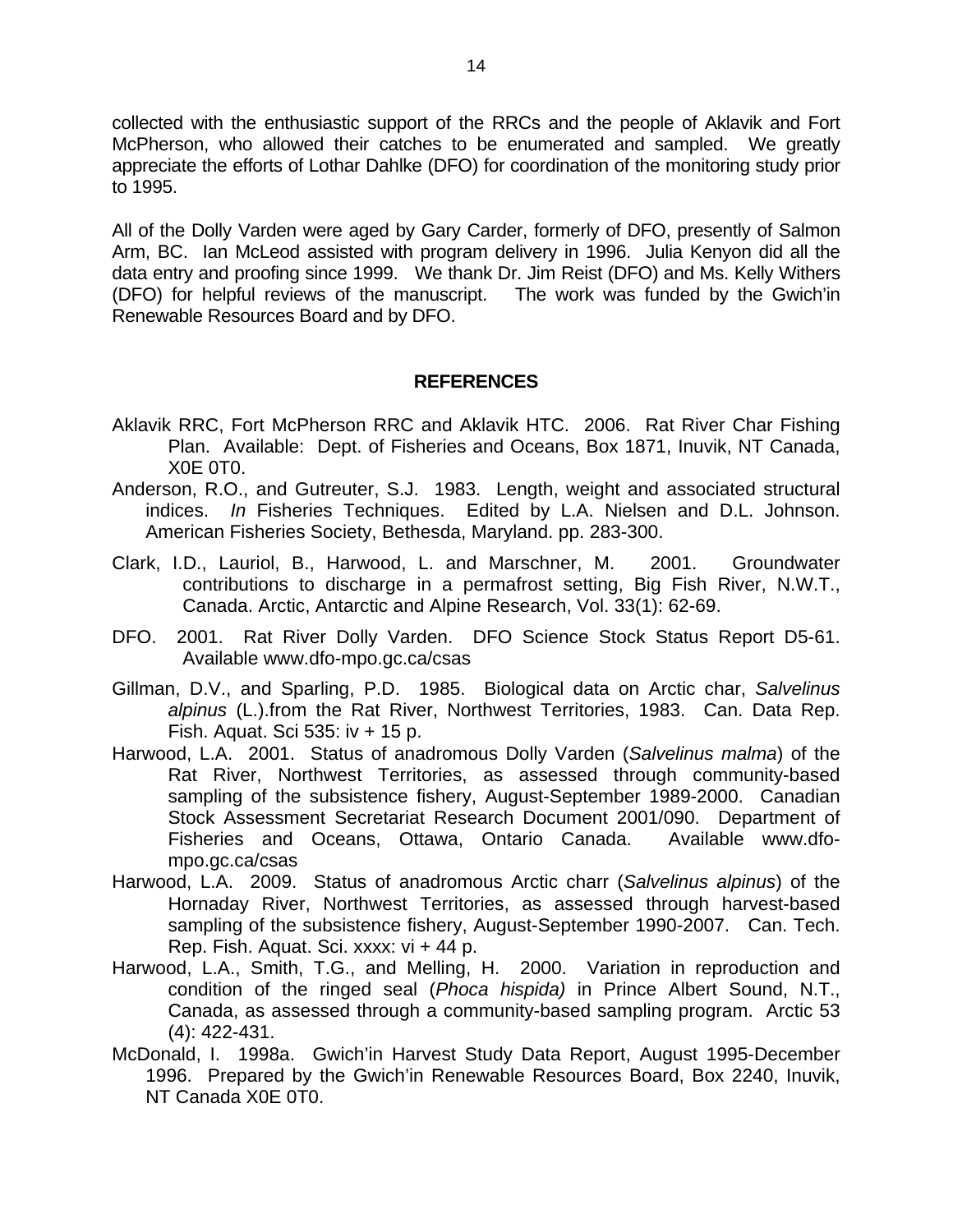collected with the enthusiastic support of the RRCs and the people of Aklavik and Fort McPherson, who allowed their catches to be enumerated and sampled. We greatly appreciate the efforts of Lothar Dahlke (DFO) for coordination of the monitoring study prior to 1995.

All of the Dolly Varden were aged by Gary Carder, formerly of DFO, presently of Salmon Arm, BC. Ian McLeod assisted with program delivery in 1996. Julia Kenyon did all the data entry and proofing since 1999. We thank Dr. Jim Reist (DFO) and Ms. Kelly Withers (DFO) for helpful reviews of the manuscript. The work was funded by the Gwich'in Renewable Resources Board and by DFO.

## REFERENCES

Aklavik RRC, Fort McPherson RRC and Aklavik HTC. 2006. Rat River Char Fishing Plan. Available: Dept. of Fisheries and Oceans, Box 1871, Inuvik, NT Canada, X0E 0T0.

Anderson, R.O., and Gutreuter, S.J. 1983. Length, weight and associated structural indices. *In* Fisheries Techniques. Edited by L.A. Nielsen and D.L. Johnson. American Fisheries Society, Bethesda, Maryland. pp. 283-300.

Clark, I.D., Lauriol, B., Harwood, L. and Marschner, M. 2001. Groundwater contributions to discharge in a permafrost setting, Big Fish River, N.W.T., Canada. Arctic, Antarctic and Alpine Research, Vol. 33(1): 62-69.

DFO. 2001. Rat River Dolly Varden. DFO Science Stock Status Report D5-61. Available www.dfo-mpo.gc.ca/csas

Gillman, D.V., and Sparling, P.D. 1985. Biological data on Arctic char, *Salvelinus alpinus* (L.).from the Rat River, Northwest Territories, 1983. Can. Data Rep. Fish. Aquat. Sci 535: iv + 15 p.

Harwood, L.A. 2001. Status of anadromous Dolly Varden (*Salvelinus malma*) of the Rat River, Northwest Territories, as assessed through community-based sampling of the subsistence fishery, August-September 1989-2000. Canadian Stock Assessment Secretariat Research Document 2001/090. Department of Fisheries and Oceans, Ottawa, Ontario Canada. Available www.dfo-mpo.gc.ca/csas

Harwood, L.A. 2009. Status of anadromous Arctic charr (*Salvelinus alpinus*) of the Hornaday River, Northwest Territories, as assessed through harvest-based sampling of the subsistence fishery, August-September 1990-2007. Can. Tech. Rep. Fish. Aquat. Sci. xxxx: vi + 44 p.

Harwood, L.A., Smith, T.G., and Melling, H. 2000. Variation in reproduction and condition of the ringed seal (*Phoca hispida)* in Prince Albert Sound, N.T., Canada, as assessed through a community-based sampling program. Arctic 53 (4): 422-431.

McDonald, I. 1998a. Gwich'in Harvest Study Data Report, August 1995-December 1996. Prepared by the Gwich'in Renewable Resources Board, Box 2240, Inuvik, NT Canada X0E 0T0.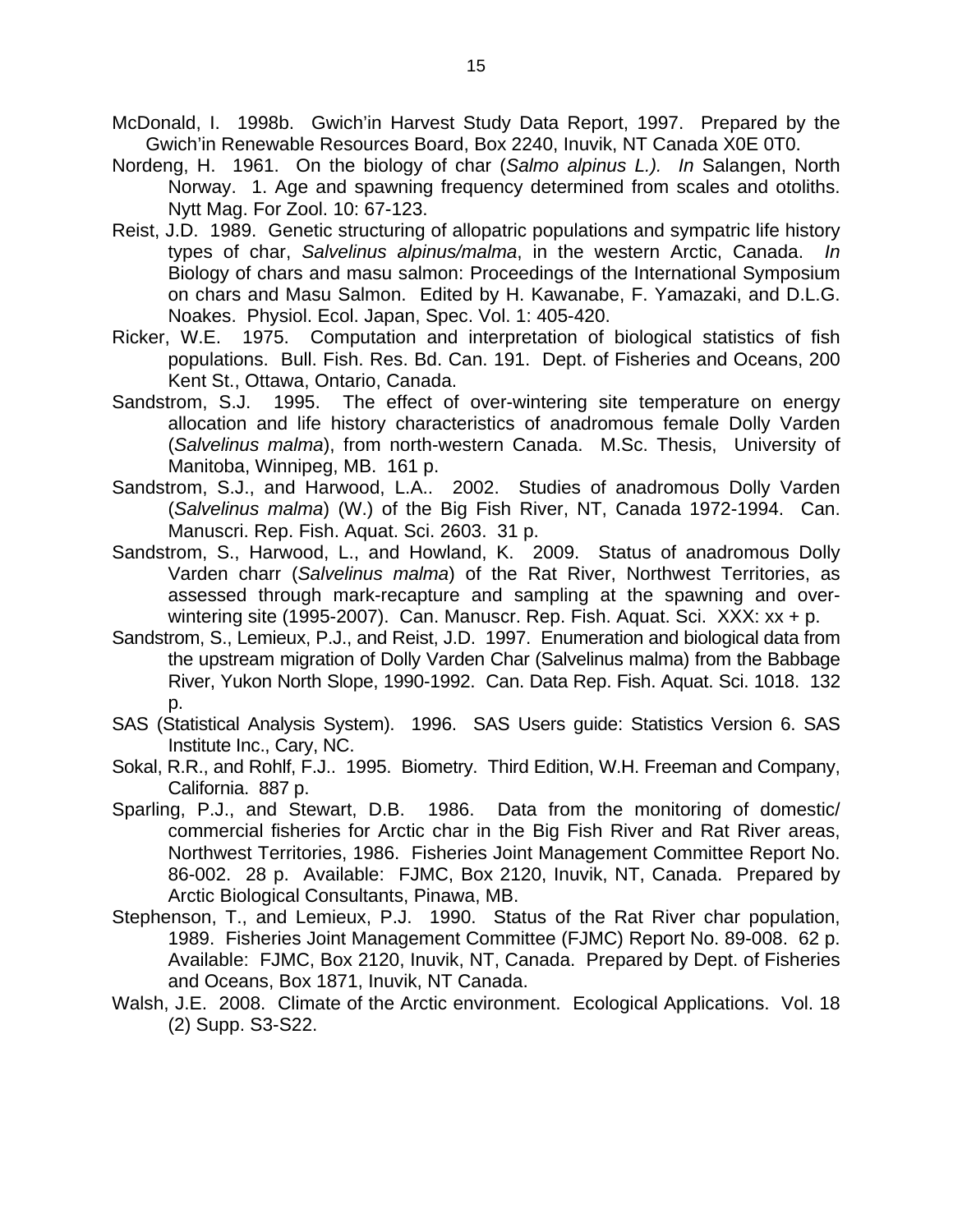McDonald, I. 1998b. Gwich'in Harvest Study Data Report, 1997. Prepared by the Gwich'in Renewable Resources Board, Box 2240, Inuvik, NT Canada X0E 0T0.

Nordeng, H. 1961. On the biology of char (*Salmo alpinus L.). In* Salangen, North Norway. 1. Age and spawning frequency determined from scales and otoliths. Nytt Mag. For Zool. 10: 67-123.

Reist, J.D. 1989. Genetic structuring of allopatric populations and sympatric life history types of char, *Salvelinus alpinus/malma*, in the western Arctic, Canada. *In* Biology of chars and masu salmon: Proceedings of the International Symposium on chars and Masu Salmon. Edited by H. Kawanabe, F. Yamazaki, and D.L.G. Noakes. Physiol. Ecol. Japan, Spec. Vol. 1: 405-420.

Ricker, W.E. 1975. Computation and interpretation of biological statistics of fish populations. Bull. Fish. Res. Bd. Can. 191. Dept. of Fisheries and Oceans, 200 Kent St., Ottawa, Ontario, Canada.

Sandstrom, S.J. 1995. The effect of over-wintering site temperature on energy allocation and life history characteristics of anadromous female Dolly Varden (*Salvelinus malma*), from north-western Canada. M.Sc. Thesis, University of Manitoba, Winnipeg, MB. 161 p.

Sandstrom, S.J., and Harwood, L.A.. 2002. Studies of anadromous Dolly Varden (*Salvelinus malma*) (W.) of the Big Fish River, NT, Canada 1972-1994. Can. Manuscri. Rep. Fish. Aquat. Sci. 2603. 31 p.

Sandstrom, S., Harwood, L., and Howland, K. 2009. Status of anadromous Dolly Varden charr (*Salvelinus malma*) of the Rat River, Northwest Territories, as assessed through mark-recapture and sampling at the spawning and over-wintering site (1995-2007). Can. Manuscr. Rep. Fish. Aquat. Sci. XXX: xx + p.

Sandstrom, S., Lemieux, P.J., and Reist, J.D. 1997. Enumeration and biological data from the upstream migration of Dolly Varden Char (Salvelinus malma) from the Babbage River, Yukon North Slope, 1990-1992. Can. Data Rep. Fish. Aquat. Sci. 1018. 132 p.

SAS (Statistical Analysis System). 1996. SAS Users guide: Statistics Version 6. SAS Institute Inc., Cary, NC.

Sokal, R.R., and Rohlf, F.J.. 1995. Biometry. Third Edition, W.H. Freeman and Company, California. 887 p.

Sparling, P.J., and Stewart, D.B. 1986. Data from the monitoring of domestic/ commercial fisheries for Arctic char in the Big Fish River and Rat River areas, Northwest Territories, 1986. Fisheries Joint Management Committee Report No. 86-002. 28 p. Available: FJMC, Box 2120, Inuvik, NT, Canada. Prepared by Arctic Biological Consultants, Pinawa, MB.

Stephenson, T., and Lemieux, P.J. 1990. Status of the Rat River char population, 1989. Fisheries Joint Management Committee (FJMC) Report No. 89-008. 62 p. Available: FJMC, Box 2120, Inuvik, NT, Canada. Prepared by Dept. of Fisheries and Oceans, Box 1871, Inuvik, NT Canada.

Walsh, J.E. 2008. Climate of the Arctic environment. Ecological Applications. Vol. 18 (2) Supp. S3-S22.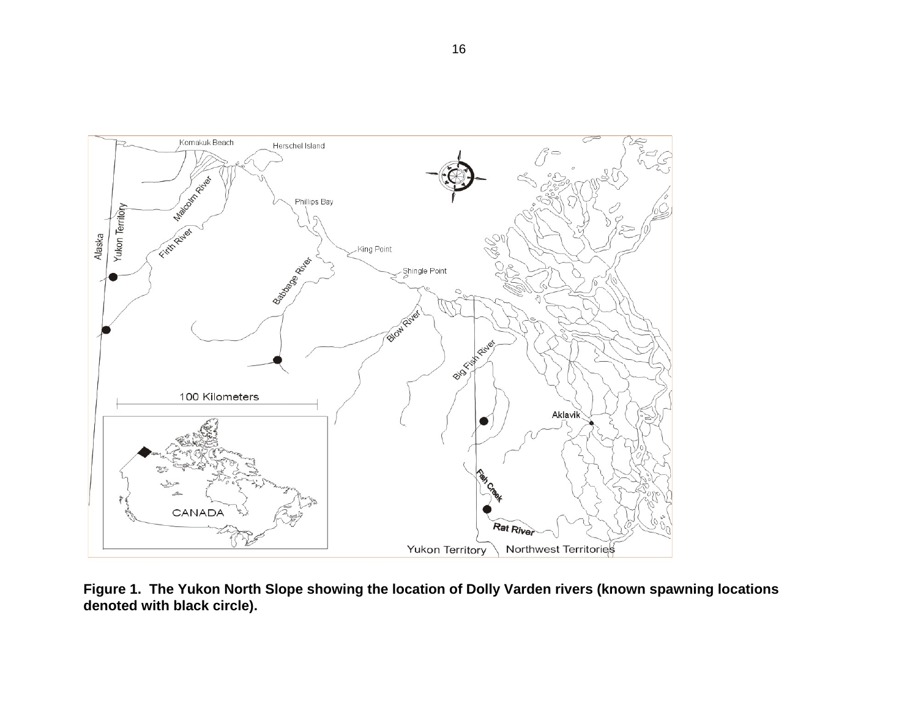**Figure 1. The Yukon North Slope showing the location of Dolly Varden rivers (known spawning locations denoted with black circle).**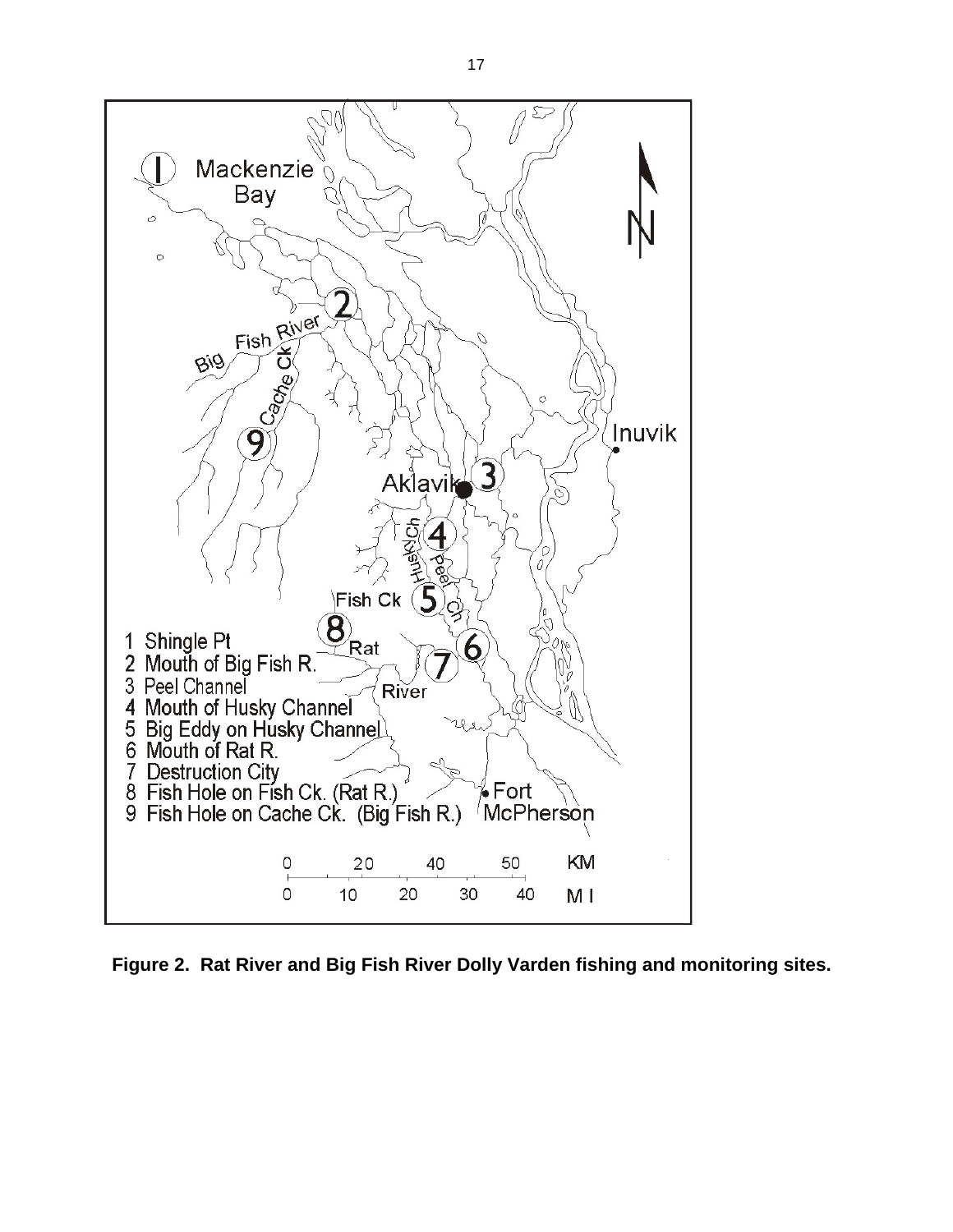**Figure 2. Rat River and Big Fish River Dolly Varden fishing and monitoring sites.**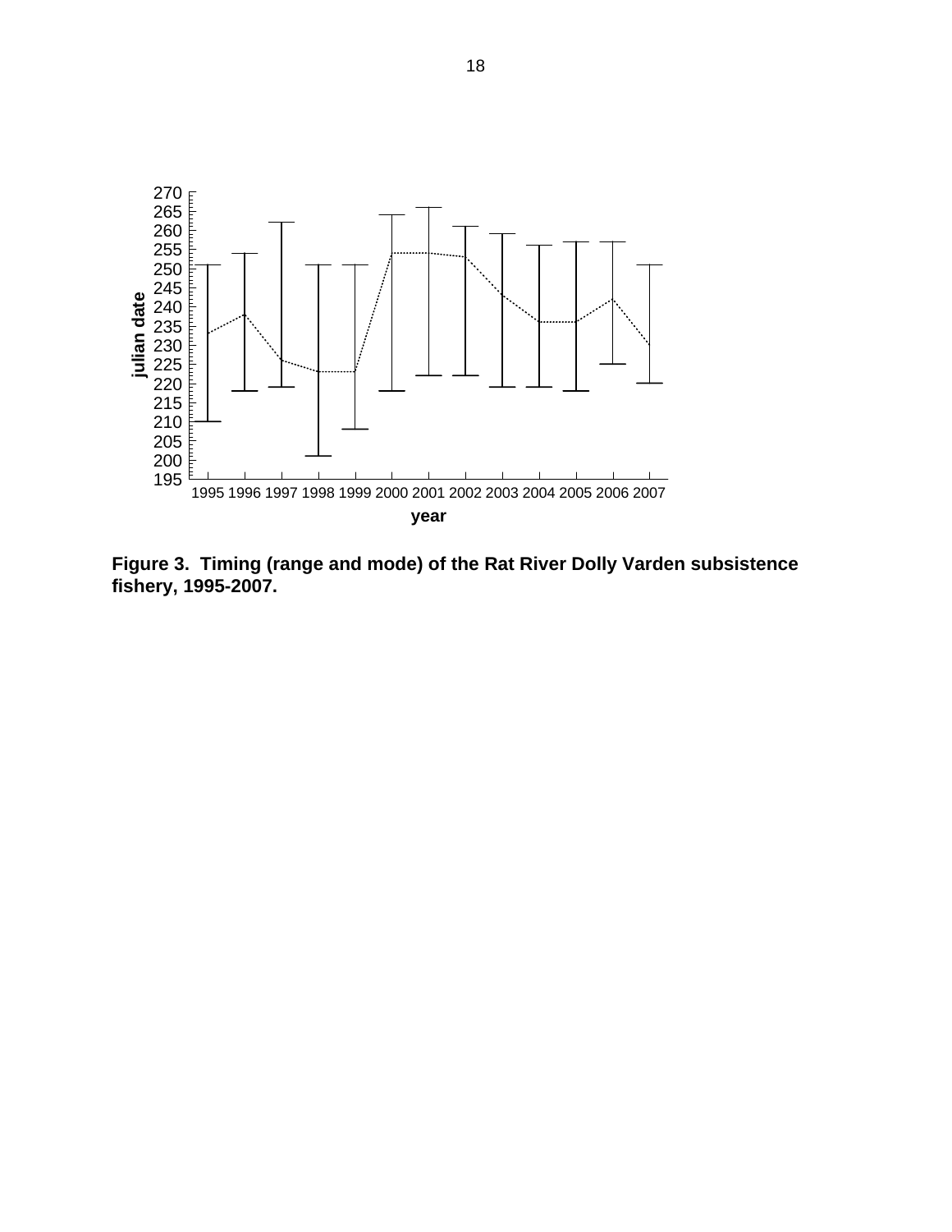**Figure 3. Timing (range and mode) of the Rat River Dolly Varden subsistence fishery, 1995-2007.**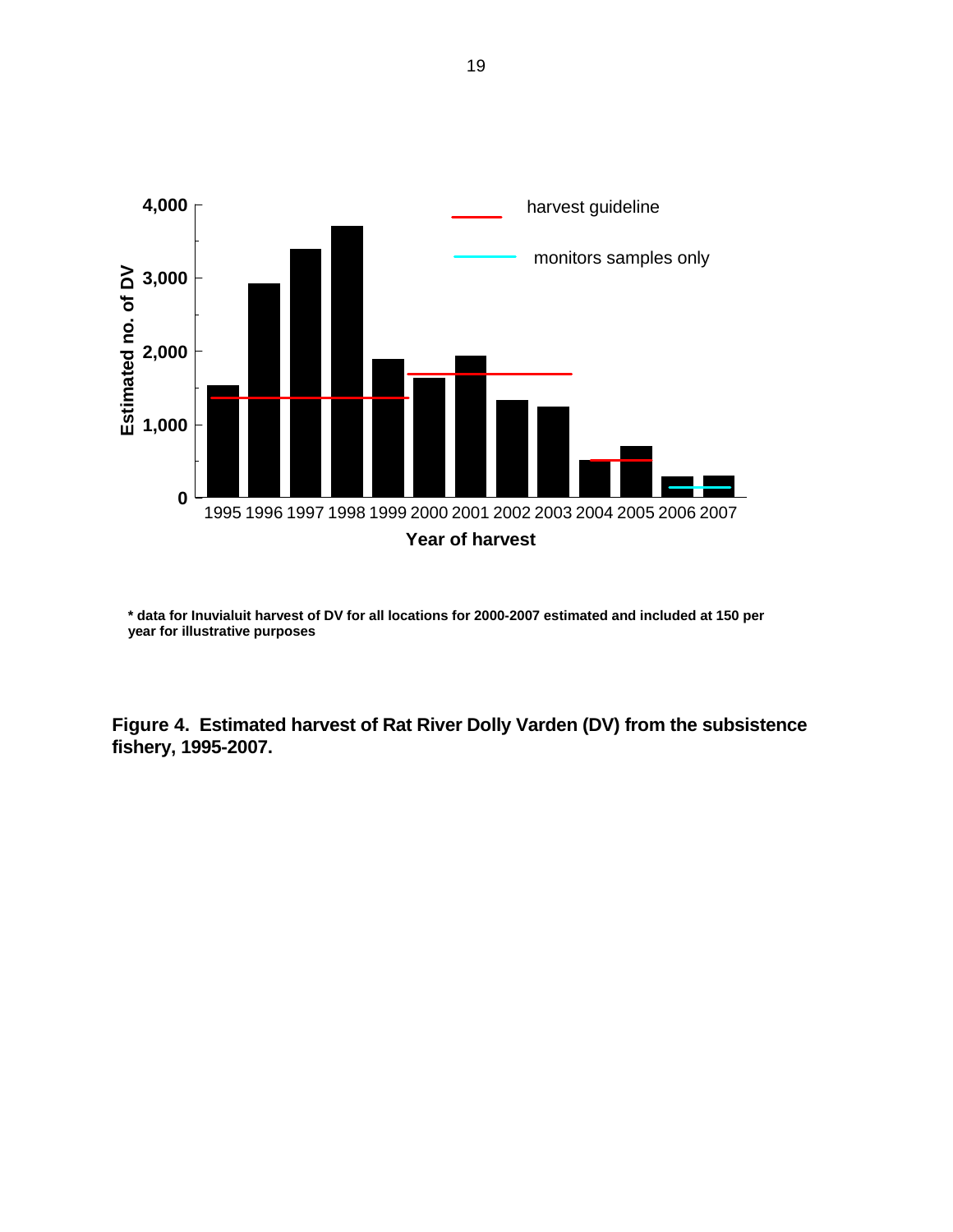* data for Inuvialuit harvest of DV for all locations for 2000-2007 estimated and included at 150 per year for illustrative purposes

**Figure 4. Estimated harvest of Rat River Dolly Varden (DV) from the subsistence fishery, 1995-2007.**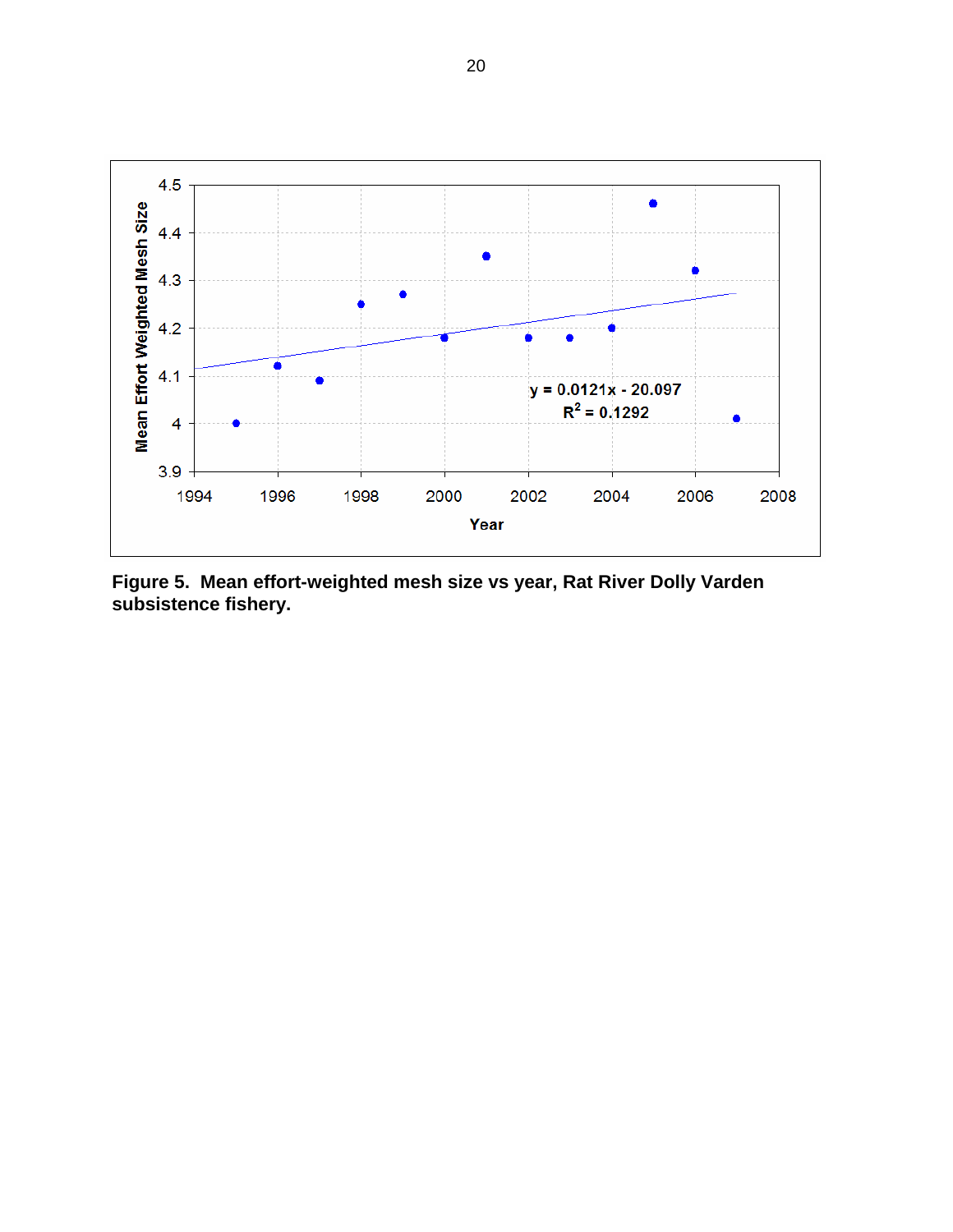**Figure 5. Mean effort-weighted mesh size vs year, Rat River Dolly Varden subsistence fishery.**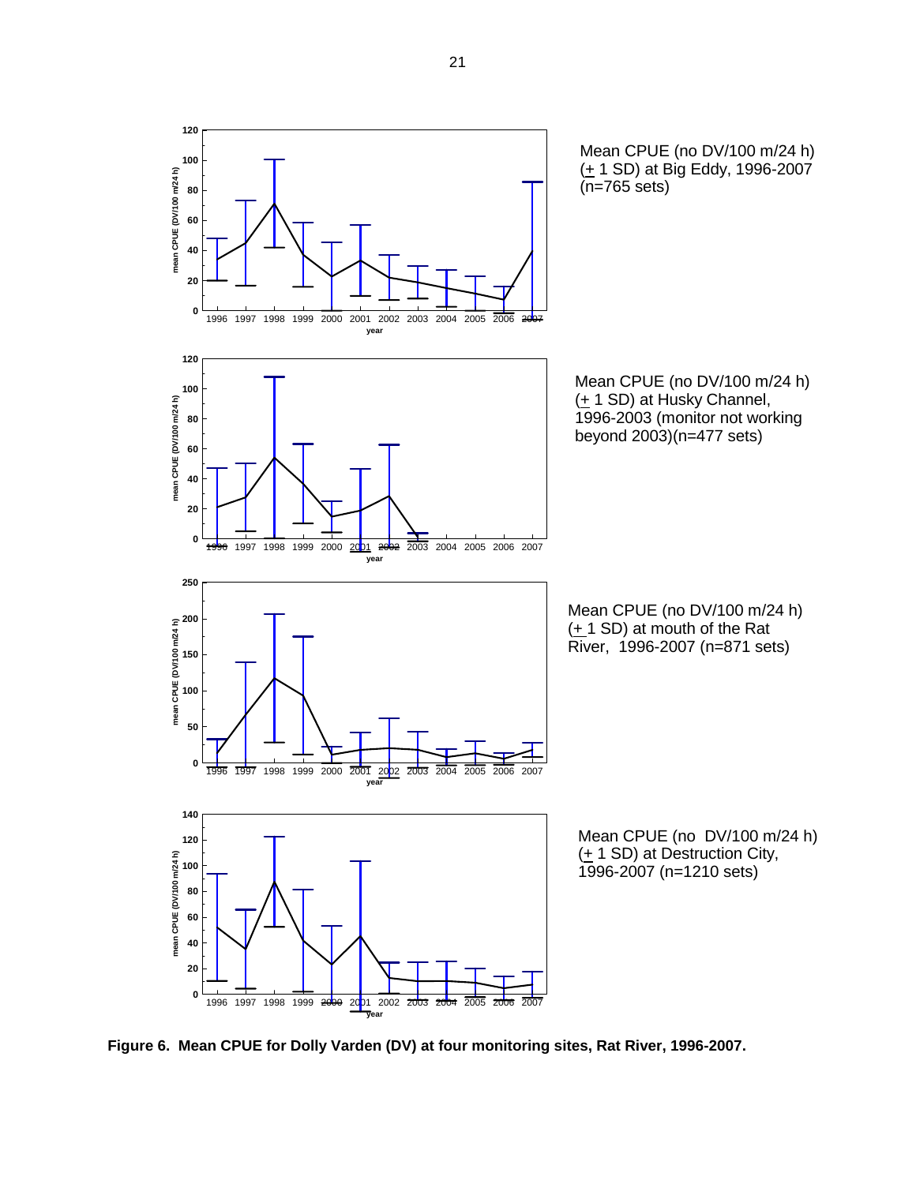Mean CPUE (no DV/100 m/24 h) (± 1 SD) at Big Eddy, 1996-2007 (n=765 sets)

Mean CPUE (no DV/100 m/24 h) (± 1 SD) at Husky Channel, 1996-2003 (monitor not working beyond 2003)(n=477 sets)

Mean CPUE (no DV/100 m/24 h) (± 1 SD) at mouth of the Rat River, 1996-2007 (n=871 sets)

Mean CPUE (no DV/100 m/24 h) (± 1 SD) at Destruction City, 1996-2007 (n=1210 sets)

**Figure 6. Mean CPUE for Dolly Varden (DV) at four monitoring sites, Rat River, 1996-2007.**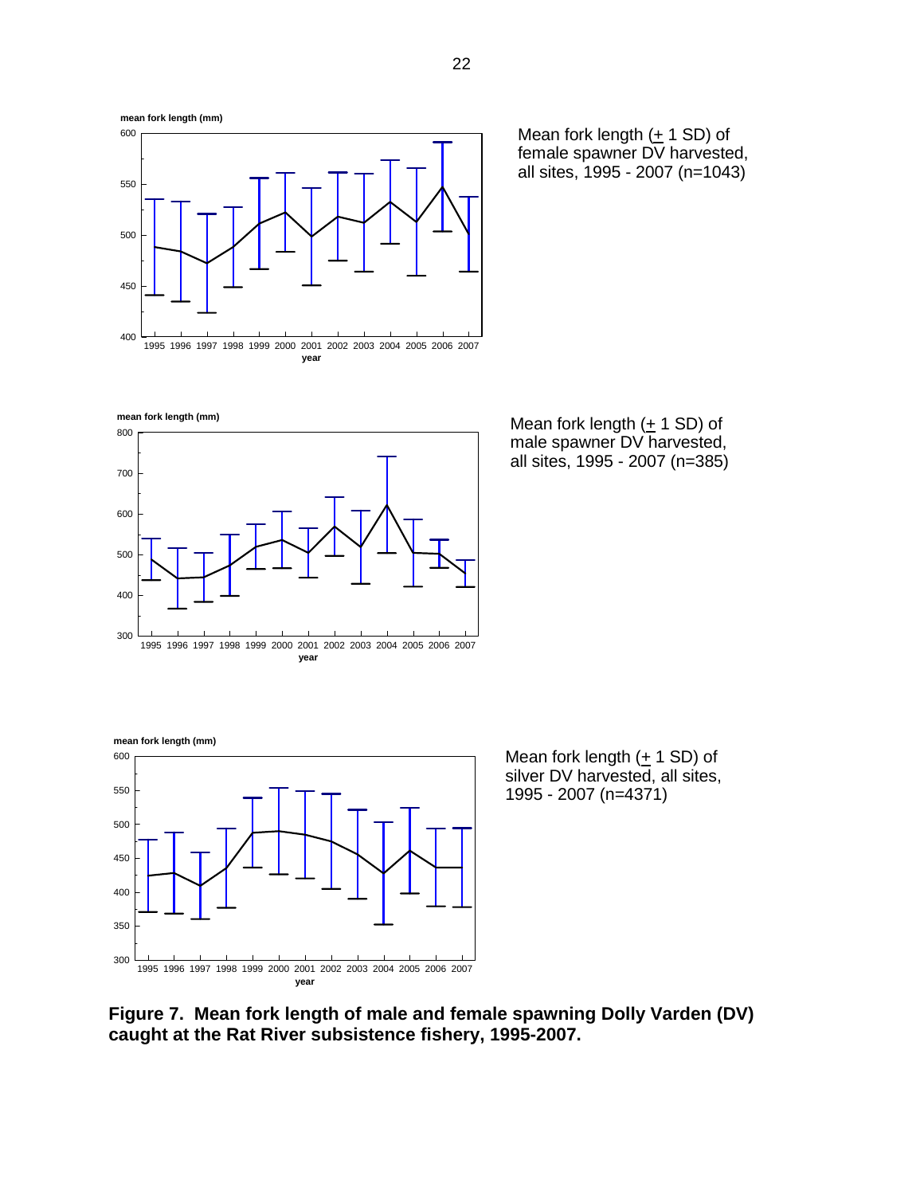Mean fork length (± 1 SD) of female spawner DV harvested, all sites, 1995 - 2007 (n=1043)

Mean fork length (± 1 SD) of male spawner DV harvested, all sites, 1995 - 2007 (n=385)

Mean fork length (± 1 SD) of silver DV harvested, all sites, 1995 - 2007 (n=4371)

**Figure 7. Mean fork length of male and female spawning Dolly Varden (DV) caught at the Rat River subsistence fishery, 1995-2007.**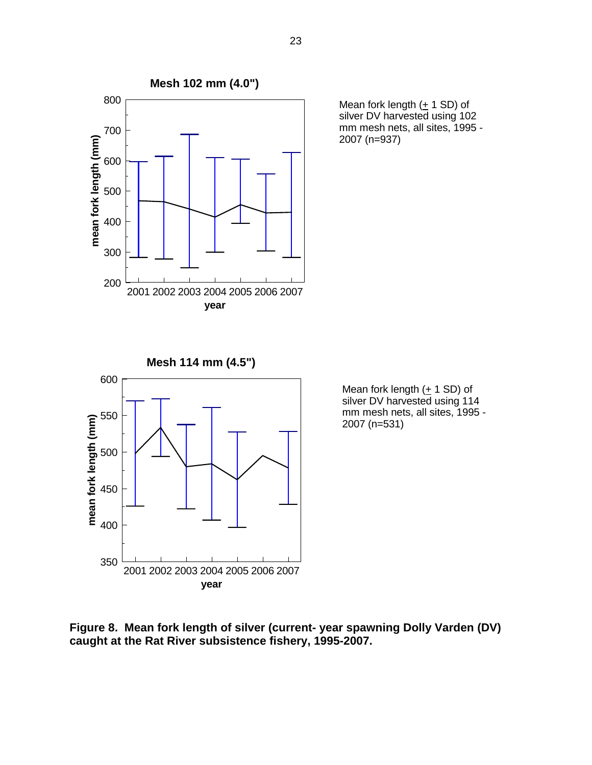**Mesh 102 mm (4.0")**

Mean fork length (+ 1 SD) of silver DV harvested using 102 mm mesh nets, all sites, 1995 - 2007 (n=937)

**Mesh 114 mm (4.5")**

Mean fork length (+ 1 SD) of silver DV harvested using 114 mm mesh nets, all sites, 1995 - 2007 (n=531)

**Figure 8. Mean fork length of silver (current- year spawning Dolly Varden (DV) caught at the Rat River subsistence fishery, 1995-2007.**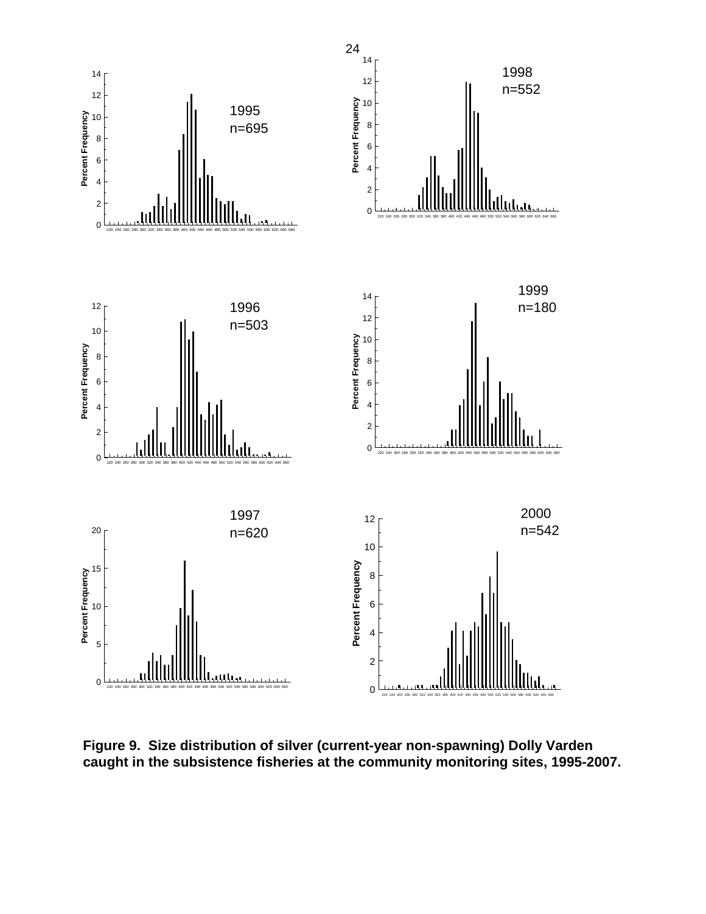**Figure 9. Size distribution of silver (current-year non-spawning) Dolly Varden caught in the subsistence fisheries at the community monitoring sites, 1995-2007.**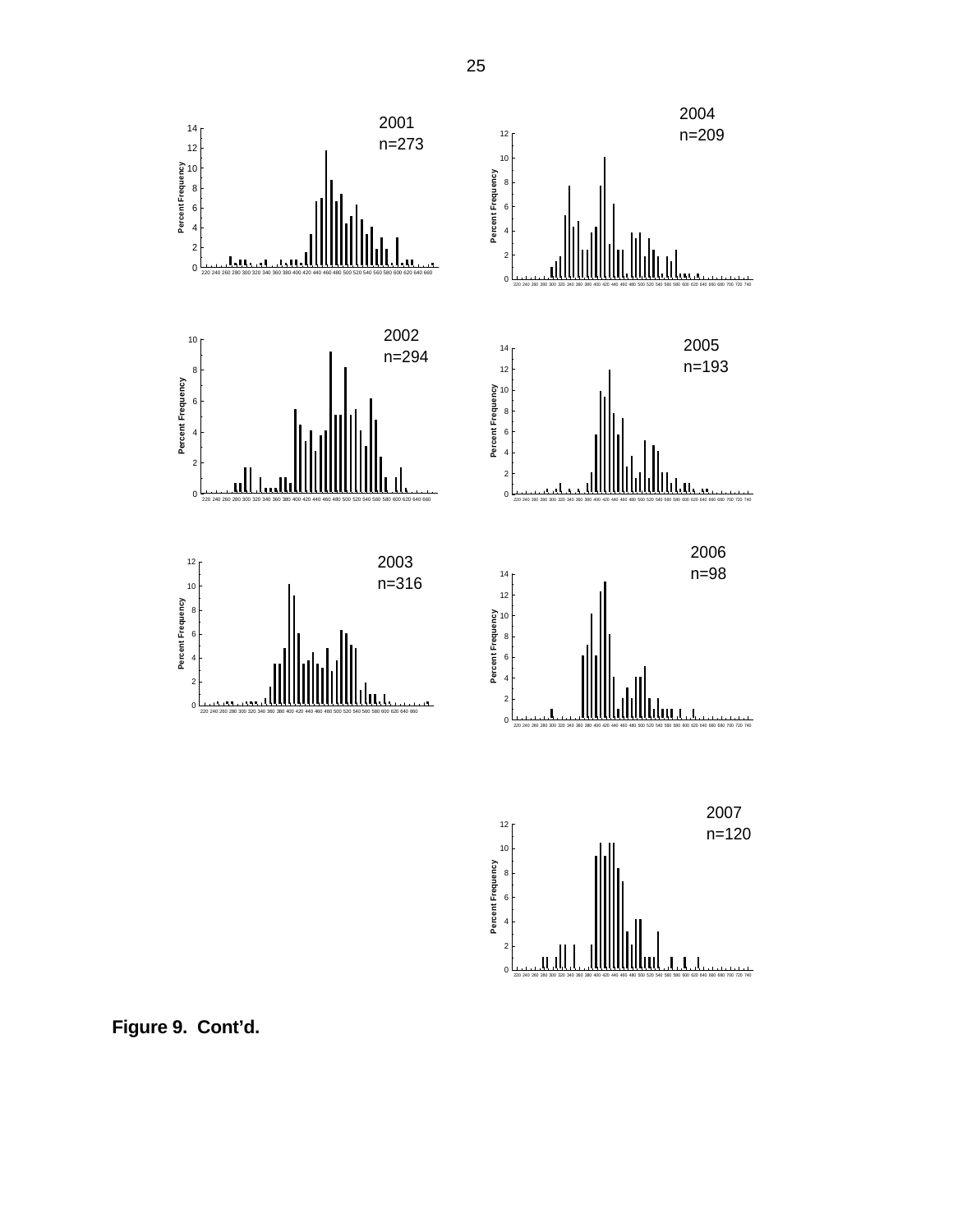2001
n=273

2004
n=209

2002
n=294

2005
n=193

2003
n=316

2006
n=98

2007
n=120

**Figure 9. Cont'd.**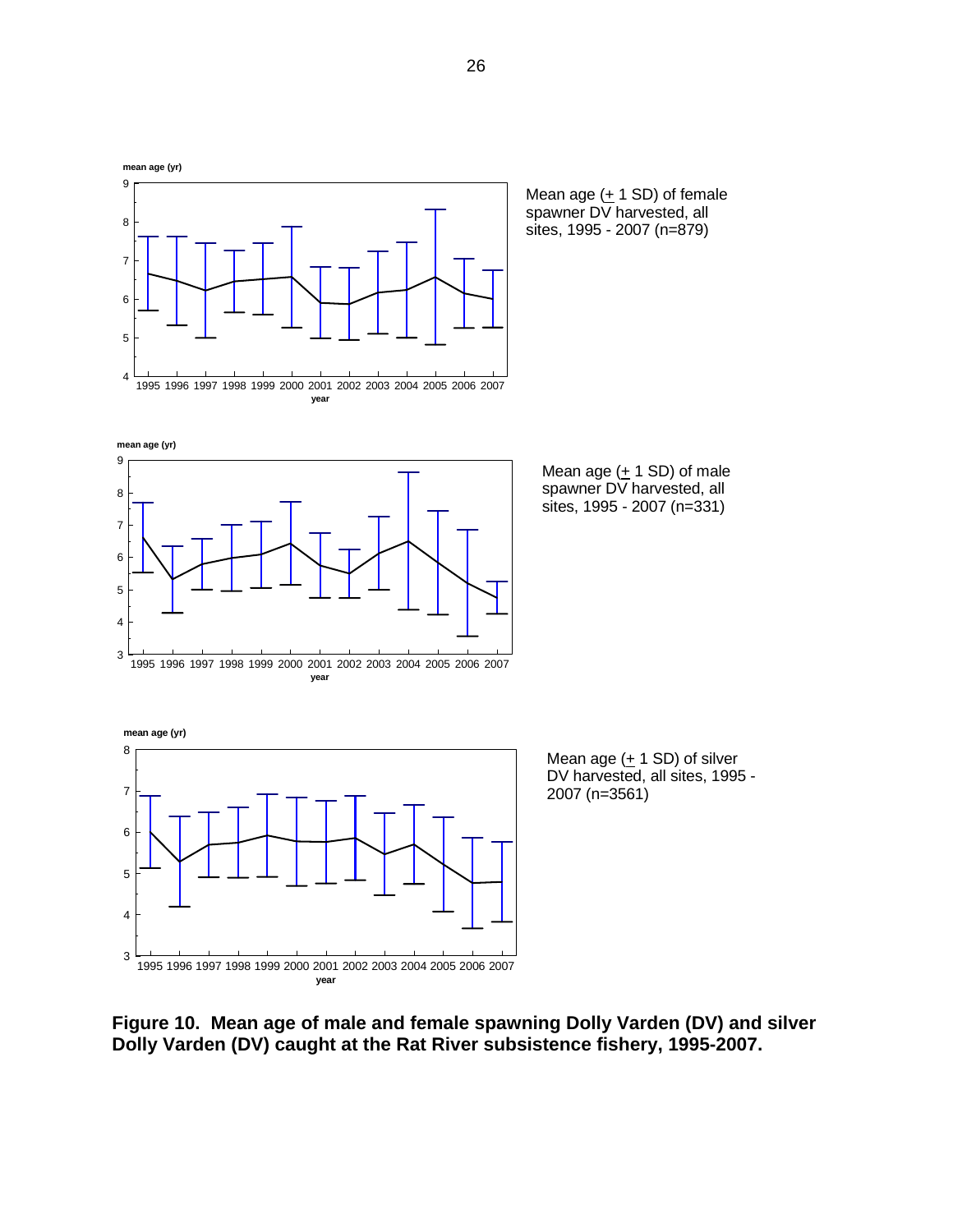Mean age (± 1 SD) of female spawner DV harvested, all sites, 1995 - 2007 (n=879)

Mean age (± 1 SD) of male spawner DV harvested, all sites, 1995 - 2007 (n=331)

Mean age (± 1 SD) of silver DV harvested, all sites, 1995 - 2007 (n=3561)

**Figure 10. Mean age of male and female spawning Dolly Varden (DV) and silver Dolly Varden (DV) caught at the Rat River subsistence fishery, 1995-2007.**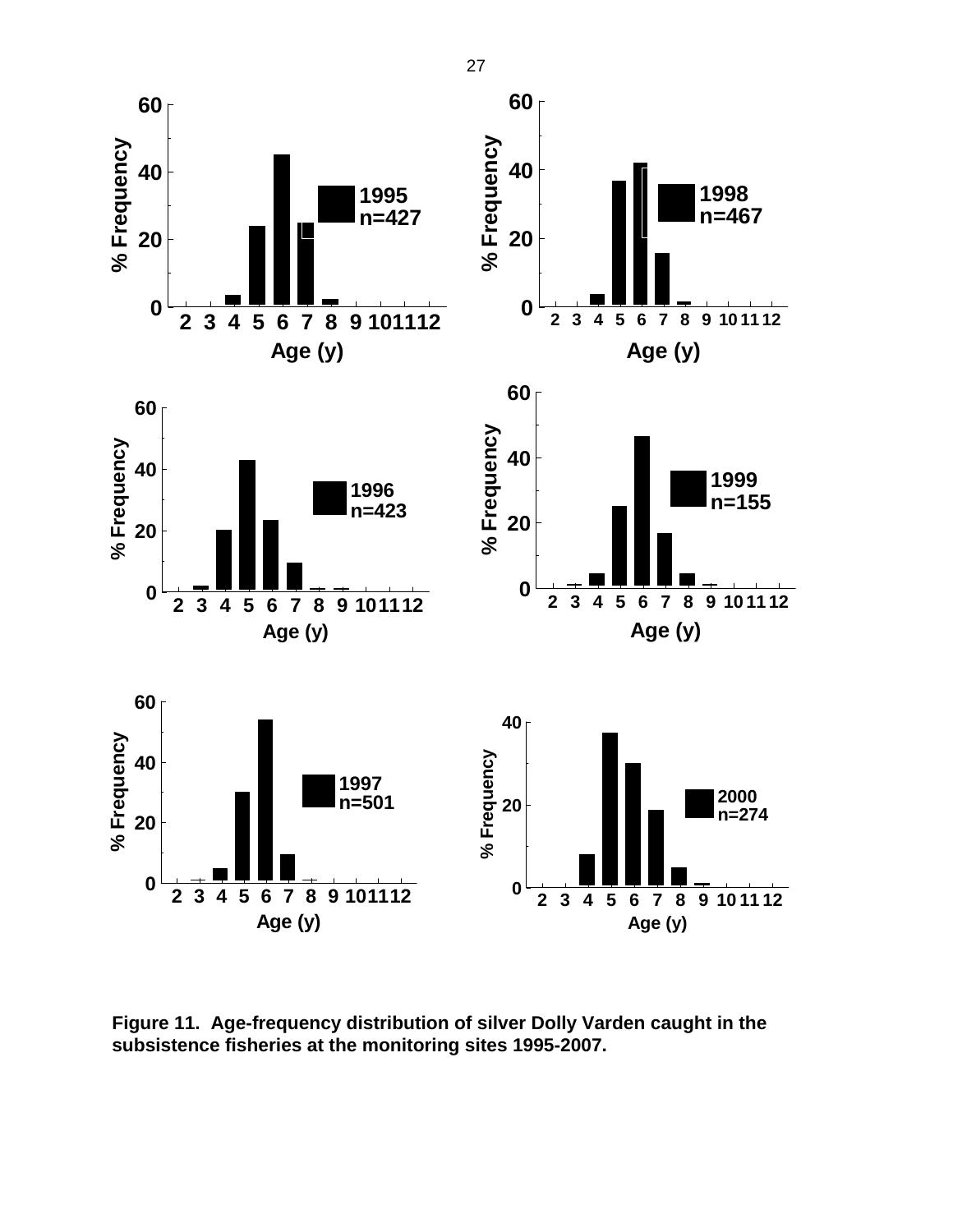Figure 11. Age-frequency distribution of silver Dolly Varden caught in the subsistence fisheries at the monitoring sites 1995-2007.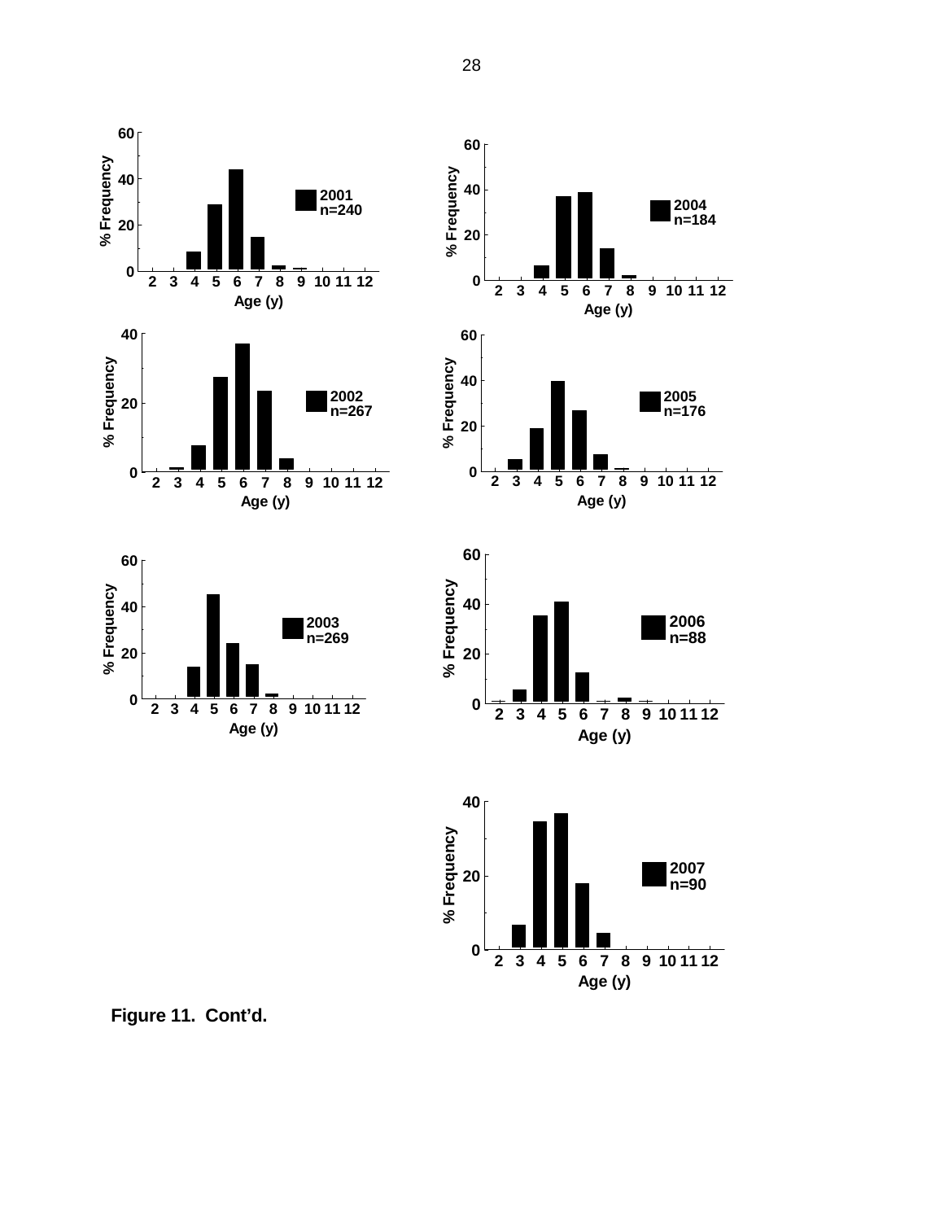Figure 11. Cont'd.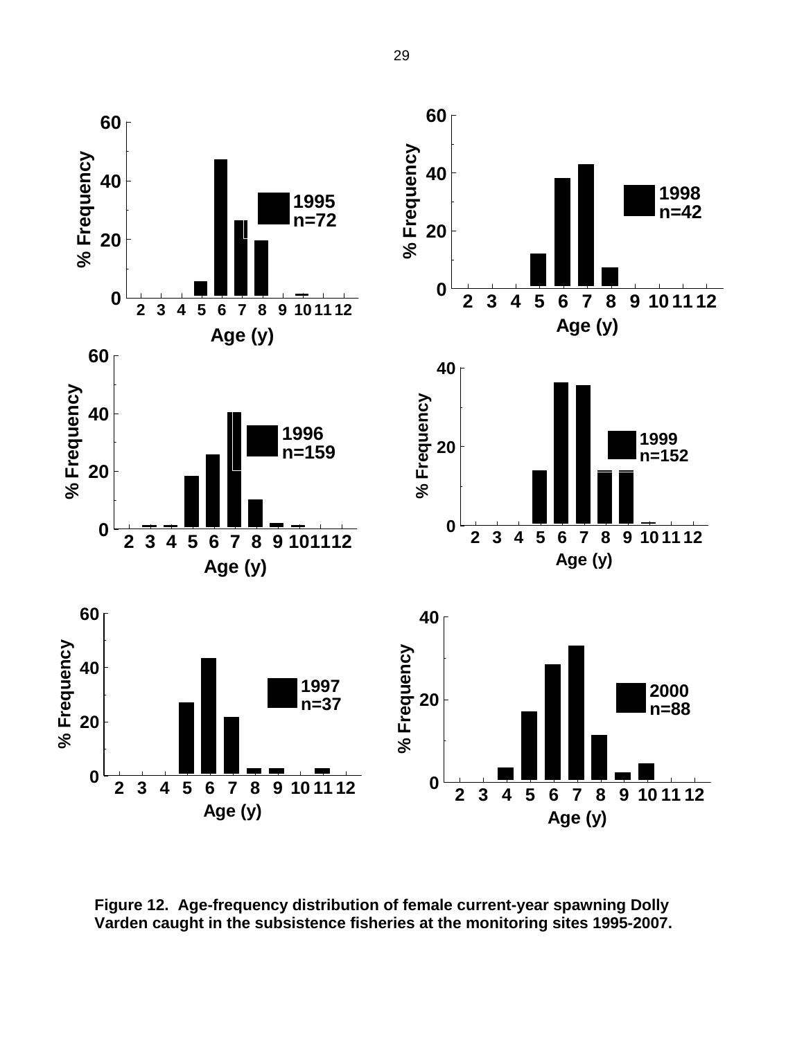Figure 12. Age-frequency distribution of female current-year spawning Dolly Varden caught in the subsistence fisheries at the monitoring sites 1995-2007.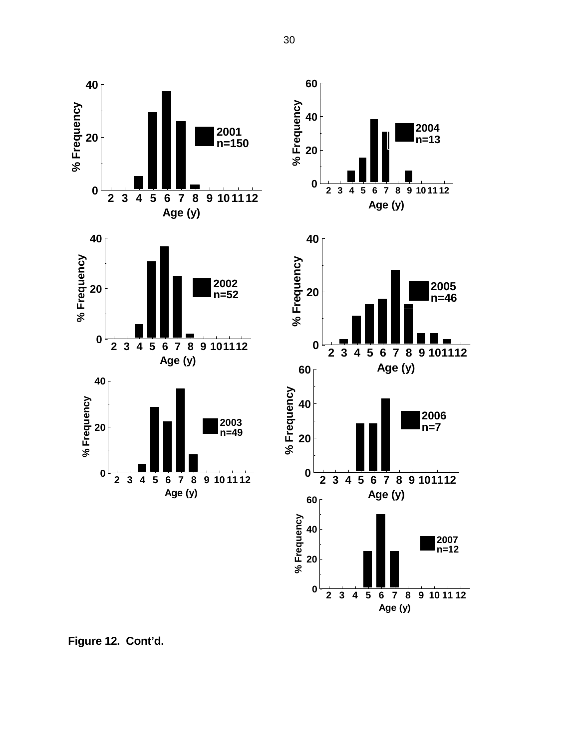Figure 12. Cont'd.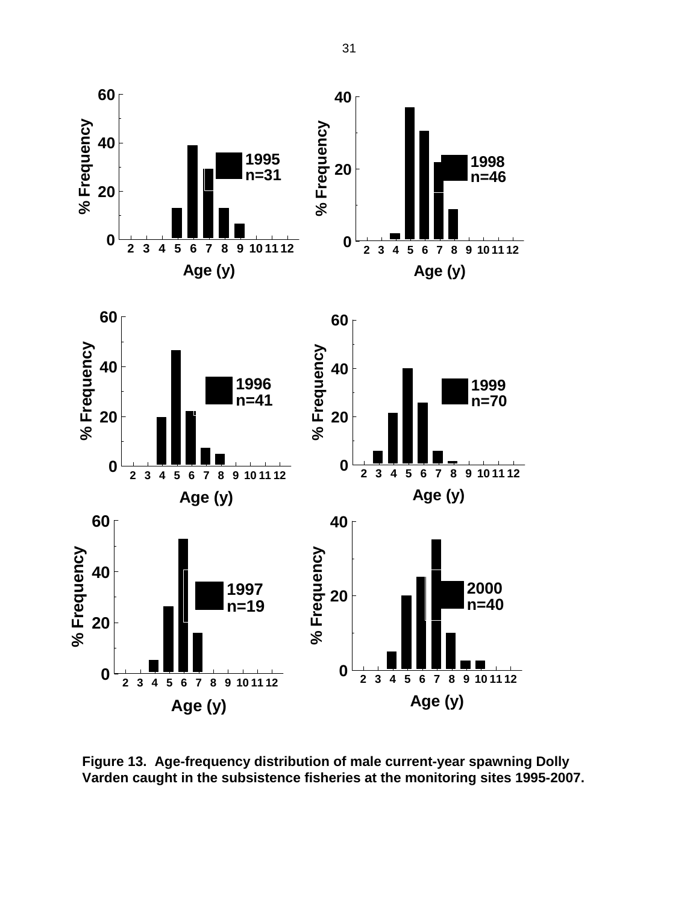**Figure 13. Age-frequency distribution of male current-year spawning Dolly Varden caught in the subsistence fisheries at the monitoring sites 1995-2007.**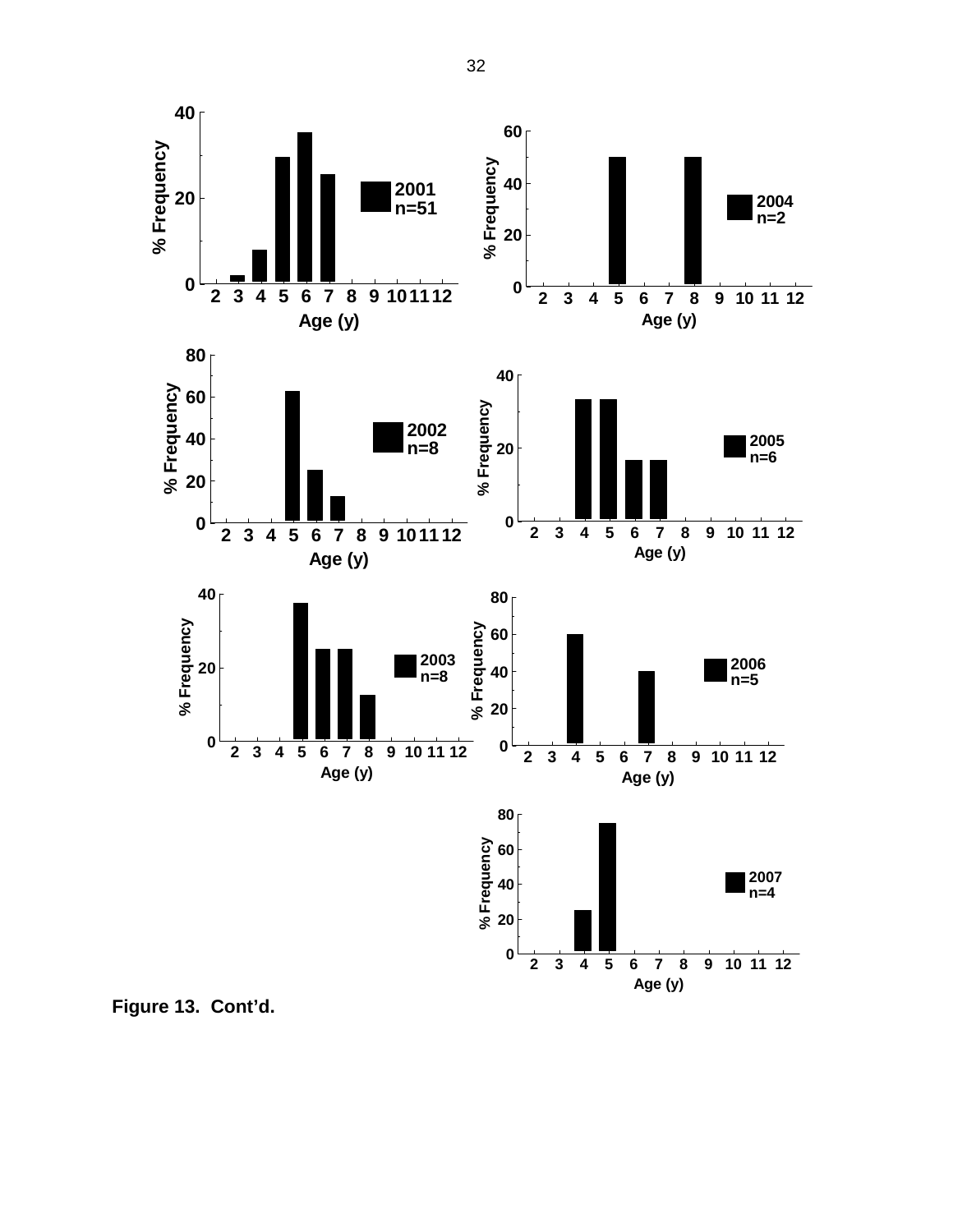Figure 13. Cont'd.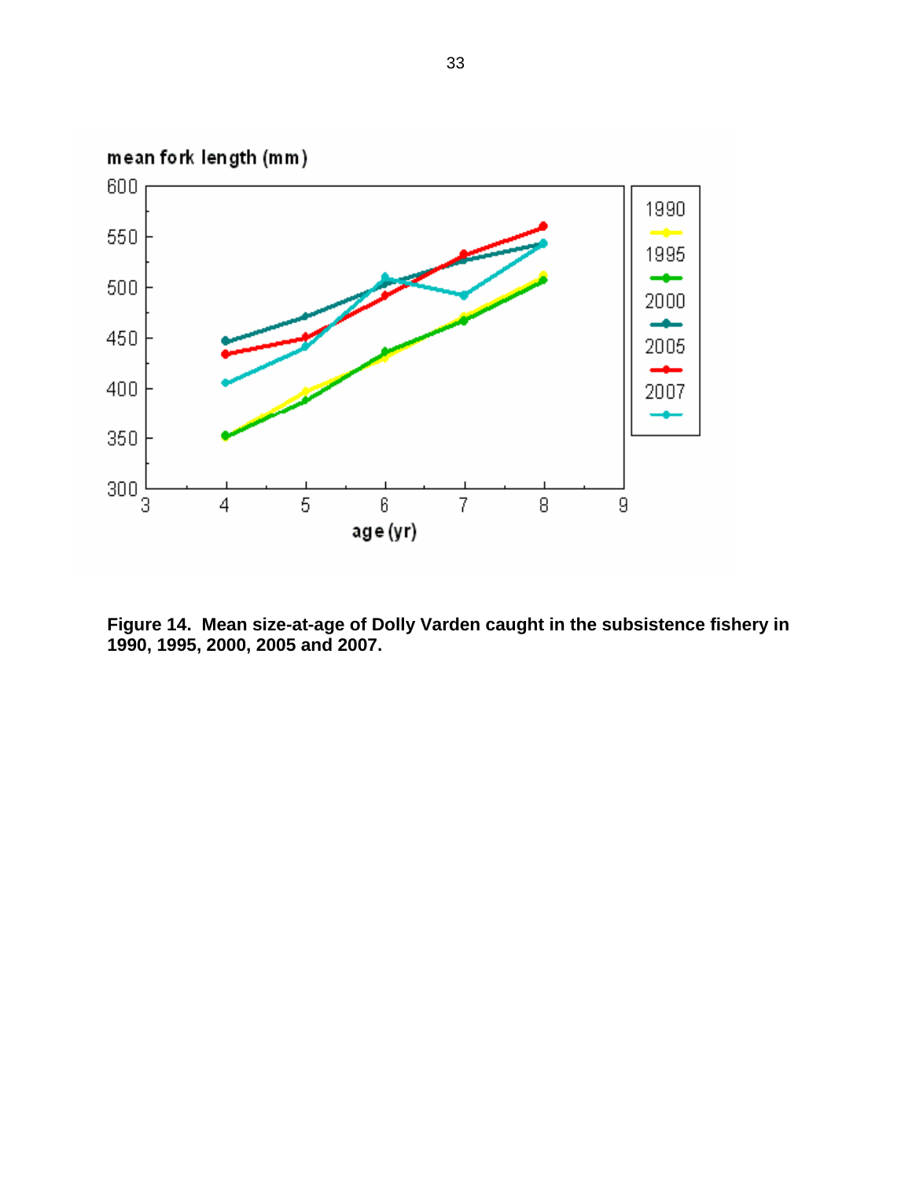**Figure 14. Mean size-at-age of Dolly Varden caught in the subsistence fishery in 1990, 1995, 2000, 2005 and 2007.**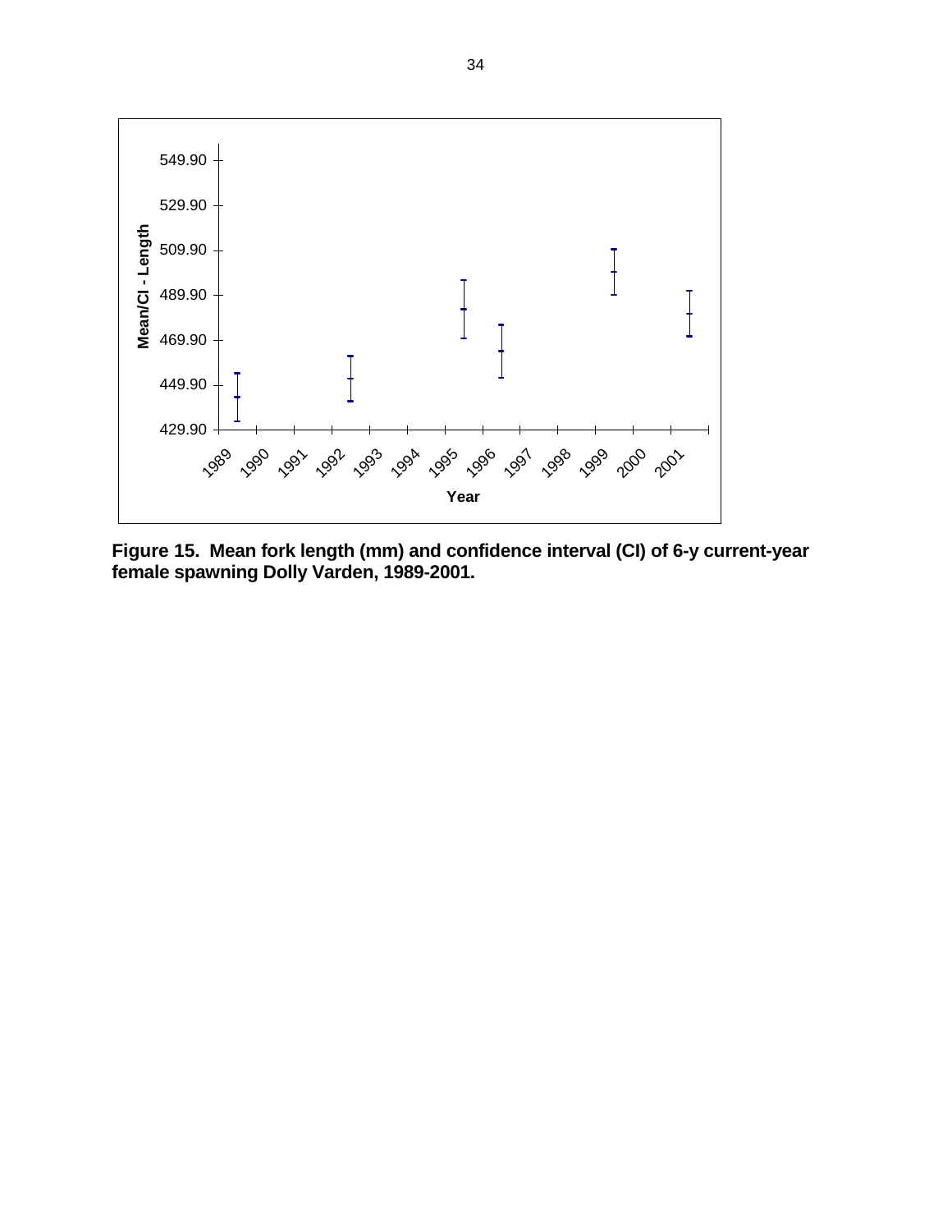Figure 15. Mean fork length (mm) and confidence interval (CI) of 6-y current-year female spawning Dolly Varden, 1989-2001.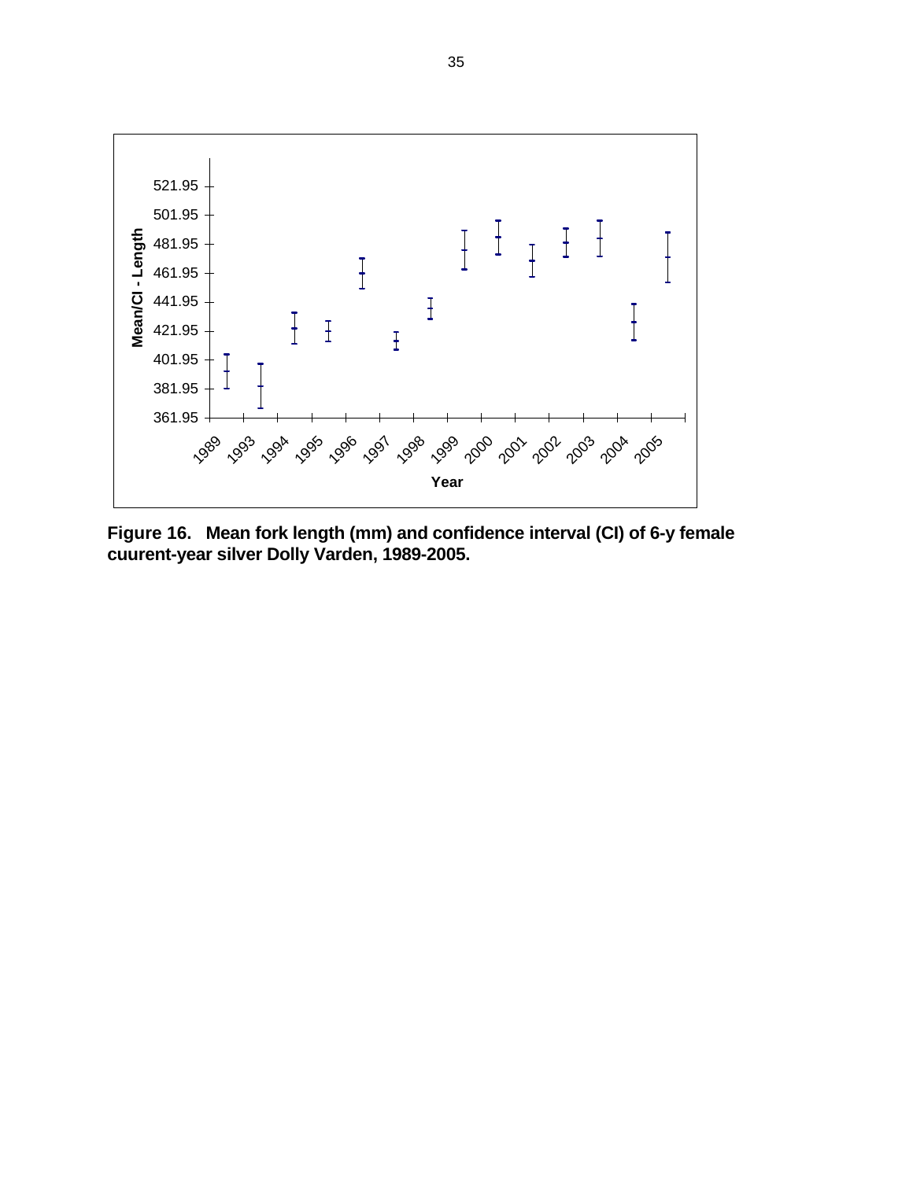**Figure 16. Mean fork length (mm) and confidence interval (CI) of 6-y female cuurent-year silver Dolly Varden, 1989-2005.**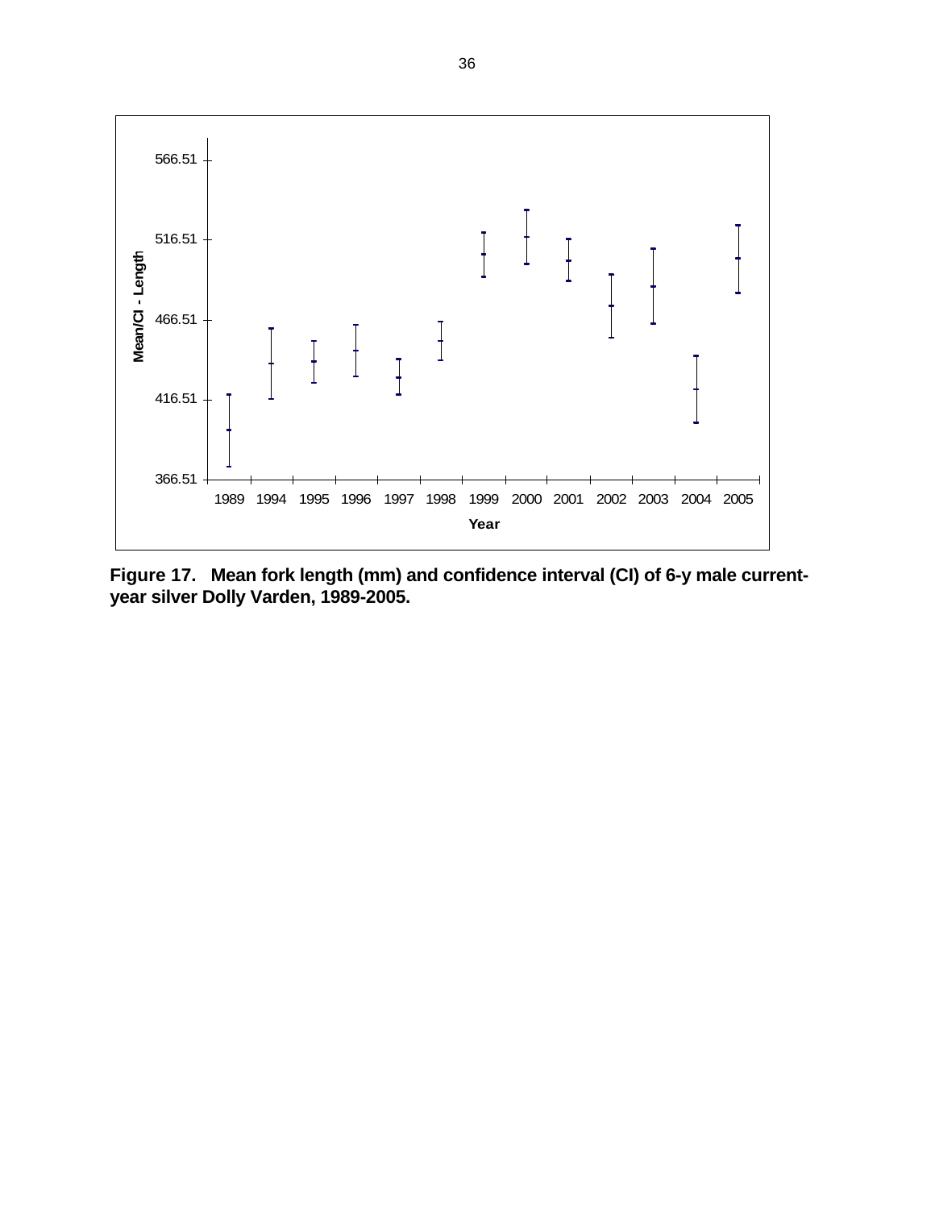**Figure 17. Mean fork length (mm) and confidence interval (CI) of 6-y male current-year silver Dolly Varden, 1989-2005.**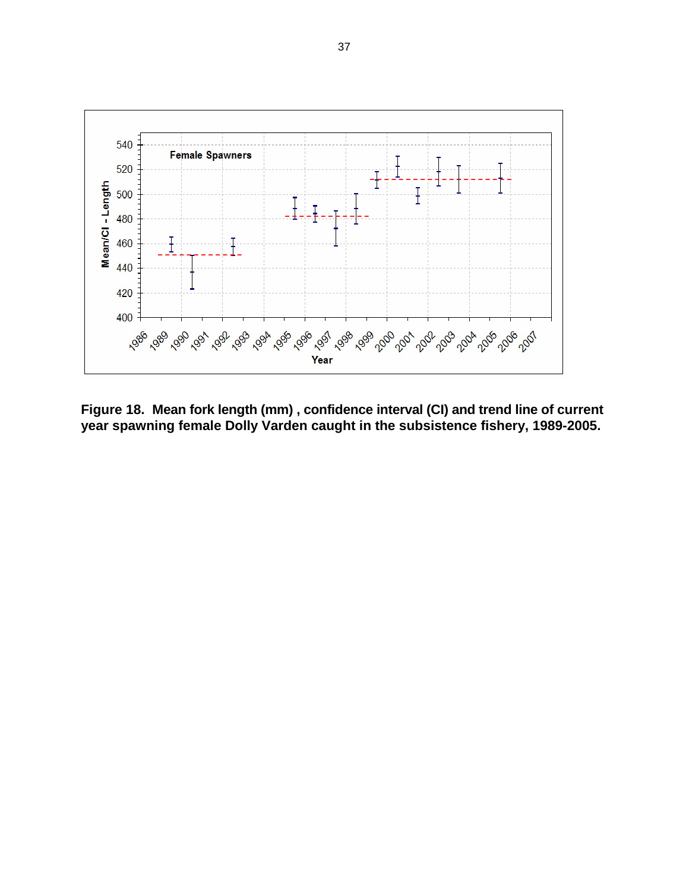**Figure 18. Mean fork length (mm) , confidence interval (CI) and trend line of current year spawning female Dolly Varden caught in the subsistence fishery, 1989-2005.**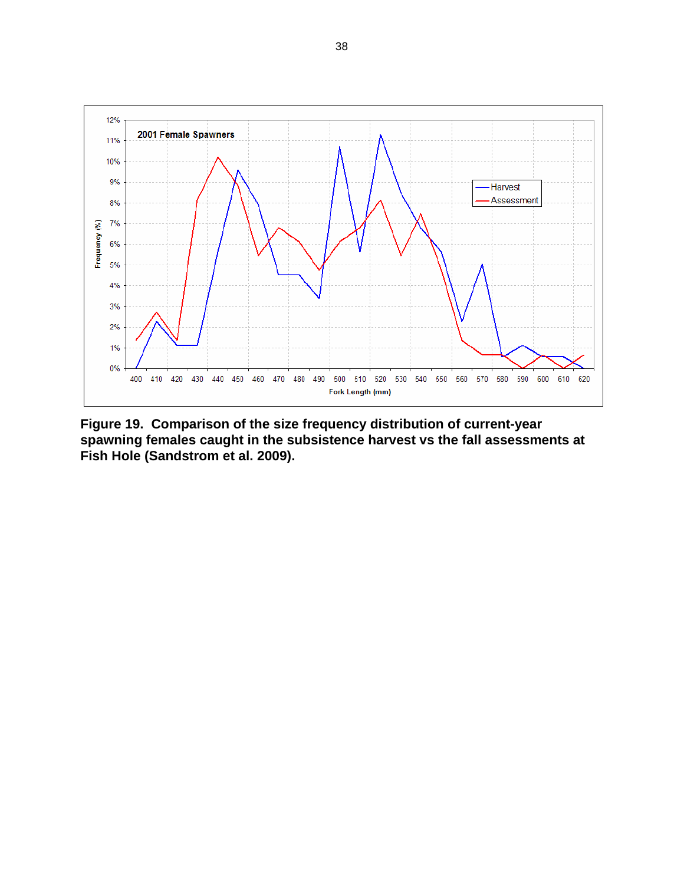**Figure 19. Comparison of the size frequency distribution of current-year spawning females caught in the subsistence harvest vs the fall assessments at Fish Hole (Sandstrom et al. 2009).**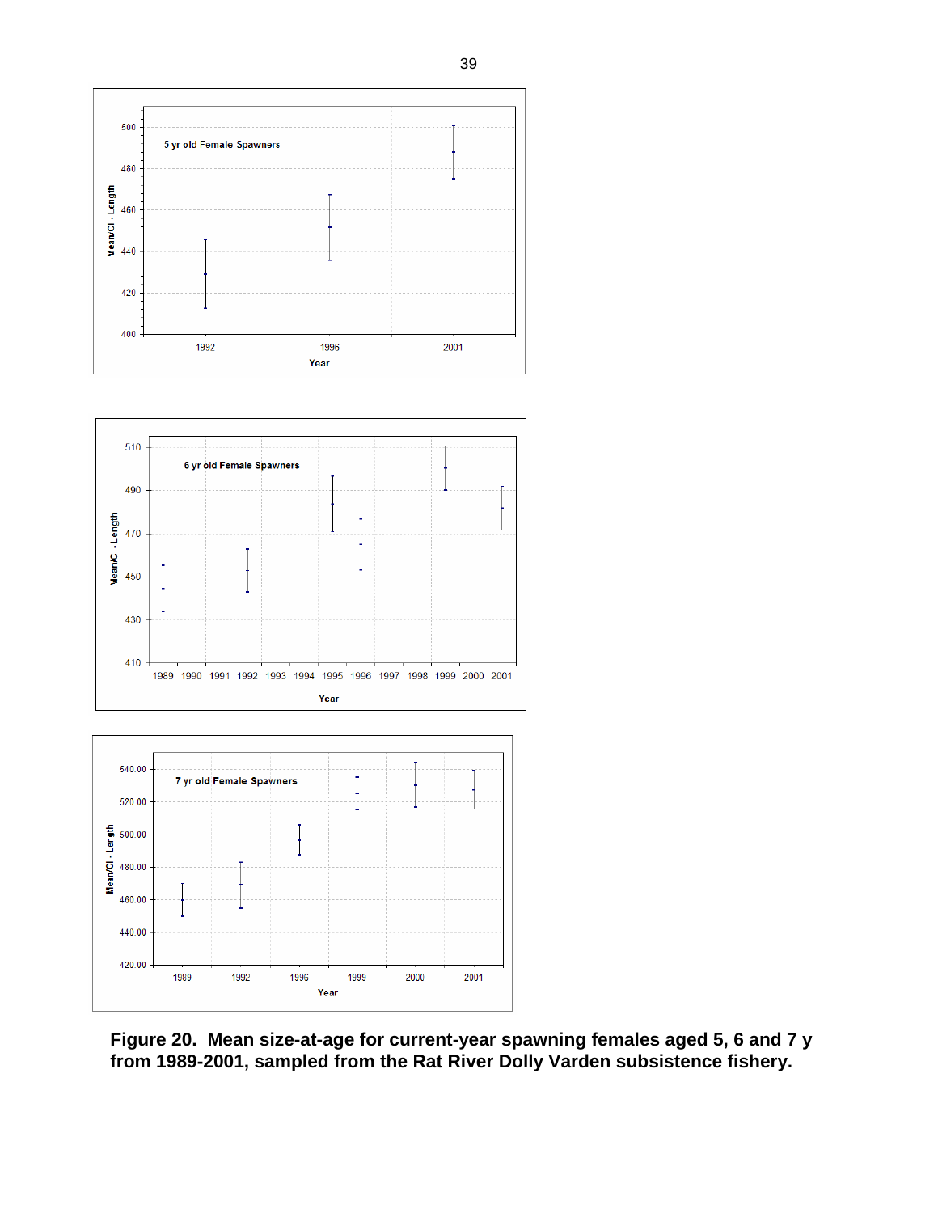**Figure 20. Mean size-at-age for current-year spawning females aged 5, 6 and 7 y from 1989-2001, sampled from the Rat River Dolly Varden subsistence fishery.**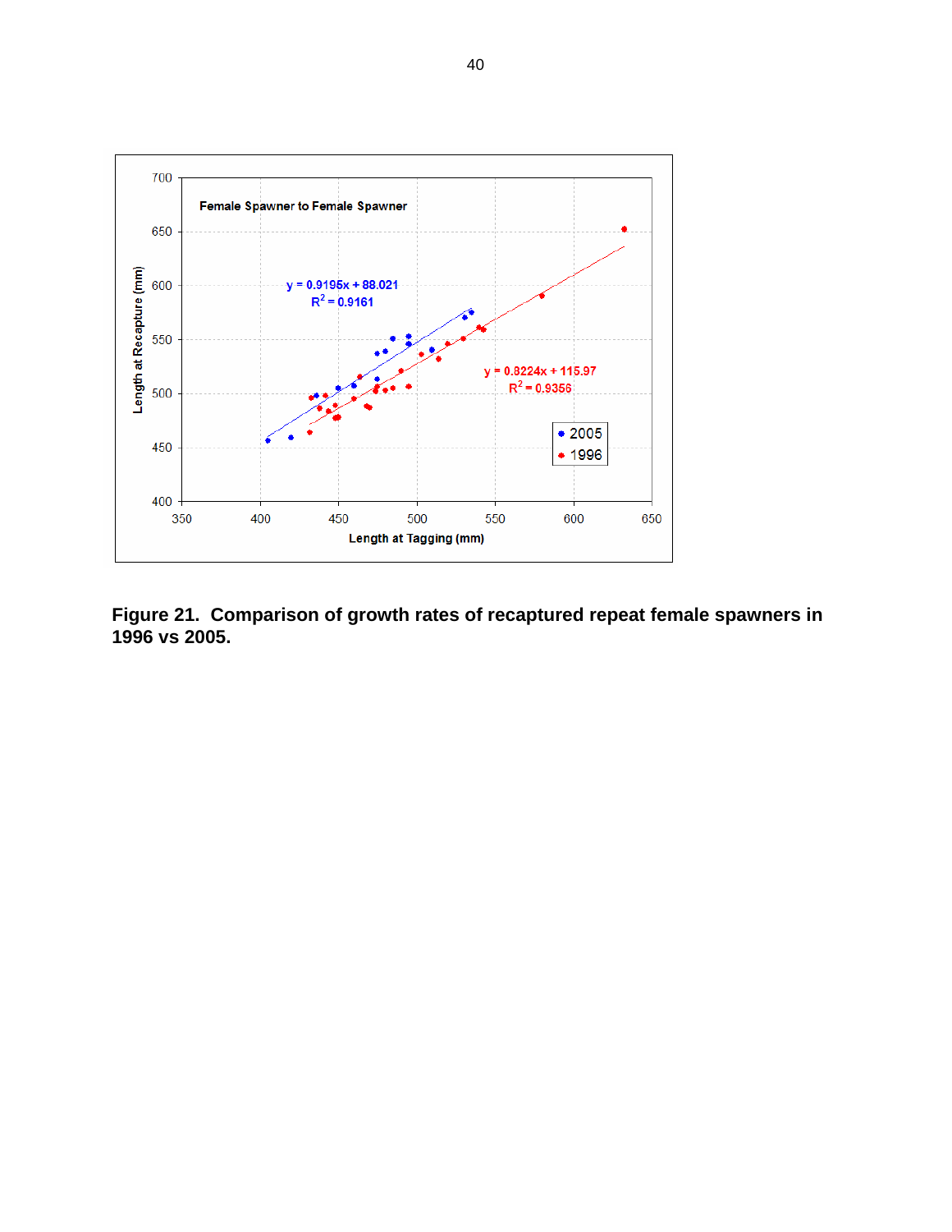**Figure 21. Comparison of growth rates of recaptured repeat female spawners in 1996 vs 2005.**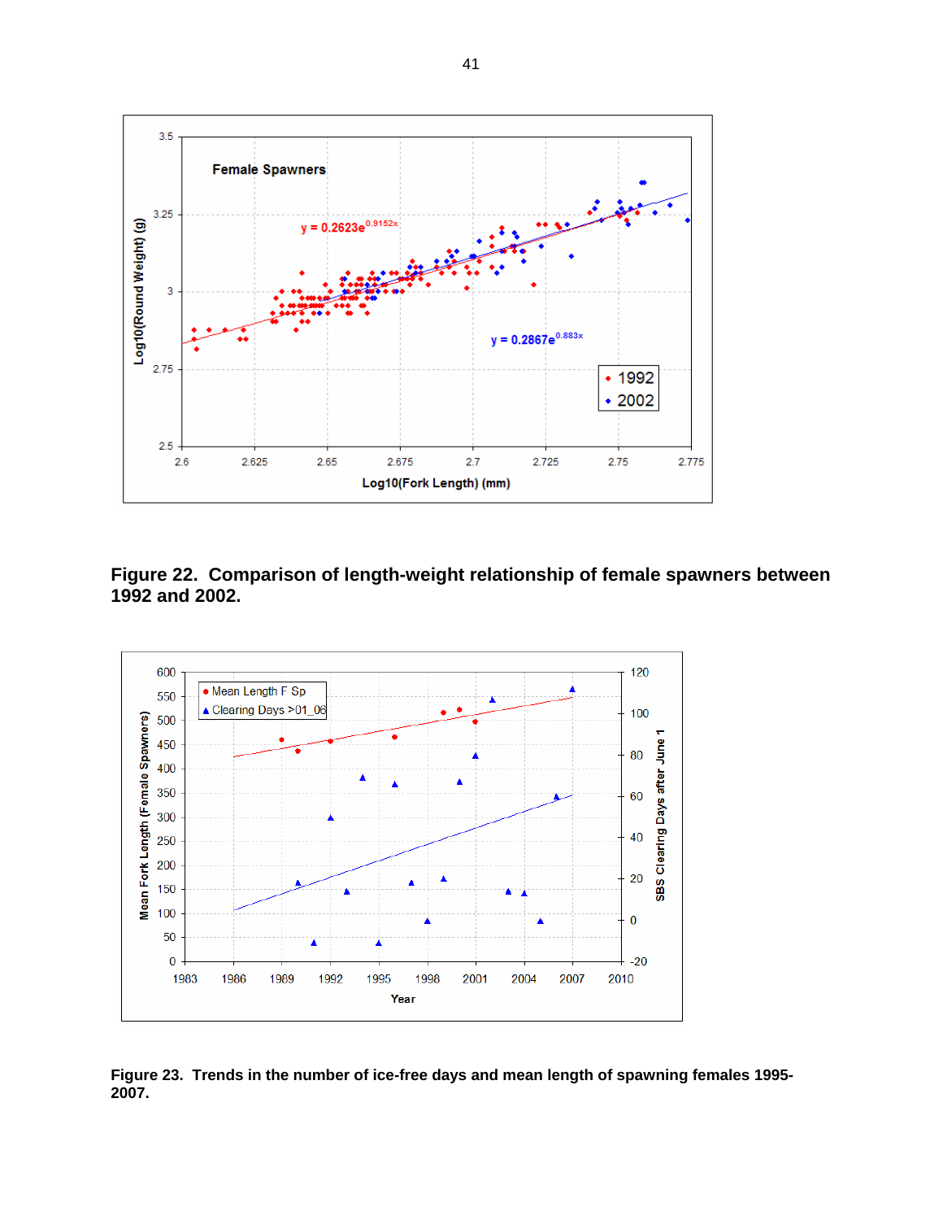**Figure 22. Comparison of length-weight relationship of female spawners between 1992 and 2002.**

**Figure 23. Trends in the number of ice-free days and mean length of spawning females 1995-2007.**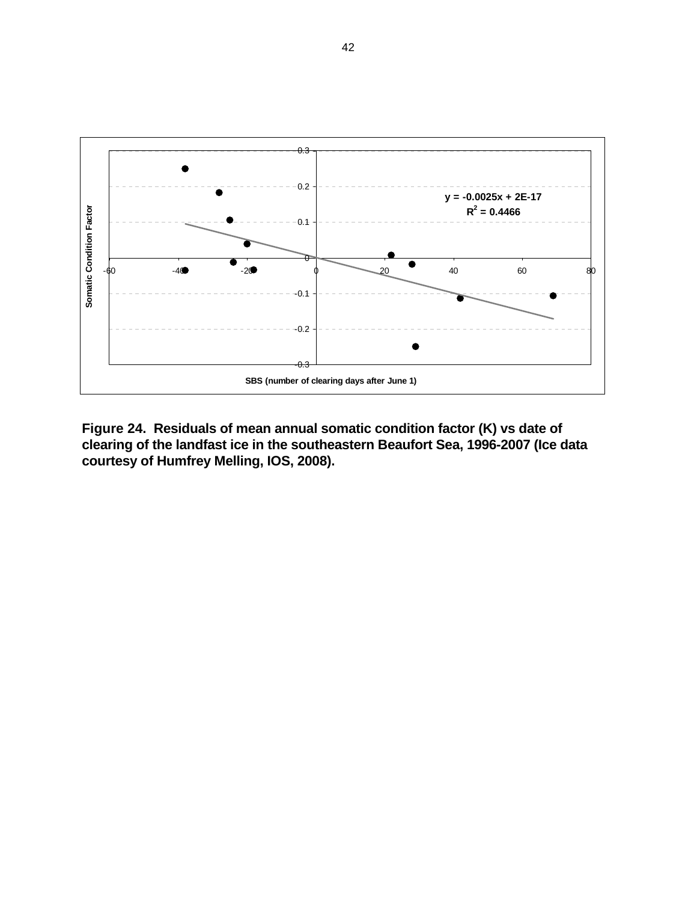y = -0.0025x + 2E-17

$R^2$ = 0.4466

Somatic Condition Factor

SBS (number of clearing days after June 1)

**Figure 24. Residuals of mean annual somatic condition factor (K) vs date of clearing of the landfast ice in the southeastern Beaufort Sea, 1996-2007 (Ice data courtesy of Humfrey Melling, IOS, 2008).**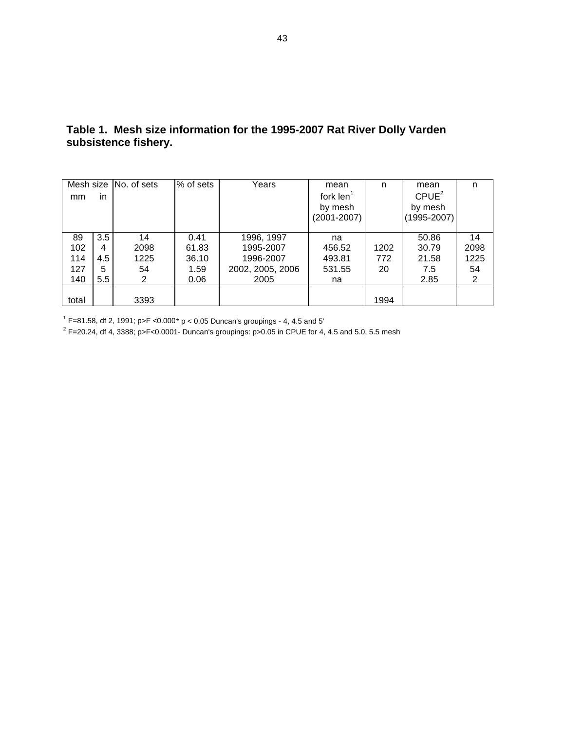**Table 1. Mesh size information for the 1995-2007 Rat River Dolly Varden subsistence fishery.**

| Mesh size mm | in | No. of sets | % of sets | Years | mean fork len[1] by mesh (2001-2007) | n | mean CPUE[2] by mesh (1995-2007) | n |
|---|---|---|---|---|---|---|---|---|
| 89 | 3.5 | 14 | 0.41 | 1996, 1997 | na | | 50.86 | 14 |
| 102 | 4 | 2098 | 61.83 | 1995-2007 | 456.52 | 1202 | 30.79 | 2098 |
| 114 | 4.5 | 1225 | 36.10 | 1996-2007 | 493.81 | 772 | 21.58 | 1225 |
| 127 | 5 | 54 | 1.59 | 2002, 2005, 2006 | 531.55 | 20 | 7.5 | 54 |
| 140 | 5.5 | 2 | 0.06 | 2005 | na | | 2.85 | 2 |
| total | | 3393 | | | | 1994 | | |

[1] F=81.58, df 2, 1991; p>F <0.000* p < 0.05 Duncan's groupings - 4, 4.5 and 5'

[2] F=20.24, df 4, 3388; p>F<0.0001- Duncan's groupings: p>0.05 in CPUE for 4, 4.5 and 5.0, 5.5 mesh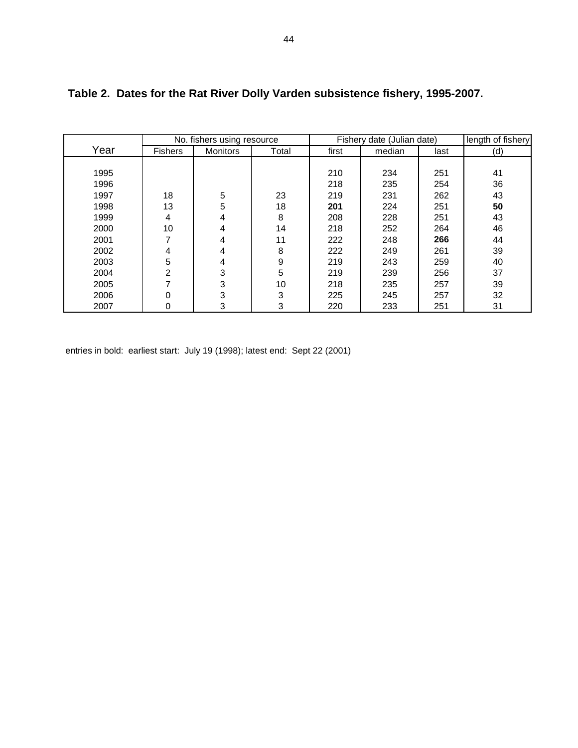**Table 2. Dates for the Rat River Dolly Varden subsistence fishery, 1995-2007.**

| | No. fishers using resource | | | Fishery date (Julian date) | | | length of fishery |
|---|---|---|---|---|---|---|---|
| Year | Fishers | Monitors | Total | first | median | last | (d) |
| 1995 | | | | 210 | 234 | 251 | 41 |
| 1996 | | | | 218 | 235 | 254 | 36 |
| 1997 | 18 | 5 | 23 | 219 | 231 | 262 | 43 |
| 1998 | 13 | 5 | 18 | **201** | 224 | 251 | **50** |
| 1999 | 4 | 4 | 8 | 208 | 228 | 251 | 43 |
| 2000 | 10 | 4 | 14 | 218 | 252 | 264 | 46 |
| 2001 | 7 | 4 | 11 | 222 | 248 | **266** | 44 |
| 2002 | 4 | 4 | 8 | 222 | 249 | 261 | 39 |
| 2003 | 5 | 4 | 9 | 219 | 243 | 259 | 40 |
| 2004 | 2 | 3 | 5 | 219 | 239 | 256 | 37 |
| 2005 | 7 | 3 | 10 | 218 | 235 | 257 | 39 |
| 2006 | 0 | 3 | 3 | 225 | 245 | 257 | 32 |
| 2007 | 0 | 3 | 3 | 220 | 233 | 251 | 31 |

entries in bold: earliest start: July 19 (1998); latest end: Sept 22 (2001)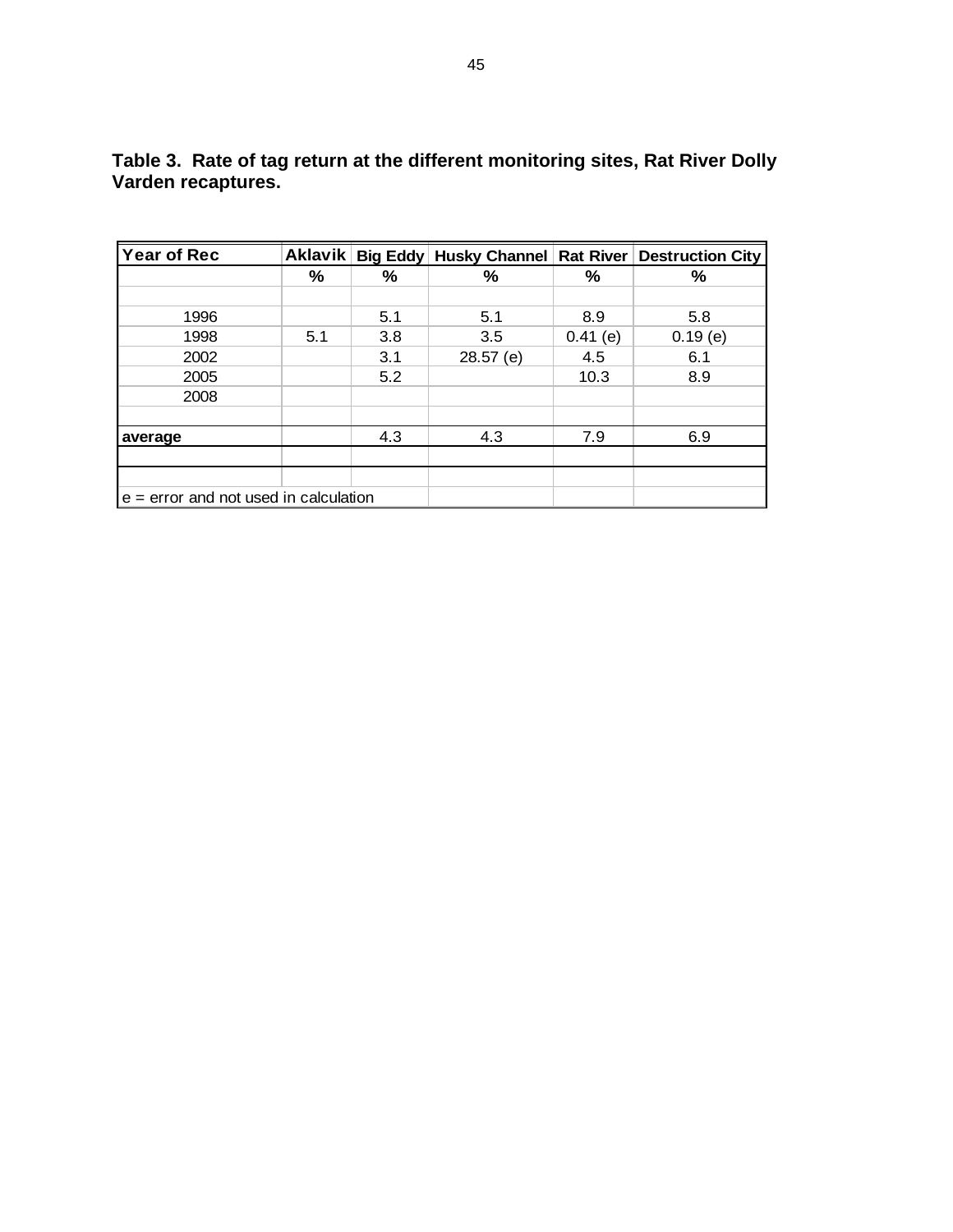**Table 3. Rate of tag return at the different monitoring sites, Rat River Dolly Varden recaptures.**

| Year of Rec | Aklavik | Big Eddy | Husky Channel | Rat River | Destruction City |
|---|---|---|---|---|---|
| | % | % | % | % | % |
| | | | | | |
| 1996 | | 5.1 | 5.1 | 8.9 | 5.8 |
| 1998 | 5.1 | 3.8 | 3.5 | 0.41 (e) | 0.19 (e) |
| 2002 | | 3.1 | 28.57 (e) | 4.5 | 6.1 |
| 2005 | | 5.2 | | 10.3 | 8.9 |
| 2008 | | | | | |
| | | | | | |
| **average** | | 4.3 | 4.3 | 7.9 | 6.9 |
| | | | | | |
| | | | | | |
| e = error and not used in calculation | | | | | |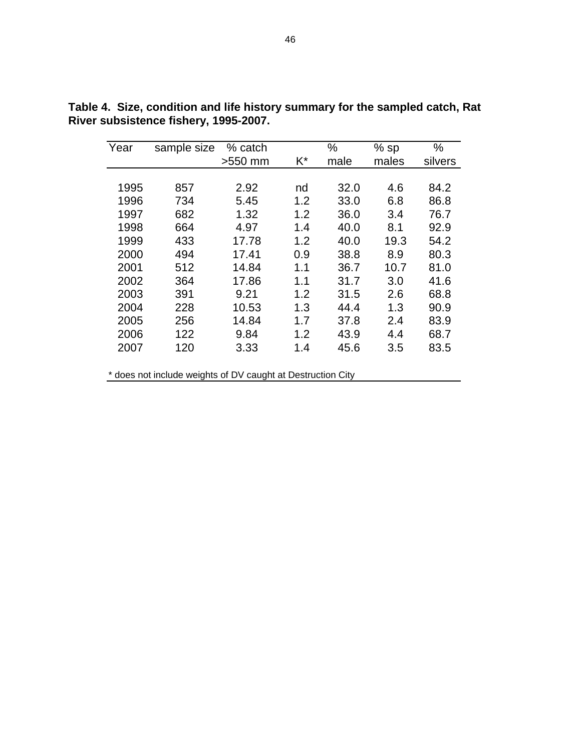**Table 4. Size, condition and life history summary for the sampled catch, Rat River subsistence fishery, 1995-2007.**

| Year | sample size | % catch >550 mm | K* | % male | % sp males | % silvers |
|---|---|---|---|---|---|---|
| 1995 | 857 | 2.92 | nd | 32.0 | 4.6 | 84.2 |
| 1996 | 734 | 5.45 | 1.2 | 33.0 | 6.8 | 86.8 |
| 1997 | 682 | 1.32 | 1.2 | 36.0 | 3.4 | 76.7 |
| 1998 | 664 | 4.97 | 1.4 | 40.0 | 8.1 | 92.9 |
| 1999 | 433 | 17.78 | 1.2 | 40.0 | 19.3 | 54.2 |
| 2000 | 494 | 17.41 | 0.9 | 38.8 | 8.9 | 80.3 |
| 2001 | 512 | 14.84 | 1.1 | 36.7 | 10.7 | 81.0 |
| 2002 | 364 | 17.86 | 1.1 | 31.7 | 3.0 | 41.6 |
| 2003 | 391 | 9.21 | 1.2 | 31.5 | 2.6 | 68.8 |
| 2004 | 228 | 10.53 | 1.3 | 44.4 | 1.3 | 90.9 |
| 2005 | 256 | 14.84 | 1.7 | 37.8 | 2.4 | 83.9 |
| 2006 | 122 | 9.84 | 1.2 | 43.9 | 4.4 | 68.7 |
| 2007 | 120 | 3.33 | 1.4 | 45.6 | 3.5 | 83.5 |

* does not include weights of DV caught at Destruction City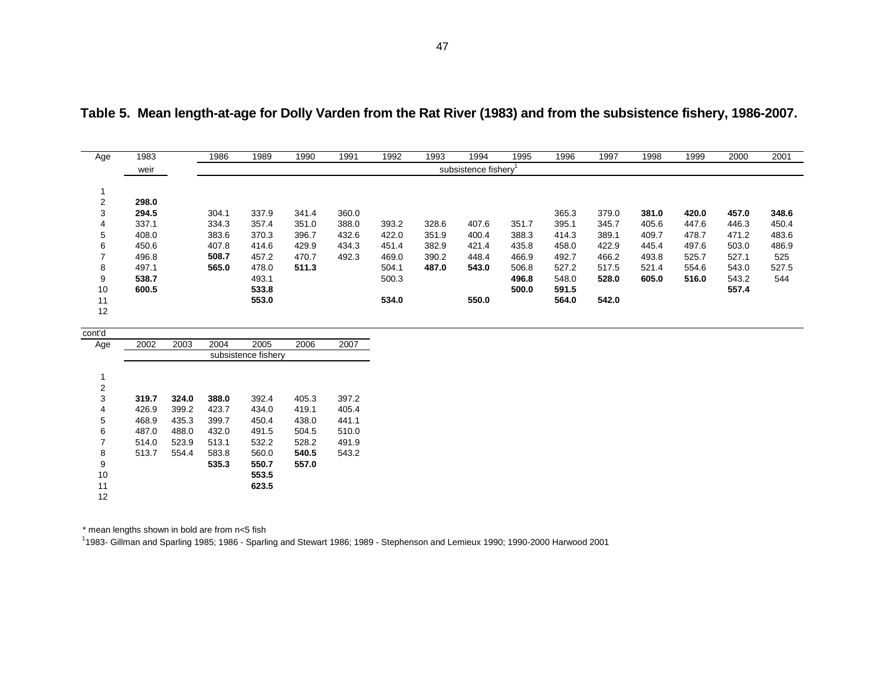**Table 5. Mean length-at-age for Dolly Varden from the Rat River (1983) and from the subsistence fishery, 1986-2007.**

| Age | 1983 | 1986 | 1989 | 1990 | 1991 | 1992 | 1993 | 1994 | 1995 | 1996 | 1997 | 1998 | 1999 | 2000 | 2001 |
|---|---|---|---|---|---|---|---|---|---|---|---|---|---|---|---|
| | weir | subsistence fishery[1] | | | | | | | | | | | | | |
| 1 | | | | | | | | | | | | | | | |
| 2 | **298.0** | | | | | | | | | | | | | | |
| 3 | **294.5** | 304.1 | 337.9 | 341.4 | 360.0 | | | | | 365.3 | 379.0 | **381.0** | **420.0** | **457.0** | **348.6** |
| 4 | 337.1 | 334.3 | 357.4 | 351.0 | 388.0 | 393.2 | 328.6 | 407.6 | 351.7 | 395.1 | 345.7 | 405.6 | 447.6 | 446.3 | 450.4 |
| 5 | 408.0 | 383.6 | 370.3 | 396.7 | 432.6 | 422.0 | 351.9 | 400.4 | 388.3 | 414.3 | 389.1 | 409.7 | 478.7 | 471.2 | 483.6 |
| 6 | 450.6 | 407.8 | 414.6 | 429.9 | 434.3 | 451.4 | 382.9 | 421.4 | 435.8 | 458.0 | 422.9 | 445.4 | 497.6 | 503.0 | 486.9 |
| 7 | 496.8 | **508.7** | 457.2 | 470.7 | 492.3 | 469.0 | 390.2 | 448.4 | 466.9 | 492.7 | 466.2 | 493.8 | 525.7 | 527.1 | 525 |
| 8 | 497.1 | **565.0** | 478.0 | **511.3** | | 504.1 | **487.0** | **543.0** | 506.8 | 527.2 | 517.5 | 521.4 | 554.6 | 543.0 | 527.5 |
| 9 | **538.7** | | 493.1 | | | 500.3 | | | **496.8** | 548.0 | **528.0** | **605.0** | **516.0** | 543.2 | 544 |
| 10 | **600.5** | | **533.8** | | | | | | **500.0** | **591.5** | | | | **557.4** | |
| 11 | | | **553.0** | | | **534.0** | | **550.0** | | **564.0** | **542.0** | | | | |
| 12 | | | | | | | | | | | | | | | |

cont'd

| Age | 2002 | 2003 | 2004 | 2005 | 2006 | 2007 |
|---|---|---|---|---|---|---|
| | subsistence fishery | | | | | |
| 1 | | | | | | |
| 2 | | | | | | |
| 3 | **319.7** | **324.0** | **388.0** | 392.4 | 405.3 | 397.2 |
| 4 | 426.9 | 399.2 | 423.7 | 434.0 | 419.1 | 405.4 |
| 5 | 468.9 | 435.3 | 399.7 | 450.4 | 438.0 | 441.1 |
| 6 | 487.0 | 488.0 | 432.0 | 491.5 | 504.5 | 510.0 |
| 7 | 514.0 | 523.9 | 513.1 | 532.2 | 528.2 | 491.9 |
| 8 | 513.7 | 554.4 | 583.8 | 560.0 | **540.5** | 543.2 |
| 9 | | | **535.3** | 550.7 | **557.0** | |
| 10 | | | | **553.5** | | |
| 11 | | | | **623.5** | | |
| 12 | | | | | | |

\* mean lengths shown in bold are from n<5 fish

[1]1983- Gillman and Sparling 1985; 1986 - Sparling and Stewart 1986; 1989 - Stephenson and Lemieux 1990; 1990-2000 Harwood 2001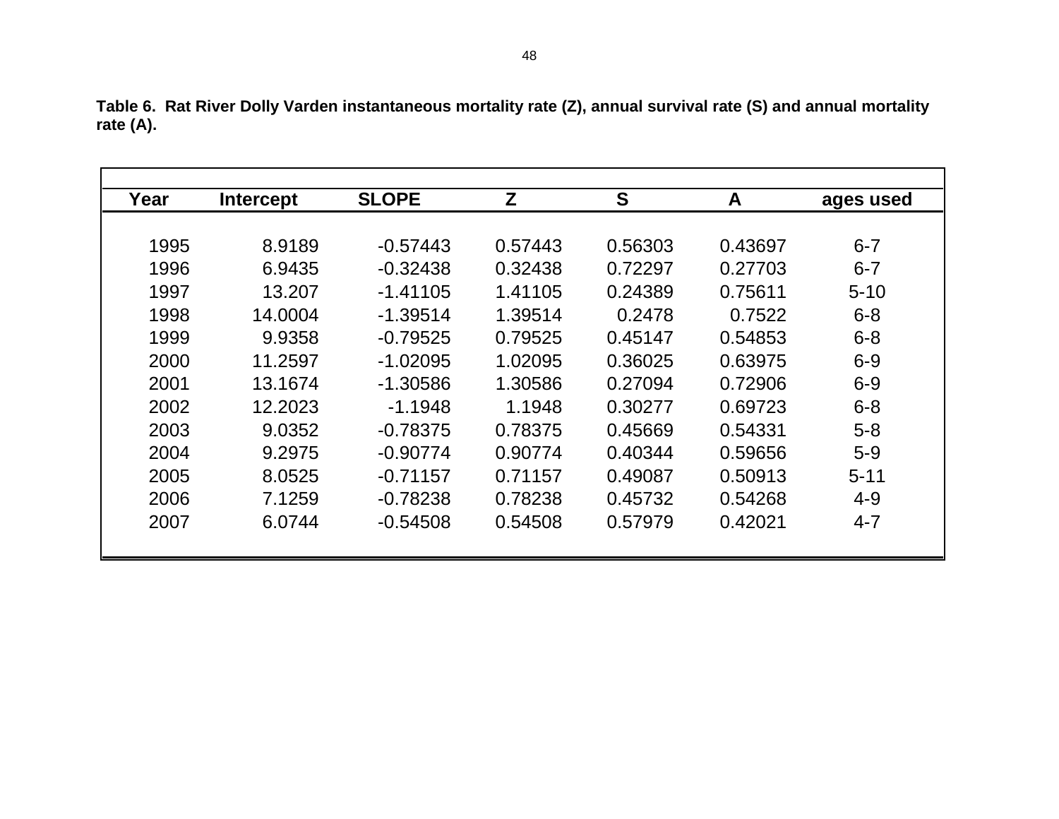**Table 6. Rat River Dolly Varden instantaneous mortality rate (Z), annual survival rate (S) and annual mortality rate (A).**

| Year | Intercept | SLOPE | Z | S | A | ages used |
|---|---|---|---|---|---|---|
| 1995 | 8.9189 | -0.57443 | 0.57443 | 0.56303 | 0.43697 | 6-7 |
| 1996 | 6.9435 | -0.32438 | 0.32438 | 0.72297 | 0.27703 | 6-7 |
| 1997 | 13.207 | -1.41105 | 1.41105 | 0.24389 | 0.75611 | 5-10 |
| 1998 | 14.0004 | -1.39514 | 1.39514 | 0.2478 | 0.7522 | 6-8 |
| 1999 | 9.9358 | -0.79525 | 0.79525 | 0.45147 | 0.54853 | 6-8 |
| 2000 | 11.2597 | -1.02095 | 1.02095 | 0.36025 | 0.63975 | 6-9 |
| 2001 | 13.1674 | -1.30586 | 1.30586 | 0.27094 | 0.72906 | 6-9 |
| 2002 | 12.2023 | -1.1948 | 1.1948 | 0.30277 | 0.69723 | 6-8 |
| 2003 | 9.0352 | -0.78375 | 0.78375 | 0.45669 | 0.54331 | 5-8 |
| 2004 | 9.2975 | -0.90774 | 0.90774 | 0.40344 | 0.59656 | 5-9 |
| 2005 | 8.0525 | -0.71157 | 0.71157 | 0.49087 | 0.50913 | 5-11 |
| 2006 | 7.1259 | -0.78238 | 0.78238 | 0.45732 | 0.54268 | 4-9 |
| 2007 | 6.0744 | -0.54508 | 0.54508 | 0.57979 | 0.42021 | 4-7 |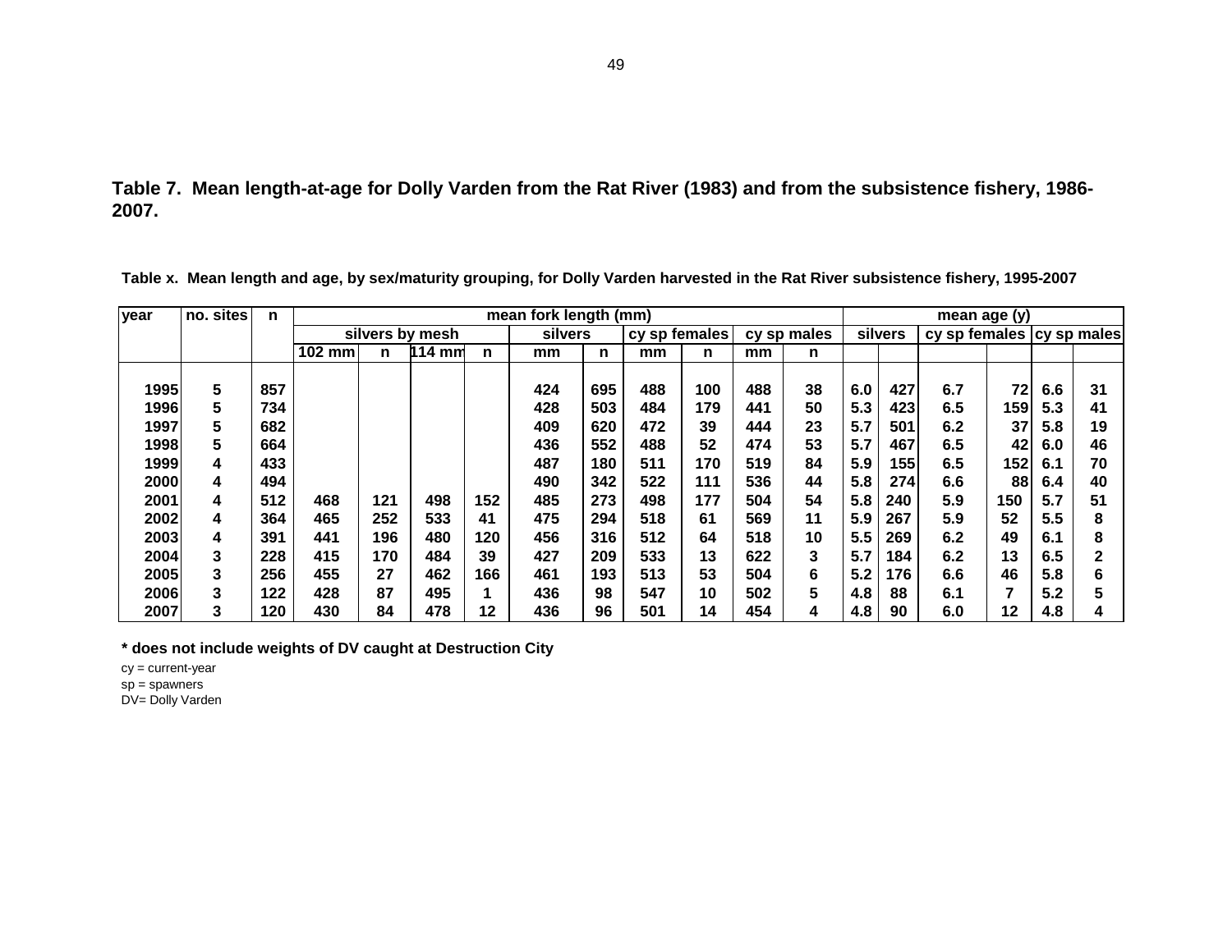**Table 7. Mean length-at-age for Dolly Varden from the Rat River (1983) and from the subsistence fishery, 1986-2007.**

**Table x. Mean length and age, by sex/maturity grouping, for Dolly Varden harvested in the Rat River subsistence fishery, 1995-2007**

| year | no. sites | n | mean fork length (mm) | | | | | | | | | | mean age (y) | | | | | |
|---|---|---|---|---|---|---|---|---|---|---|---|---|---|---|---|---|---|---|
| | | | silvers by mesh | | | | silvers | | cy sp females | | cy sp males | | silvers | | cy sp females | | cy sp males | |
| | | | 102 mm | n | 114 mm | n | mm | n | mm | n | mm | n | | | | | | |
| 1995 | 5 | 857 | | | | | 424 | 695 | 488 | 100 | 488 | 38 | 6.0 | 427 | 6.7 | 72 | 6.6 | 31 |
| 1996 | 5 | 734 | | | | | 428 | 503 | 484 | 179 | 441 | 50 | 5.3 | 423 | 6.5 | 159 | 5.3 | 41 |
| 1997 | 5 | 682 | | | | | 409 | 620 | 472 | 39 | 444 | 23 | 5.7 | 501 | 6.2 | 37 | 5.8 | 19 |
| 1998 | 5 | 664 | | | | | 436 | 552 | 488 | 52 | 474 | 53 | 5.7 | 467 | 6.5 | 42 | 6.0 | 46 |
| 1999 | 4 | 433 | | | | | 487 | 180 | 511 | 170 | 519 | 84 | 5.9 | 155 | 6.5 | 152 | 6.1 | 70 |
| 2000 | 4 | 494 | | | | | 490 | 342 | 522 | 111 | 536 | 44 | 5.8 | 274 | 6.6 | 88 | 6.4 | 40 |
| 2001 | 4 | 512 | 468 | 121 | 498 | 152 | 485 | 273 | 498 | 177 | 504 | 54 | 5.8 | 240 | 5.9 | 150 | 5.7 | 51 |
| 2002 | 4 | 364 | 465 | 252 | 533 | 41 | 475 | 294 | 518 | 61 | 569 | 11 | 5.9 | 267 | 5.9 | 52 | 5.5 | 8 |
| 2003 | 4 | 391 | 441 | 196 | 480 | 120 | 456 | 316 | 512 | 64 | 518 | 10 | 5.5 | 269 | 6.2 | 49 | 6.1 | 8 |
| 2004 | 3 | 228 | 415 | 170 | 484 | 39 | 427 | 209 | 533 | 13 | 622 | 3 | 5.7 | 184 | 6.2 | 13 | 6.5 | 2 |
| 2005 | 3 | 256 | 455 | 27 | 462 | 166 | 461 | 193 | 513 | 53 | 504 | 6 | 5.2 | 176 | 6.6 | 46 | 5.8 | 6 |
| 2006 | 3 | 122 | 428 | 87 | 495 | 1 | 436 | 98 | 547 | 10 | 502 | 5 | 4.8 | 88 | 6.1 | 7 | 5.2 | 5 |
| 2007 | 3 | 120 | 430 | 84 | 478 | 12 | 436 | 96 | 501 | 14 | 454 | 4 | 4.8 | 90 | 6.0 | 12 | 4.8 | 4 |

**\* does not include weights of DV caught at Destruction City**

cy = current-year
sp = spawners
DV= Dolly Varden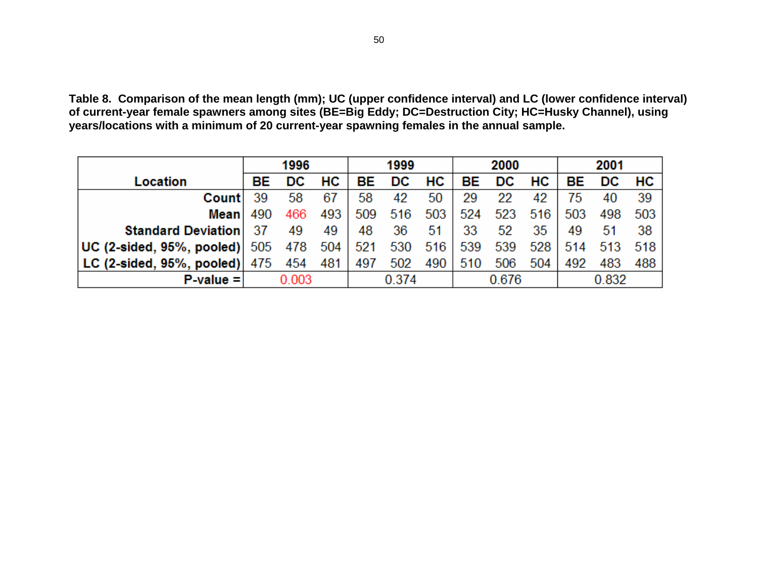**Table 8. Comparison of the mean length (mm); UC (upper confidence interval) and LC (lower confidence interval) of current-year female spawners among sites (BE=Big Eddy; DC=Destruction City; HC=Husky Channel), using years/locations with a minimum of 20 current-year spawning females in the annual sample.**

| Location | 1996 | | | 1999 | | | 2000 | | | 2001 | | |
|---|---|---|---|---|---|---|---|---|---|---|---|---|
| | BE | DC | HC | BE | DC | HC | BE | DC | HC | BE | DC | HC |
| Count | 39 | 58 | 67 | 58 | 42 | 50 | 29 | 22 | 42 | 75 | 40 | 39 |
| Mean | 490 | 466 | 493 | 509 | 516 | 503 | 524 | 523 | 516 | 503 | 498 | 503 |
| Standard Deviation | 37 | 49 | 49 | 48 | 36 | 51 | 33 | 52 | 35 | 49 | 51 | 38 |
| UC (2-sided, 95%, pooled) | 505 | 478 | 504 | 521 | 530 | 516 | 539 | 539 | 528 | 514 | 513 | 518 |
| LC (2-sided, 95%, pooled) | 475 | 454 | 481 | 497 | 502 | 490 | 510 | 506 | 504 | 492 | 483 | 488 |
| P-value = | 0.003 | | | 0.374 | | | 0.676 | | | 0.832 | | |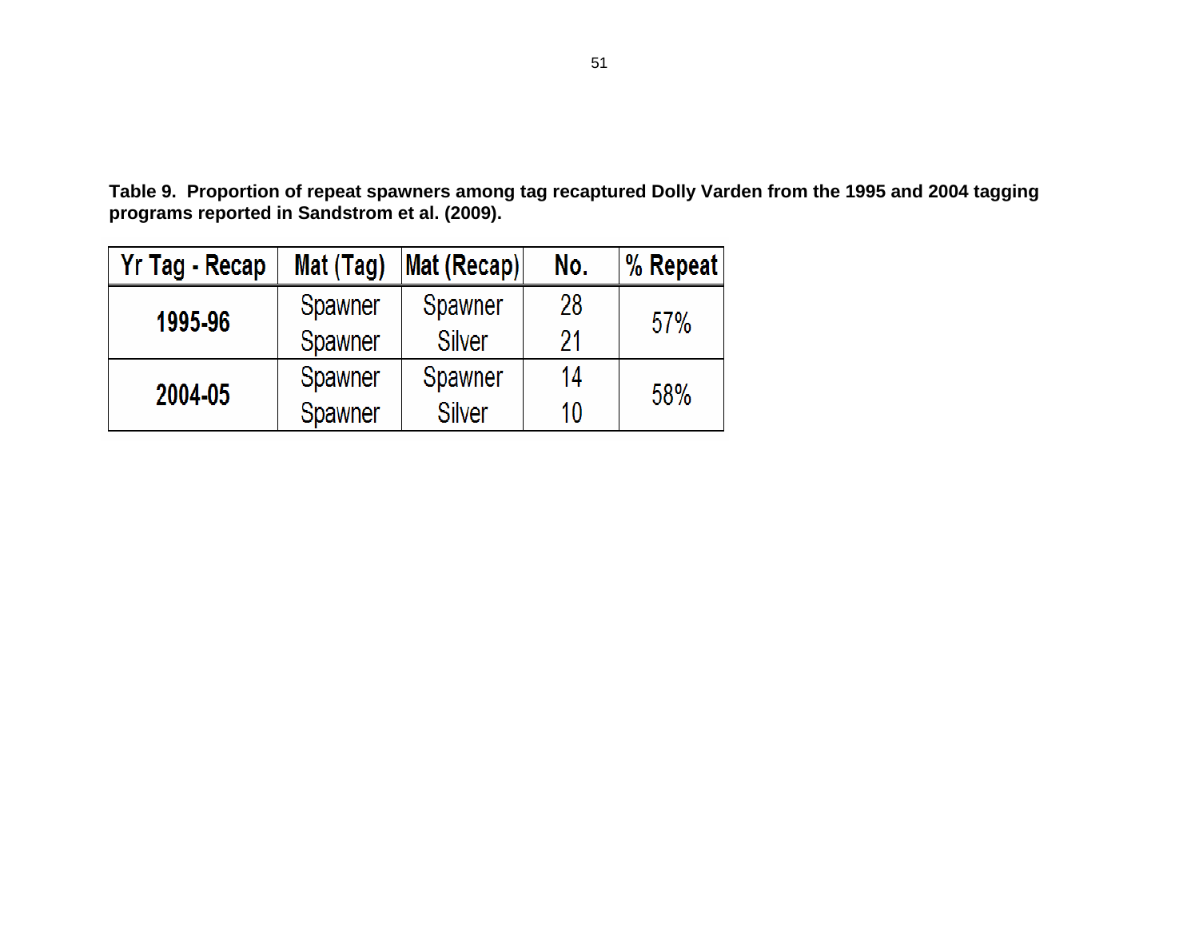**Table 9. Proportion of repeat spawners among tag recaptured Dolly Varden from the 1995 and 2004 tagging programs reported in Sandstrom et al. (2009).**

| Yr Tag - Recap | Mat (Tag) | Mat (Recap) | No. | % Repeat |
|---|---|---|---|---|
| 1995-96 | Spawner | Spawner | 28 | 57% |
| | Spawner | Silver | 21 | |
| 2004-05 | Spawner | Spawner | 14 | 58% |
| | Spawner | Silver | 10 | |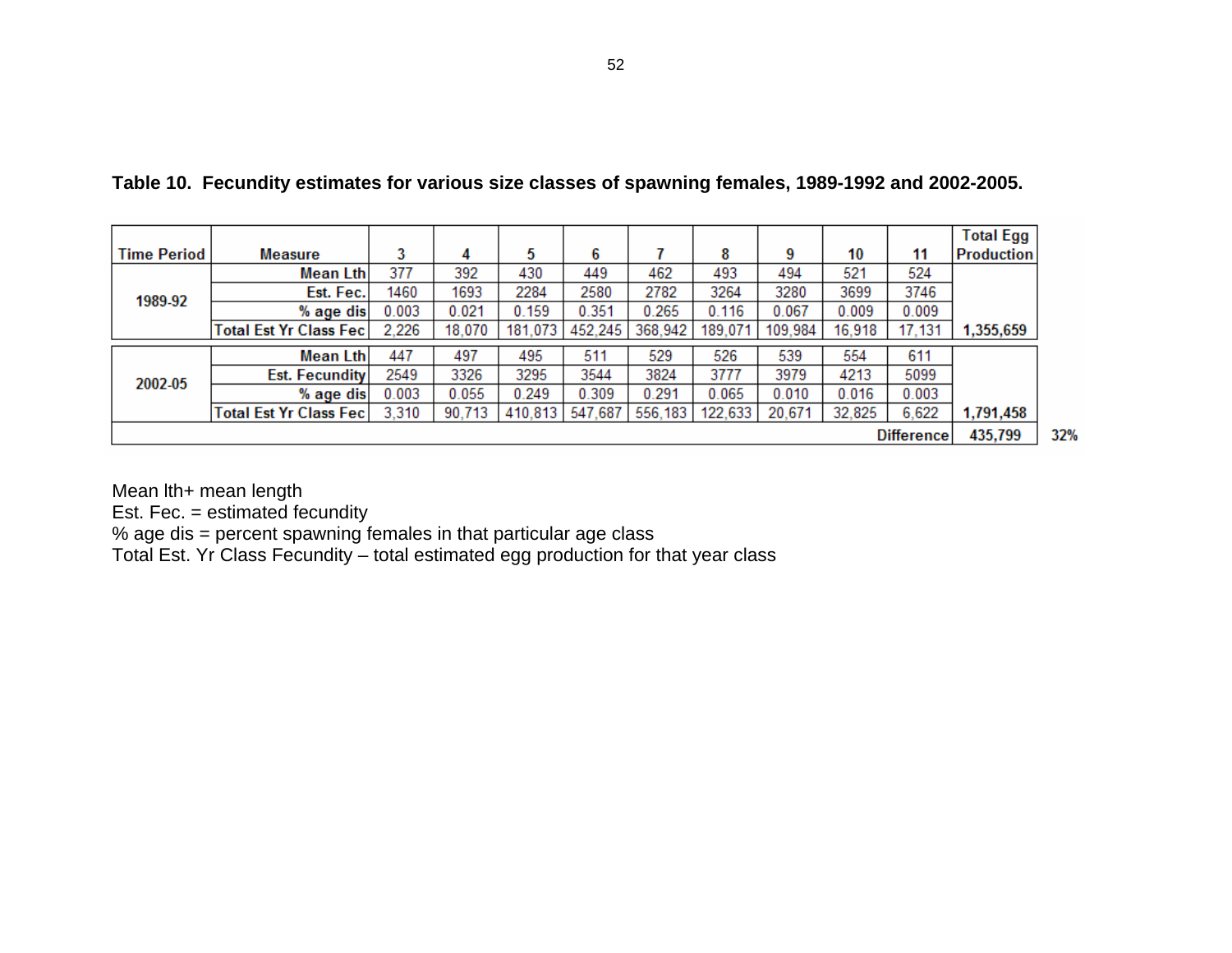**Table 10. Fecundity estimates for various size classes of spawning females, 1989-1992 and 2002-2005.**

| Time Period | Measure | 3 | 4 | 5 | 6 | 7 | 8 | 9 | 10 | 11 | Total Egg Production | |
|---|---|---|---|---|---|---|---|---|---|---|---|---|
| 1989-92 | Mean Lth | 377 | 392 | 430 | 449 | 462 | 493 | 494 | 521 | 524 | | |
| | Est. Fec. | 1460 | 1693 | 2284 | 2580 | 2782 | 3264 | 3280 | 3699 | 3746 | | |
| | % age dis | 0.003 | 0.021 | 0.159 | 0.351 | 0.265 | 0.116 | 0.067 | 0.009 | 0.009 | | |
| | Total Est Yr Class Fec | 2,226 | 18,070 | 181,073 | 452,245 | 368,942 | 189,071 | 109,984 | 16,918 | 17,131 | 1,355,659 | |
| 2002-05 | Mean Lth | 447 | 497 | 495 | 511 | 529 | 526 | 539 | 554 | 611 | | |
| | Est. Fecundity | 2549 | 3326 | 3295 | 3544 | 3824 | 3777 | 3979 | 4213 | 5099 | | |
| | % age dis | 0.003 | 0.055 | 0.249 | 0.309 | 0.291 | 0.065 | 0.010 | 0.016 | 0.003 | | |
| | Total Est Yr Class Fec | 3,310 | 90,713 | 410,813 | 547,687 | 556,183 | 122,633 | 20,671 | 32,825 | 6,622 | 1,791,458 | |
| | | | | | | | | | | Difference | 435,799 | 32% |

Mean lth+ mean length
Est. Fec. = estimated fecundity
% age dis = percent spawning females in that particular age class
Total Est. Yr Class Fecundity – total estimated egg production for that year class